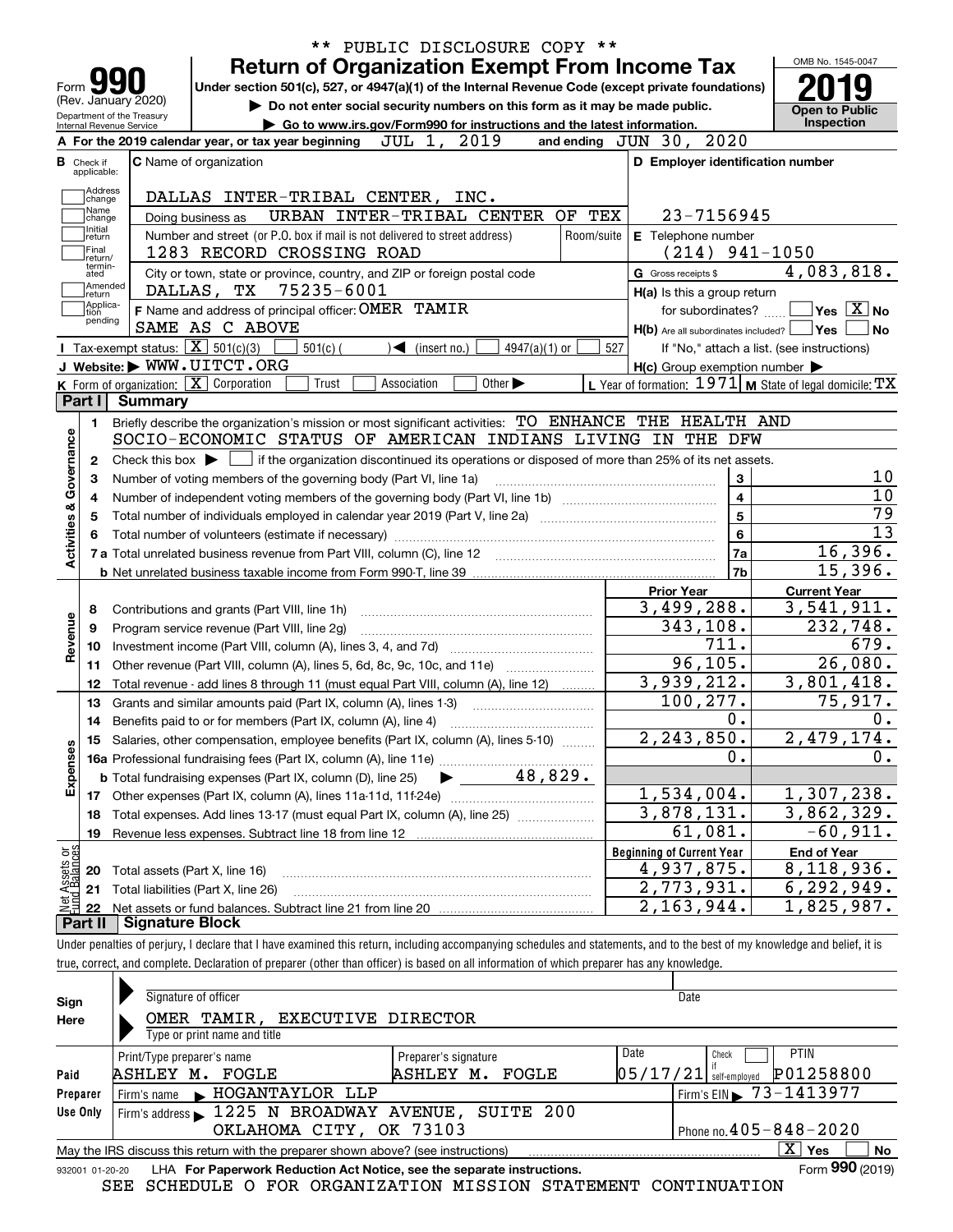\*\* PUBLIC DISCLOSURE COPY \*\*

# Form 990 — Return of Organization Exempt From Income Tax

Under section 501(c), 527, or 4947(a)(1) of the Internal Revenue Code (except private foundations)

▶ Do not enter social security numbers on this form as it may be made public.

▶ Go to www.irs.gov/Form990 for instructions and the latest information.

Form 990 (Rev. January 2020) — Department of the Treasury, Internal Revenue Service

OMB No. 1545-0047 — **2019** — Open to Public Inspection

**A** For the 2019 calendar year, or tax year beginning JUL 1, 2019 and ending JUN 30, 2020

**B** Check if applicable: Address change, Name change, Initial return, Final return/terminated, Amended return, Application pending

**C** Name of organization: DALLAS INTER-TRIBAL CENTER, INC.

Doing business as: URBAN INTER-TRIBAL CENTER OF TEX

Number and street (or P.O. box if mail is not delivered to street address): 1283 RECORD CROSSING ROAD — Room/suite:

City or town, state or province, country, and ZIP or foreign postal code: DALLAS, TX 75235-6001

**D** Employer identification number: 23-7156945

**E** Telephone number: (214) 941-1050

**G** Gross receipts $ 4,083,818.

**F** Name and address of principal officer: OMER TAMIR, SAME AS C ABOVE

**H(a)** Is this a group return for subordinates? ☐ Yes ☒ No

**H(b)** Are all subordinates included? ☐ Yes ☐ No — If "No," attach a list. (see instructions)

**H(c)** Group exemption number ▶

**I** Tax-exempt status: ☒ 501(c)(3) ☐ 501(c)( ) ◀ (insert no.) ☐ 4947(a)(1) or ☐ 527

**J** Website: ▶ WWW.UITCT.ORG

**K** Form of organization: ☒ Corporation ☐ Trust ☐ Association ☐ Other ▶

**L** Year of formation: 1971 **M** State of legal domicile: TX

## Part I Summary

**Activities & Governance**

1. Briefly describe the organization's mission or most significant activities: TO ENHANCE THE HEALTH AND SOCIO-ECONOMIC STATUS OF AMERICAN INDIANS LIVING IN THE DFW
2. Check this box ▶ ☐ if the organization discontinued its operations or disposed of more than 25% of its net assets.

| Line | Description | | Value |
|---|---|---|---|
| 3 | Number of voting members of the governing body (Part VI, line 1a) | 3 | 10 |
| 4 | Number of independent voting members of the governing body (Part VI, line 1b) | 4 | 10 |
| 5 | Total number of individuals employed in calendar year 2019 (Part V, line 2a) | 5 | 79 |
| 6 | Total number of volunteers (estimate if necessary) | 6 | 13 |
| 7a | Total unrelated business revenue from Part VIII, column (C), line 12 | 7a | 16,396. |
| 7b | Net unrelated business taxable income from Form 990-T, line 39 | 7b | 15,396. |

| Line | Description | Prior Year | Current Year |
|---|---|---|---|
| **Revenue** | | | |
| 8 | Contributions and grants (Part VIII, line 1h) | 3,499,288. | 3,541,911. |
| 9 | Program service revenue (Part VIII, line 2g) | 343,108. | 232,748. |
| 10 | Investment income (Part VIII, column (A), lines 3, 4, and 7d) | 711. | 679. |
| 11 | Other revenue (Part VIII, column (A), lines 5, 6d, 8c, 9c, 10c, and 11e) | 96,105. | 26,080. |
| 12 | Total revenue - add lines 8 through 11 (must equal Part VIII, column (A), line 12) | 3,939,212. | 3,801,418. |
| **Expenses** | | | |
| 13 | Grants and similar amounts paid (Part IX, column (A), lines 1-3) | 100,277. | 75,917. |
| 14 | Benefits paid to or for members (Part IX, column (A), line 4) | 0. | 0. |
| 15 | Salaries, other compensation, employee benefits (Part IX, column (A), lines 5-10) | 2,243,850. | 2,479,174. |
| 16a | Professional fundraising fees (Part IX, column (A), line 11e) | 0. | 0. |
| b | Total fundraising expenses (Part IX, column (D), line 25) ▶ 48,829. | | |
| 17 | Other expenses (Part IX, column (A), lines 11a-11d, 11f-24e) | 1,534,004. | 1,307,238. |
| 18 | Total expenses. Add lines 13-17 (must equal Part IX, column (A), line 25) | 3,878,131. | 3,862,329. |
| 19 | Revenue less expenses. Subtract line 18 from line 12 | 61,081. | -60,911. |

| Line | Net Assets or Fund Balances | Beginning of Current Year | End of Year |
|---|---|---|---|
| 20 | Total assets (Part X, line 16) | 4,937,875. | 8,118,936. |
| 21 | Total liabilities (Part X, line 26) | 2,773,931. | 6,292,949. |
| 22 | Net assets or fund balances. Subtract line 21 from line 20 | 2,163,944. | 1,825,987. |

## Part II Signature Block

Under penalties of perjury, I declare that I have examined this return, including accompanying schedules and statements, and to the best of my knowledge and belief, it is true, correct, and complete. Declaration of preparer (other than officer) is based on all information of which preparer has any knowledge.

**Sign Here**

Signature of officer — Date

OMER TAMIR, EXECUTIVE DIRECTOR

Type or print name and title

**Paid Preparer Use Only**

| Print/Type preparer's name | Preparer's signature | Date | Check ☐ if self-employed | PTIN |
|---|---|---|---|---|
| ASHLEY M. FOGLE | ASHLEY M. FOGLE | 05/17/21 | | P01258800 |

Firm's name ▶ HOGANTAYLOR LLP — Firm's EIN ▶ 73-1413977

Firm's address ▶ 1225 N BROADWAY AVENUE, SUITE 200, OKLAHOMA CITY, OK 73103 — Phone no. 405-848-2020

May the IRS discuss this return with the preparer shown above? (see instructions) ☒ Yes ☐ No

932001 01-20-20 LHA For Paperwork Reduction Act Notice, see the separate instructions. Form **990** (2019)

SEE SCHEDULE O FOR ORGANIZATION MISSION STATEMENT CONTINUATION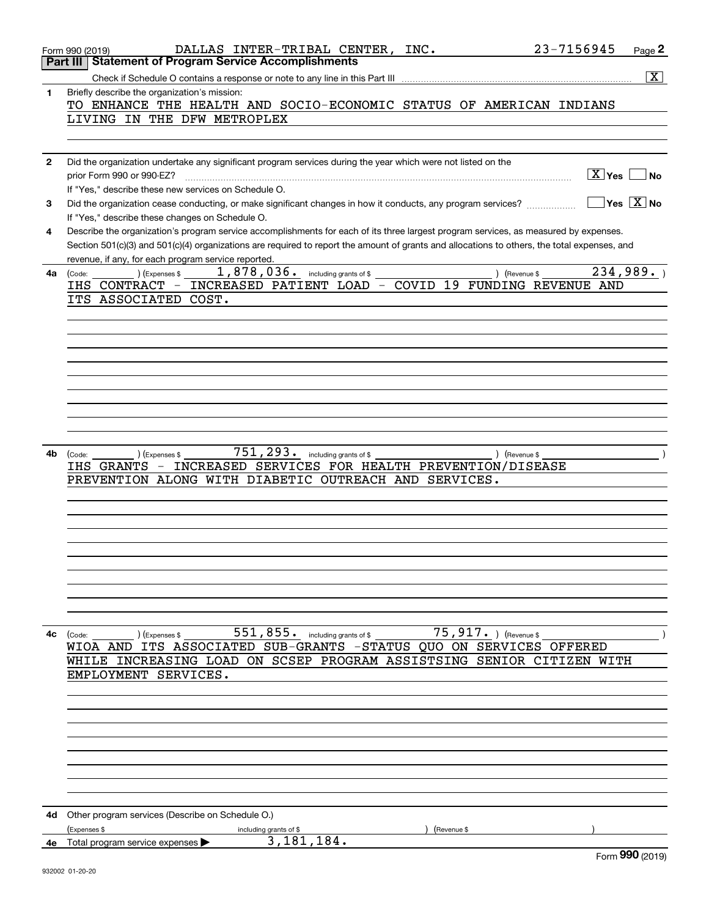Form 990 (2019) DALLAS INTER-TRIBAL CENTER, INC. 23-7156945 Page 2

## Part III Statement of Program Service Accomplishments

Check if Schedule O contains a response or note to any line in this Part III [X]

**1** Briefly describe the organization's mission:

TO ENHANCE THE HEALTH AND SOCIO-ECONOMIC STATUS OF AMERICAN INDIANS LIVING IN THE DFW METROPLEX

**2** Did the organization undertake any significant program services during the year which were not listed on the prior Form 990 or 990-EZ? [X] Yes [ ] No

If "Yes," describe these new services on Schedule O.

**3** Did the organization cease conducting, or make significant changes in how it conducts, any program services? [ ] Yes [X] No

If "Yes," describe these changes on Schedule O.

**4** Describe the organization's program service accomplishments for each of its three largest program services, as measured by expenses. Section 501(c)(3) and 501(c)(4) organizations are required to report the amount of grants and allocations to others, the total expenses, and revenue, if any, for each program service reported.

**4a** (Code: ) (Expenses $ 1,878,036. including grants of $ ) (Revenue $ 234,989. )

IHS CONTRACT - INCREASED PATIENT LOAD - COVID 19 FUNDING REVENUE AND ITS ASSOCIATED COST.

**4b** (Code: ) (Expenses $ 751,293. including grants of $ ) (Revenue $ )

IHS GRANTS - INCREASED SERVICES FOR HEALTH PREVENTION/DISEASE PREVENTION ALONG WITH DIABETIC OUTREACH AND SERVICES.

**4c** (Code: ) (Expenses $ 551,855. including grants of $ 75,917. ) (Revenue $ )

WIOA AND ITS ASSOCIATED SUB-GRANTS -STATUS QUO ON SERVICES OFFERED WHILE INCREASING LOAD ON SCSEP PROGRAM ASSISTSING SENIOR CITIZEN WITH EMPLOYMENT SERVICES.

**4d** Other program services (Describe on Schedule O.)

(Expenses $ including grants of $ ) (Revenue $ )

**4e** Total program service expenses ▶ 3,181,184.

Form 990 (2019)

932002 01-20-20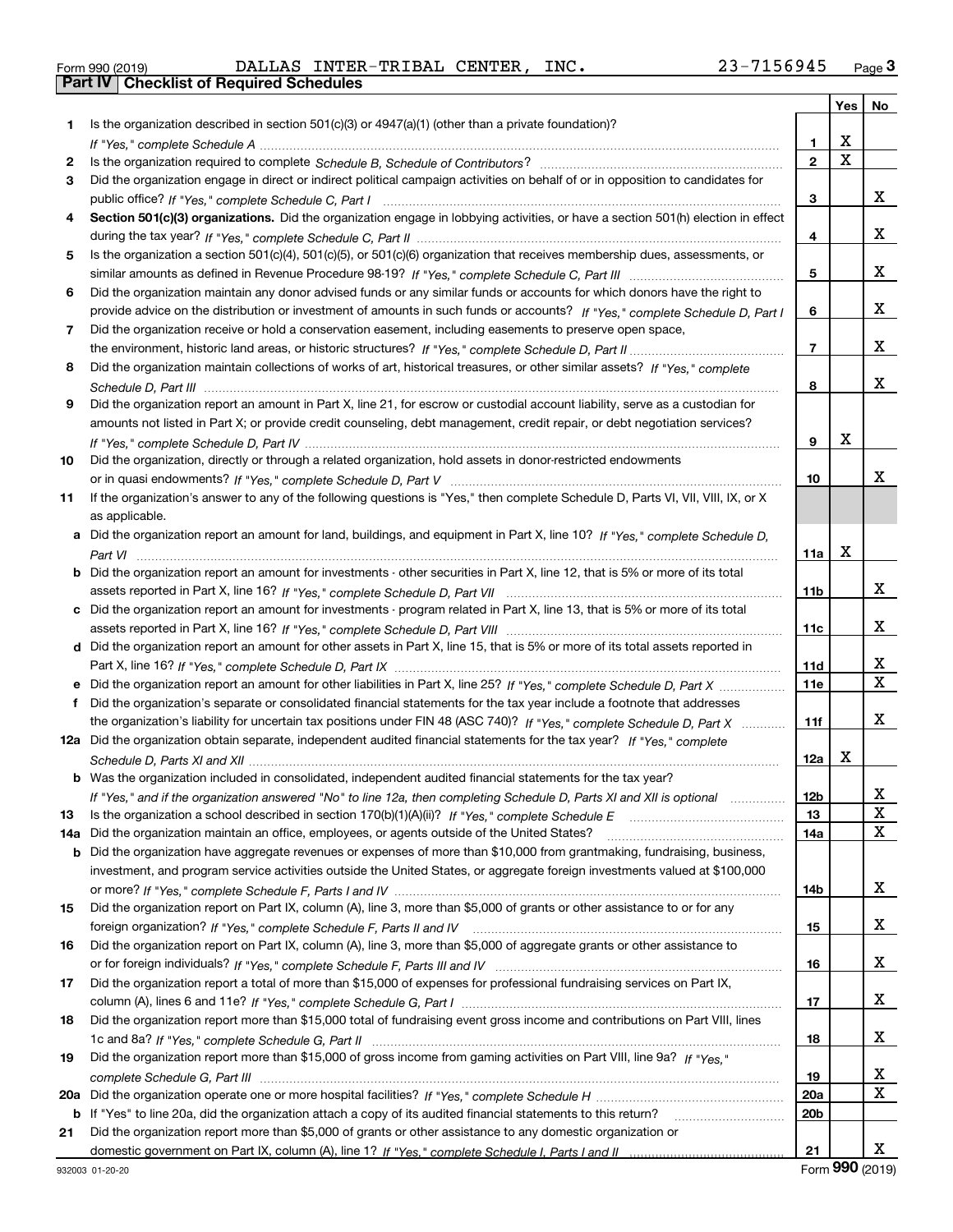Form 990 (2019) DALLAS INTER-TRIBAL CENTER, INC. 23-7156945 Page 3

**Part IV Checklist of Required Schedules**

| | | | Yes | No |
|---|---|---|---|---|
| 1 | Is the organization described in section 501(c)(3) or 4947(a)(1) (other than a private foundation)? *If "Yes," complete Schedule A* | 1 | X | |
| 2 | Is the organization required to complete *Schedule B, Schedule of Contributors*? | 2 | X | |
| 3 | Did the organization engage in direct or indirect political campaign activities on behalf of or in opposition to candidates for public office? *If "Yes," complete Schedule C, Part I* | 3 | | X |
| 4 | **Section 501(c)(3) organizations.** Did the organization engage in lobbying activities, or have a section 501(h) election in effect during the tax year? *If "Yes," complete Schedule C, Part II* | 4 | | X |
| 5 | Is the organization a section 501(c)(4), 501(c)(5), or 501(c)(6) organization that receives membership dues, assessments, or similar amounts as defined in Revenue Procedure 98-19? *If "Yes," complete Schedule C, Part III* | 5 | | X |
| 6 | Did the organization maintain any donor advised funds or any similar funds or accounts for which donors have the right to provide advice on the distribution or investment of amounts in such funds or accounts? *If "Yes," complete Schedule D, Part I* | 6 | | X |
| 7 | Did the organization receive or hold a conservation easement, including easements to preserve open space, the environment, historic land areas, or historic structures? *If "Yes," complete Schedule D, Part II* | 7 | | X |
| 8 | Did the organization maintain collections of works of art, historical treasures, or other similar assets? *If "Yes," complete Schedule D, Part III* | 8 | | X |
| 9 | Did the organization report an amount in Part X, line 21, for escrow or custodial account liability, serve as a custodian for amounts not listed in Part X; or provide credit counseling, debt management, credit repair, or debt negotiation services? *If "Yes," complete Schedule D, Part IV* | 9 | X | |
| 10 | Did the organization, directly or through a related organization, hold assets in donor-restricted endowments or in quasi endowments? *If "Yes," complete Schedule D, Part V* | 10 | | X |
| 11 | If the organization's answer to any of the following questions is "Yes," then complete Schedule D, Parts VI, VII, VIII, IX, or X as applicable. | | | |
| a | Did the organization report an amount for land, buildings, and equipment in Part X, line 10? *If "Yes," complete Schedule D, Part VI* | 11a | X | |
| b | Did the organization report an amount for investments - other securities in Part X, line 12, that is 5% or more of its total assets reported in Part X, line 16? *If "Yes," complete Schedule D, Part VII* | 11b | | X |
| c | Did the organization report an amount for investments - program related in Part X, line 13, that is 5% or more of its total assets reported in Part X, line 16? *If "Yes," complete Schedule D, Part VIII* | 11c | | X |
| d | Did the organization report an amount for other assets in Part X, line 15, that is 5% or more of its total assets reported in Part X, line 16? *If "Yes," complete Schedule D, Part IX* | 11d | | X |
| e | Did the organization report an amount for other liabilities in Part X, line 25? *If "Yes," complete Schedule D, Part X* | 11e | | X |
| f | Did the organization's separate or consolidated financial statements for the tax year include a footnote that addresses the organization's liability for uncertain tax positions under FIN 48 (ASC 740)? *If "Yes," complete Schedule D, Part X* | 11f | | X |
| 12a | Did the organization obtain separate, independent audited financial statements for the tax year? *If "Yes," complete Schedule D, Parts XI and XII* | 12a | X | |
| b | Was the organization included in consolidated, independent audited financial statements for the tax year? *If "Yes," and if the organization answered "No" to line 12a, then completing Schedule D, Parts XI and XII is optional* | 12b | | X |
| 13 | Is the organization a school described in section 170(b)(1)(A)(ii)? *If "Yes," complete Schedule E* | 13 | | X |
| 14a | Did the organization maintain an office, employees, or agents outside of the United States? | 14a | | X |
| b | Did the organization have aggregate revenues or expenses of more than $10,000 from grantmaking, fundraising, business, investment, and program service activities outside the United States, or aggregate foreign investments valued at $100,000 or more? *If "Yes," complete Schedule F, Parts I and IV* | 14b | | X |
| 15 | Did the organization report on Part IX, column (A), line 3, more than $5,000 of grants or other assistance to or for any foreign organization? *If "Yes," complete Schedule F, Parts II and IV* | 15 | | X |
| 16 | Did the organization report on Part IX, column (A), line 3, more than $5,000 of aggregate grants or other assistance to or for foreign individuals? *If "Yes," complete Schedule F, Parts III and IV* | 16 | | X |
| 17 | Did the organization report a total of more than $15,000 of expenses for professional fundraising services on Part IX, column (A), lines 6 and 11e? *If "Yes," complete Schedule G, Part I* | 17 | | X |
| 18 | Did the organization report more than $15,000 total of fundraising event gross income and contributions on Part VIII, lines 1c and 8a? *If "Yes," complete Schedule G, Part II* | 18 | | X |
| 19 | Did the organization report more than $15,000 of gross income from gaming activities on Part VIII, line 9a? *If "Yes," complete Schedule G, Part III* | 19 | | X |
| 20a | Did the organization operate one or more hospital facilities? *If "Yes," complete Schedule H* | 20a | | X |
| b | If "Yes" to line 20a, did the organization attach a copy of its audited financial statements to this return? | 20b | | |
| 21 | Did the organization report more than $5,000 of grants or other assistance to any domestic organization or domestic government on Part IX, column (A), line 1? *If "Yes," complete Schedule I, Parts I and II* | 21 | | X |

932003 01-20-20 Form **990** (2019)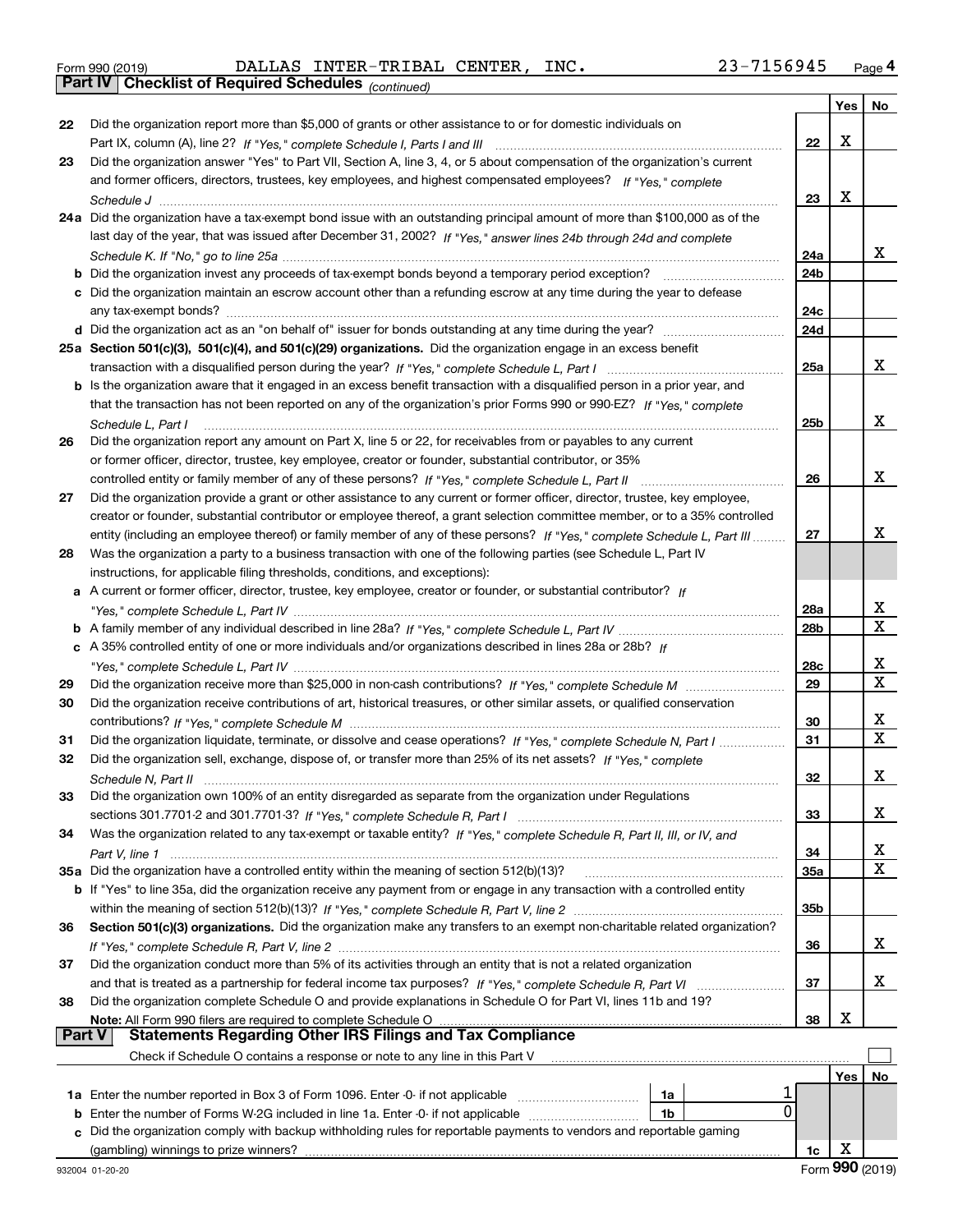Form 990 (2019) DALLAS INTER-TRIBAL CENTER, INC. 23-7156945 Page 4

**Part IV Checklist of Required Schedules** *(continued)*

| | | | Yes | No |
|---|---|---|---|---|
| 22 | Did the organization report more than $5,000 of grants or other assistance to or for domestic individuals on Part IX, column (A), line 2? *If "Yes," complete Schedule I, Parts I and III* | 22 | X | |
| 23 | Did the organization answer "Yes" to Part VII, Section A, line 3, 4, or 5 about compensation of the organization's current and former officers, directors, trustees, key employees, and highest compensated employees? *If "Yes," complete Schedule J* | 23 | X | |
| 24a | Did the organization have a tax-exempt bond issue with an outstanding principal amount of more than $100,000 as of the last day of the year, that was issued after December 31, 2002? *If "Yes," answer lines 24b through 24d and complete Schedule K. If "No," go to line 25a* | 24a | | X |
| b | Did the organization invest any proceeds of tax-exempt bonds beyond a temporary period exception? | 24b | | |
| c | Did the organization maintain an escrow account other than a refunding escrow at any time during the year to defease any tax-exempt bonds? | 24c | | |
| d | Did the organization act as an "on behalf of" issuer for bonds outstanding at any time during the year? | 24d | | |
| 25a | **Section 501(c)(3), 501(c)(4), and 501(c)(29) organizations.** Did the organization engage in an excess benefit transaction with a disqualified person during the year? *If "Yes," complete Schedule L, Part I* | 25a | | X |
| b | Is the organization aware that it engaged in an excess benefit transaction with a disqualified person in a prior year, and that the transaction has not been reported on any of the organization's prior Forms 990 or 990-EZ? *If "Yes," complete Schedule L, Part I* | 25b | | X |
| 26 | Did the organization report any amount on Part X, line 5 or 22, for receivables from or payables to any current or former officer, director, trustee, key employee, creator or founder, substantial contributor, or 35% controlled entity or family member of any of these persons? *If "Yes," complete Schedule L, Part II* | 26 | | X |
| 27 | Did the organization provide a grant or other assistance to any current or former officer, director, trustee, key employee, creator or founder, substantial contributor or employee thereof, a grant selection committee member, or to a 35% controlled entity (including an employee thereof) or family member of any of these persons? *If "Yes," complete Schedule L, Part III* | 27 | | X |
| 28 | Was the organization a party to a business transaction with one of the following parties (see Schedule L, Part IV instructions, for applicable filing thresholds, conditions, and exceptions): | | | |
| a | A current or former officer, director, trustee, key employee, creator or founder, or substantial contributor? *If "Yes," complete Schedule L, Part IV* | 28a | | X |
| b | A family member of any individual described in line 28a? *If "Yes," complete Schedule L, Part IV* | 28b | | X |
| c | A 35% controlled entity of one or more individuals and/or organizations described in lines 28a or 28b? *If "Yes," complete Schedule L, Part IV* | 28c | | X |
| 29 | Did the organization receive more than $25,000 in non-cash contributions? *If "Yes," complete Schedule M* | 29 | | X |
| 30 | Did the organization receive contributions of art, historical treasures, or other similar assets, or qualified conservation contributions? *If "Yes," complete Schedule M* | 30 | | X |
| 31 | Did the organization liquidate, terminate, or dissolve and cease operations? *If "Yes," complete Schedule N, Part I* | 31 | | X |
| 32 | Did the organization sell, exchange, dispose of, or transfer more than 25% of its net assets? *If "Yes," complete Schedule N, Part II* | 32 | | X |
| 33 | Did the organization own 100% of an entity disregarded as separate from the organization under Regulations sections 301.7701-2 and 301.7701-3? *If "Yes," complete Schedule R, Part I* | 33 | | X |
| 34 | Was the organization related to any tax-exempt or taxable entity? *If "Yes," complete Schedule R, Part II, III, or IV, and Part V, line 1* | 34 | | X |
| 35a | Did the organization have a controlled entity within the meaning of section 512(b)(13)? | 35a | | X |
| b | If "Yes" to line 35a, did the organization receive any payment from or engage in any transaction with a controlled entity within the meaning of section 512(b)(13)? *If "Yes," complete Schedule R, Part V, line 2* | 35b | | |
| 36 | **Section 501(c)(3) organizations.** Did the organization make any transfers to an exempt non-charitable related organization? *If "Yes," complete Schedule R, Part V, line 2* | 36 | | X |
| 37 | Did the organization conduct more than 5% of its activities through an entity that is not a related organization and that is treated as a partnership for federal income tax purposes? *If "Yes," complete Schedule R, Part VI* | 37 | | X |
| 38 | Did the organization complete Schedule O and provide explanations in Schedule O for Part VI, lines 11b and 19? **Note:** All Form 990 filers are required to complete Schedule O | 38 | X | |

**Part V Statements Regarding Other IRS Filings and Tax Compliance**

Check if Schedule O contains a response or note to any line in this Part V ☐

| | | | | | Yes | No |
|---|---|---|---|---|---|---|
| 1a | Enter the number reported in Box 3 of Form 1096. Enter -0- if not applicable | 1a | 1 | | | |
| b | Enter the number of Forms W-2G included in line 1a. Enter -0- if not applicable | 1b | 0 | | | |
| c | Did the organization comply with backup withholding rules for reportable payments to vendors and reportable gaming (gambling) winnings to prize winners? | | | 1c | X | |

932004 01-20-20 Form **990** (2019)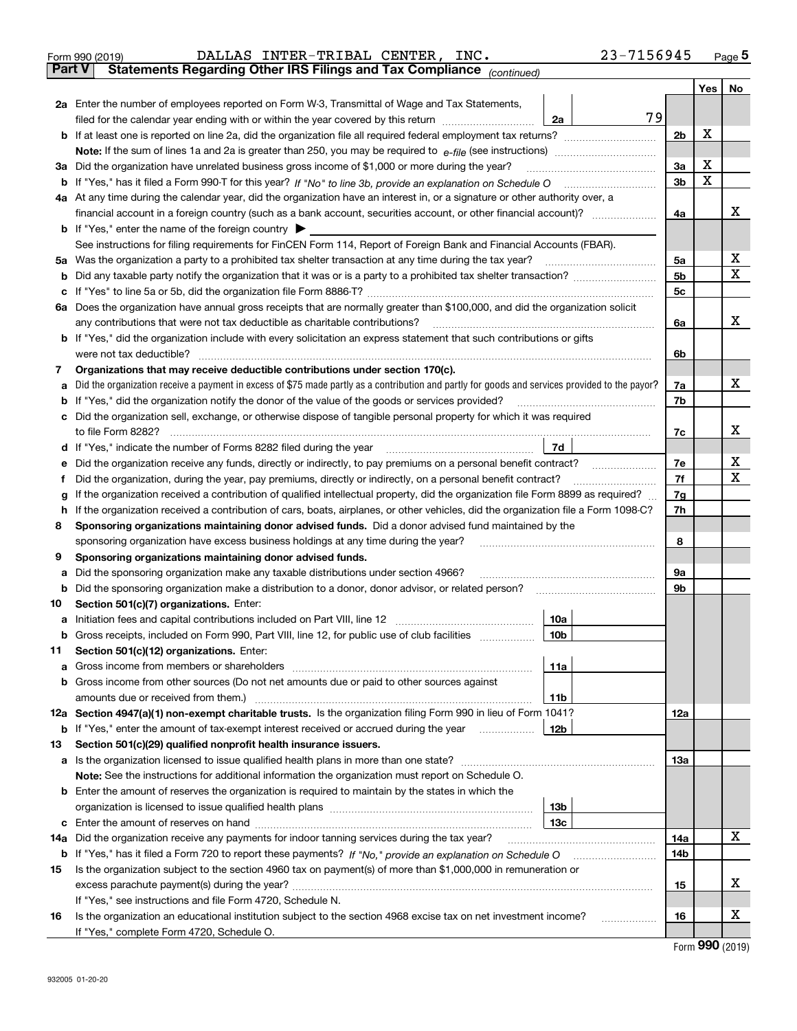Form 990 (2019) DALLAS INTER-TRIBAL CENTER, INC. 23-7156945 Page 5

## Part V Statements Regarding Other IRS Filings and Tax Compliance *(continued)*

| | | | | Yes | No |
|---|---|---|---|---|---|
| **2a** | Enter the number of employees reported on Form W-3, Transmittal of Wage and Tax Statements, filed for the calendar year ending with or within the year covered by this return | 2a | 79 | | |
| **b** | If at least one is reported on line 2a, did the organization file all required federal employment tax returns? | 2b | | X | |
| | **Note:** If the sum of lines 1a and 2a is greater than 250, you may be required to *e-file* (see instructions) | | | | |
| **3a** | Did the organization have unrelated business gross income of $1,000 or more during the year? | 3a | | X | |
| **b** | If "Yes," has it filed a Form 990-T for this year? *If "No" to line 3b, provide an explanation on Schedule O* | 3b | | X | |
| **4a** | At any time during the calendar year, did the organization have an interest in, or a signature or other authority over, a financial account in a foreign country (such as a bank account, securities account, or other financial account)? | 4a | | | X |
| **b** | If "Yes," enter the name of the foreign country ▶ | | | | |
| | See instructions for filing requirements for FinCEN Form 114, Report of Foreign Bank and Financial Accounts (FBAR). | | | | |
| **5a** | Was the organization a party to a prohibited tax shelter transaction at any time during the tax year? | 5a | | | X |
| **b** | Did any taxable party notify the organization that it was or is a party to a prohibited tax shelter transaction? | 5b | | | X |
| **c** | If "Yes" to line 5a or 5b, did the organization file Form 8886-T? | 5c | | | |
| **6a** | Does the organization have annual gross receipts that are normally greater than $100,000, and did the organization solicit any contributions that were not tax deductible as charitable contributions? | 6a | | | X |
| **b** | If "Yes," did the organization include with every solicitation an express statement that such contributions or gifts were not tax deductible? | 6b | | | |
| **7** | **Organizations that may receive deductible contributions under section 170(c).** | | | | |
| **a** | Did the organization receive a payment in excess of $75 made partly as a contribution and partly for goods and services provided to the payor? | 7a | | | X |
| **b** | If "Yes," did the organization notify the donor of the value of the goods or services provided? | 7b | | | |
| **c** | Did the organization sell, exchange, or otherwise dispose of tangible personal property for which it was required to file Form 8282? | 7c | | | X |
| **d** | If "Yes," indicate the number of Forms 8282 filed during the year | 7d | | | |
| **e** | Did the organization receive any funds, directly or indirectly, to pay premiums on a personal benefit contract? | 7e | | | X |
| **f** | Did the organization, during the year, pay premiums, directly or indirectly, on a personal benefit contract? | 7f | | | X |
| **g** | If the organization received a contribution of qualified intellectual property, did the organization file Form 8899 as required? | 7g | | | |
| **h** | If the organization received a contribution of cars, boats, airplanes, or other vehicles, did the organization file a Form 1098-C? | 7h | | | |
| **8** | **Sponsoring organizations maintaining donor advised funds.** Did a donor advised fund maintained by the sponsoring organization have excess business holdings at any time during the year? | 8 | | | |
| **9** | **Sponsoring organizations maintaining donor advised funds.** | | | | |
| **a** | Did the sponsoring organization make any taxable distributions under section 4966? | 9a | | | |
| **b** | Did the sponsoring organization make a distribution to a donor, donor advisor, or related person? | 9b | | | |
| **10** | **Section 501(c)(7) organizations.** Enter: | | | | |
| **a** | Initiation fees and capital contributions included on Part VIII, line 12 | 10a | | | |
| **b** | Gross receipts, included on Form 990, Part VIII, line 12, for public use of club facilities | 10b | | | |
| **11** | **Section 501(c)(12) organizations.** Enter: | | | | |
| **a** | Gross income from members or shareholders | 11a | | | |
| **b** | Gross income from other sources (Do not net amounts due or paid to other sources against amounts due or received from them.) | 11b | | | |
| **12a** | **Section 4947(a)(1) non-exempt charitable trusts.** Is the organization filing Form 990 in lieu of Form 1041? | 12a | | | |
| **b** | If "Yes," enter the amount of tax-exempt interest received or accrued during the year | 12b | | | |
| **13** | **Section 501(c)(29) qualified nonprofit health insurance issuers.** | | | | |
| **a** | Is the organization licensed to issue qualified health plans in more than one state? | 13a | | | |
| | **Note:** See the instructions for additional information the organization must report on Schedule O. | | | | |
| **b** | Enter the amount of reserves the organization is required to maintain by the states in which the organization is licensed to issue qualified health plans | 13b | | | |
| **c** | Enter the amount of reserves on hand | 13c | | | |
| **14a** | Did the organization receive any payments for indoor tanning services during the tax year? | 14a | | | X |
| **b** | If "Yes," has it filed a Form 720 to report these payments? *If "No," provide an explanation on Schedule O* | 14b | | | |
| **15** | Is the organization subject to the section 4960 tax on payment(s) of more than $1,000,000 in remuneration or excess parachute payment(s) during the year? | 15 | | | X |
| | If "Yes," see instructions and file Form 4720, Schedule N. | | | | |
| **16** | Is the organization an educational institution subject to the section 4968 excise tax on net investment income? | 16 | | | X |
| | If "Yes," complete Form 4720, Schedule O. | | | | |

Form **990** (2019)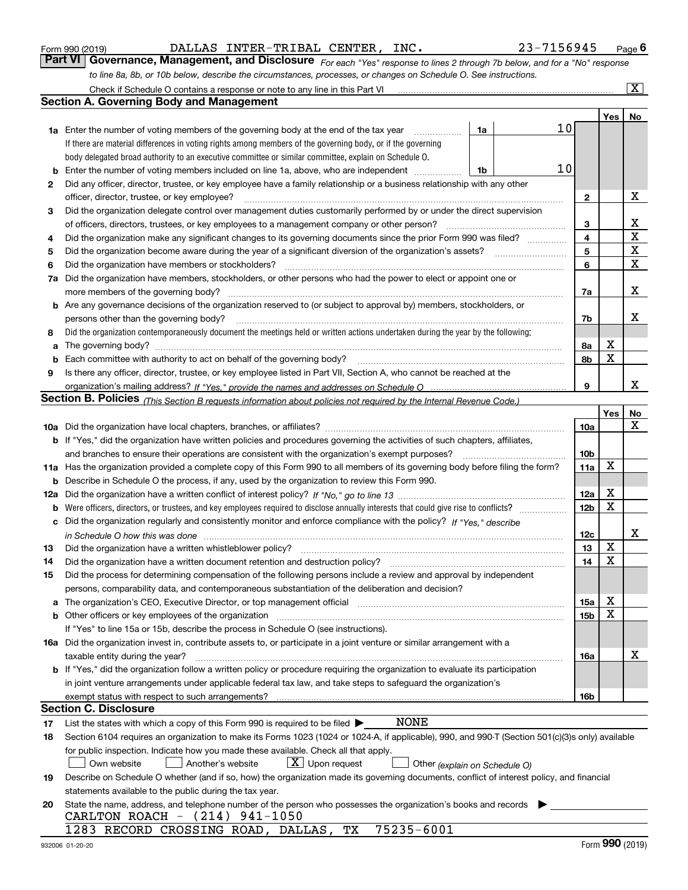Form 990 (2019) DALLAS INTER-TRIBAL CENTER, INC. 23-7156945 Page 6

## Part VI Governance, Management, and Disclosure

*For each "Yes" response to lines 2 through 7b below, and for a "No" response to line 8a, 8b, or 10b below, describe the circumstances, processes, or changes on Schedule O. See instructions.*

Check if Schedule O contains a response or note to any line in this Part VI ..... [X]

### Section A. Governing Body and Management

| | | | | Yes | No |
|---|---|---|---|---|---|
| **1a** | Enter the number of voting members of the governing body at the end of the tax year ..... **1a** 10 | | | | |
| | If there are material differences in voting rights among members of the governing body, or if the governing body delegated broad authority to an executive committee or similar committee, explain on Schedule O. | | | | |
| **b** | Enter the number of voting members included on line 1a, above, who are independent ..... **1b** 10 | | | | |
| **2** | Did any officer, director, trustee, or key employee have a family relationship or a business relationship with any other officer, director, trustee, or key employee? | | **2** | | X |
| **3** | Did the organization delegate control over management duties customarily performed by or under the direct supervision of officers, directors, trustees, or key employees to a management company or other person? | | **3** | | X |
| **4** | Did the organization make any significant changes to its governing documents since the prior Form 990 was filed? | | **4** | | X |
| **5** | Did the organization become aware during the year of a significant diversion of the organization's assets? | | **5** | | X |
| **6** | Did the organization have members or stockholders? | | **6** | | X |
| **7a** | Did the organization have members, stockholders, or other persons who had the power to elect or appoint one or more members of the governing body? | | **7a** | | X |
| **b** | Are any governance decisions of the organization reserved to (or subject to approval by) members, stockholders, or persons other than the governing body? | | **7b** | | X |
| **8** | Did the organization contemporaneously document the meetings held or written actions undertaken during the year by the following: | | | | |
| **a** | The governing body? | | **8a** | X | |
| **b** | Each committee with authority to act on behalf of the governing body? | | **8b** | X | |
| **9** | Is there any officer, director, trustee, or key employee listed in Part VII, Section A, who cannot be reached at the organization's mailing address? *If "Yes," provide the names and addresses on Schedule O* | | **9** | | X |

### Section B. Policies *(This Section B requests information about policies not required by the Internal Revenue Code.)*

| | | | Yes | No |
|---|---|---|---|---|
| **10a** | Did the organization have local chapters, branches, or affiliates? | **10a** | | X |
| **b** | If "Yes," did the organization have written policies and procedures governing the activities of such chapters, affiliates, and branches to ensure their operations are consistent with the organization's exempt purposes? | **10b** | | |
| **11a** | Has the organization provided a complete copy of this Form 990 to all members of its governing body before filing the form? | **11a** | X | |
| **b** | Describe in Schedule O the process, if any, used by the organization to review this Form 990. | | | |
| **12a** | Did the organization have a written conflict of interest policy? *If "No," go to line 13* | **12a** | X | |
| **b** | Were officers, directors, or trustees, and key employees required to disclose annually interests that could give rise to conflicts? | **12b** | X | |
| **c** | Did the organization regularly and consistently monitor and enforce compliance with the policy? *If "Yes," describe in Schedule O how this was done* | **12c** | | X |
| **13** | Did the organization have a written whistleblower policy? | **13** | X | |
| **14** | Did the organization have a written document retention and destruction policy? | **14** | X | |
| **15** | Did the process for determining compensation of the following persons include a review and approval by independent persons, comparability data, and contemporaneous substantiation of the deliberation and decision? | | | |
| **a** | The organization's CEO, Executive Director, or top management official | **15a** | X | |
| **b** | Other officers or key employees of the organization | **15b** | X | |
| | If "Yes" to line 15a or 15b, describe the process in Schedule O (see instructions). | | | |
| **16a** | Did the organization invest in, contribute assets to, or participate in a joint venture or similar arrangement with a taxable entity during the year? | **16a** | | X |
| **b** | If "Yes," did the organization follow a written policy or procedure requiring the organization to evaluate its participation in joint venture arrangements under applicable federal tax law, and take steps to safeguard the organization's exempt status with respect to such arrangements? | **16b** | | |

### Section C. Disclosure

**17** List the states with which a copy of this Form 990 is required to be filed ▶ NONE

**18** Section 6104 requires an organization to make its Forms 1023 (1024 or 1024-A, if applicable), 990, and 990-T (Section 501(c)(3)s only) available for public inspection. Indicate how you made these available. Check all that apply.

[ ] Own website [ ] Another's website [X] Upon request [ ] Other *(explain on Schedule O)*

**19** Describe on Schedule O whether (and if so, how) the organization made its governing documents, conflict of interest policy, and financial statements available to the public during the tax year.

**20** State the name, address, and telephone number of the person who possesses the organization's books and records ▶

CARLTON ROACH - (214) 941-1050
1283 RECORD CROSSING ROAD, DALLAS, TX 75235-6001

932006 01-20-20 Form **990** (2019)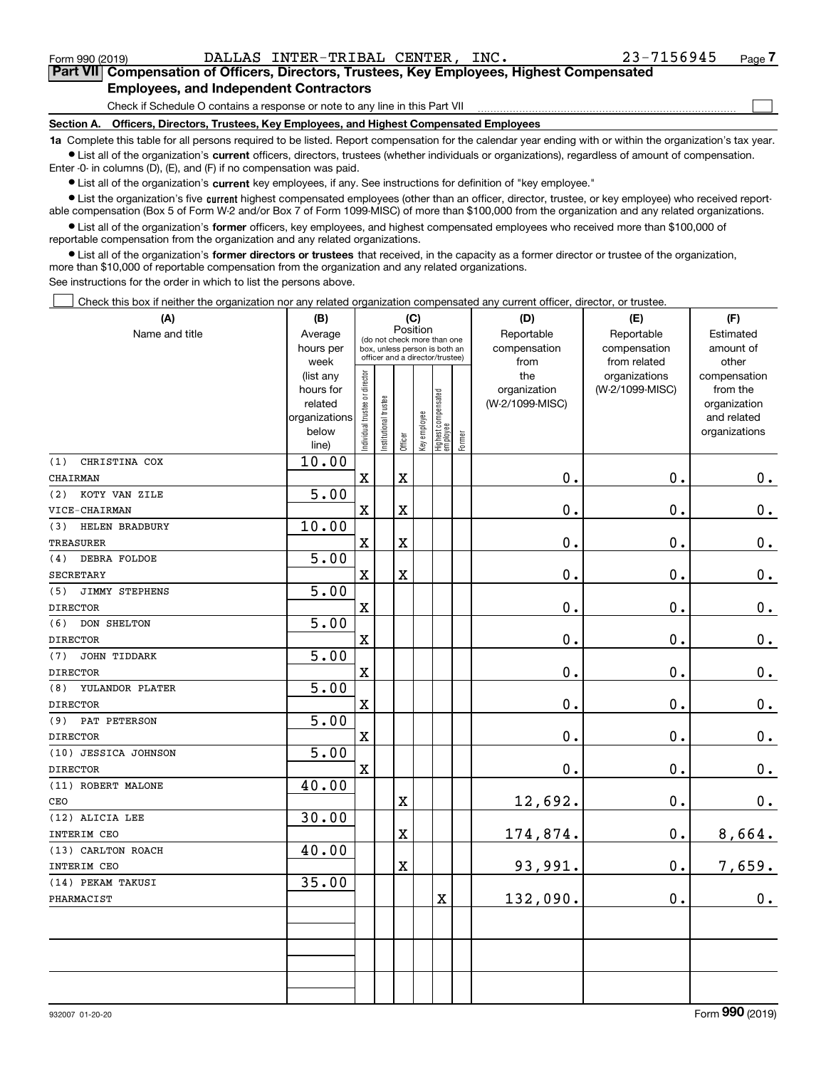Form 990 (2019) DALLAS INTER-TRIBAL CENTER, INC. 23-7156945 Page 7

**Part VII Compensation of Officers, Directors, Trustees, Key Employees, Highest Compensated Employees, and Independent Contractors**

Check if Schedule O contains a response or note to any line in this Part VII ☐

**Section A. Officers, Directors, Trustees, Key Employees, and Highest Compensated Employees**

**1a** Complete this table for all persons required to be listed. Report compensation for the calendar year ending with or within the organization's tax year.

- List all of the organization's **current** officers, directors, trustees (whether individuals or organizations), regardless of amount of compensation. Enter -0- in columns (D), (E), and (F) if no compensation was paid.
- List all of the organization's **current** key employees, if any. See instructions for definition of "key employee."
- List the organization's five **current** highest compensated employees (other than an officer, director, trustee, or key employee) who received reportable compensation (Box 5 of Form W-2 and/or Box 7 of Form 1099-MISC) of more than $100,000 from the organization and any related organizations.
- List all of the organization's **former** officers, key employees, and highest compensated employees who received more than $100,000 of reportable compensation from the organization and any related organizations.
- List all of the organization's **former directors or trustees** that received, in the capacity as a former director or trustee of the organization, more than $10,000 of reportable compensation from the organization and any related organizations.

See instructions for the order in which to list the persons above.

☐ Check this box if neither the organization nor any related organization compensated any current officer, director, or trustee.

| (A) Name and title | (B) Average hours per week (list any hours for related organizations below line) | (C) Position: Individual trustee or director | Institutional trustee | Officer | Key employee | Highest compensated employee | Former | (D) Reportable compensation from the organization (W-2/1099-MISC) | (E) Reportable compensation from related organizations (W-2/1099-MISC) | (F) Estimated amount of other compensation from the organization and related organizations |
|---|---|---|---|---|---|---|---|---|---|---|
| (1) CHRISTINA COX<br>CHAIRMAN | 10.00 | X | | X | | | | 0. | 0. | 0. |
| (2) KOTY VAN ZILE<br>VICE-CHAIRMAN | 5.00 | X | | X | | | | 0. | 0. | 0. |
| (3) HELEN BRADBURY<br>TREASURER | 10.00 | X | | X | | | | 0. | 0. | 0. |
| (4) DEBRA FOLDOE<br>SECRETARY | 5.00 | X | | X | | | | 0. | 0. | 0. |
| (5) JIMMY STEPHENS<br>DIRECTOR | 5.00 | X | | | | | | 0. | 0. | 0. |
| (6) DON SHELTON<br>DIRECTOR | 5.00 | X | | | | | | 0. | 0. | 0. |
| (7) JOHN TIDDARK<br>DIRECTOR | 5.00 | X | | | | | | 0. | 0. | 0. |
| (8) YULANDOR PLATER<br>DIRECTOR | 5.00 | X | | | | | | 0. | 0. | 0. |
| (9) PAT PETERSON<br>DIRECTOR | 5.00 | X | | | | | | 0. | 0. | 0. |
| (10) JESSICA JOHNSON<br>DIRECTOR | 5.00 | X | | | | | | 0. | 0. | 0. |
| (11) ROBERT MALONE<br>CEO | 40.00 | | | X | | | | 12,692. | 0. | 0. |
| (12) ALICIA LEE<br>INTERIM CEO | 30.00 | | | X | | | | 174,874. | 0. | 8,664. |
| (13) CARLTON ROACH<br>INTERIM CEO | 40.00 | | | X | | | | 93,991. | 0. | 7,659. |
| (14) PEKAM TAKUSI<br>PHARMACIST | 35.00 | | | | | X | | 132,090. | 0. | 0. |
| | | | | | | | | | | |
| | | | | | | | | | | |
| | | | | | | | | | | |

932007 01-20-20 Form 990 (2019)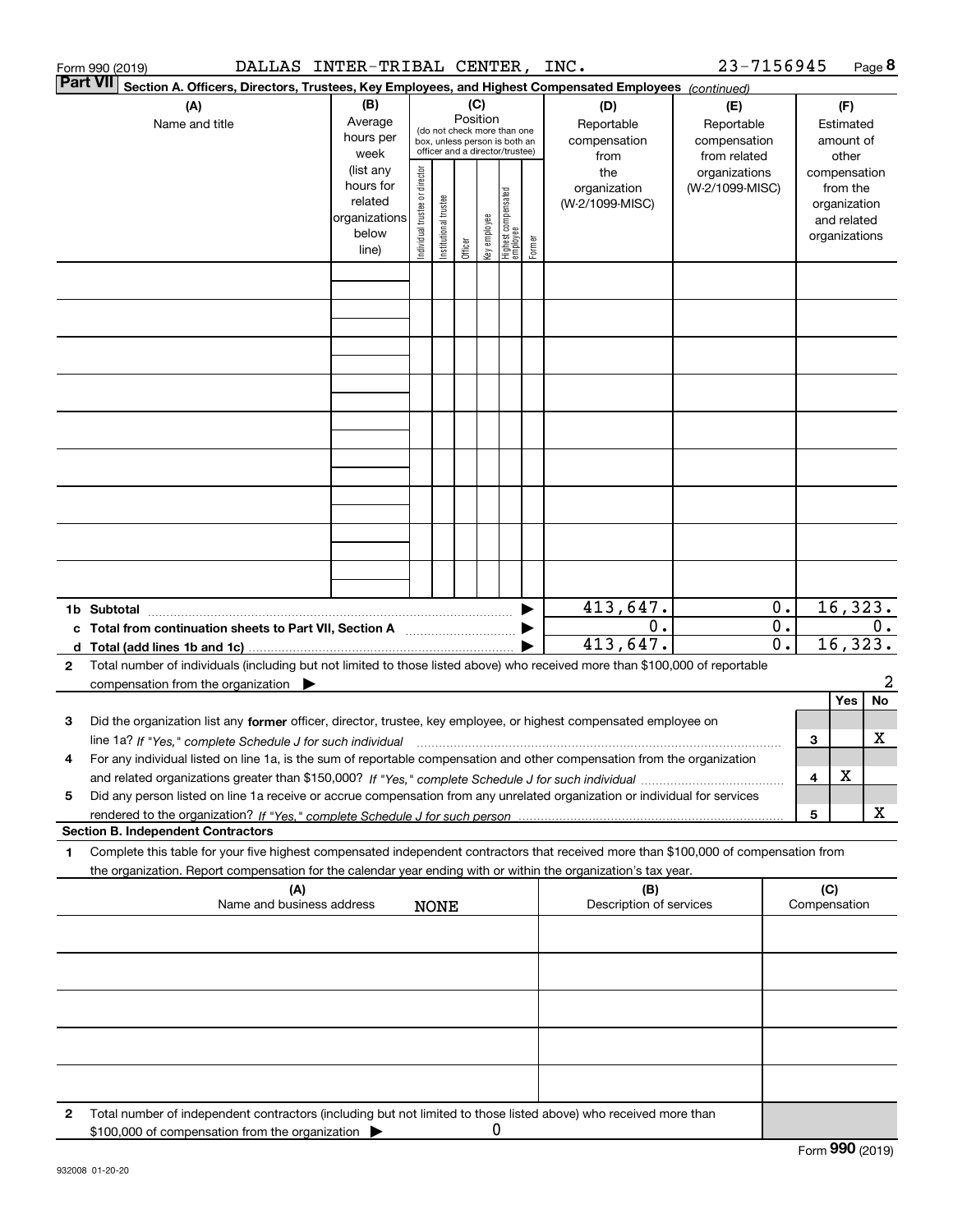Form 990 (2019) DALLAS INTER-TRIBAL CENTER, INC. 23-7156945

**Part VII** **Section A. Officers, Directors, Trustees, Key Employees, and Highest Compensated Employees** *(continued)*

| (A) Name and title | (B) Average hours per week (list any hours for related organizations below line) | (C) Position (do not check more than one box, unless person is both an officer and a director/trustee): Individual trustee or director | Institutional trustee | Officer | Key employee | Highest compensated employee | Former | (D) Reportable compensation from the organization (W-2/1099-MISC) | (E) Reportable compensation from related organizations (W-2/1099-MISC) | (F) Estimated amount of other compensation from the organization and related organizations |
|---|---|---|---|---|---|---|---|---|---|---|
| | | | | | | | | | | |
| | | | | | | | | | | |
| | | | | | | | | | | |
| | | | | | | | | | | |
| | | | | | | | | | | |
| | | | | | | | | | | |
| | | | | | | | | | | |
| | | | | | | | | | | |
| | | | | | | | | | | |
| **1b Subtotal** | | | | | | | | 413,647. | 0. | 16,323. |
| **c Total from continuation sheets to Part VII, Section A** | | | | | | | | 0. | 0. | 0. |
| **d Total (add lines 1b and 1c)** | | | | | | | | 413,647. | 0. | 16,323. |

**2** Total number of individuals (including but not limited to those listed above) who received more than $100,000 of reportable compensation from the organization ▶ 2

| | | | Yes | No |
|---|---|---|---|---|
| **3** | Did the organization list any **former** officer, director, trustee, key employee, or highest compensated employee on line 1a? *If "Yes," complete Schedule J for such individual* | 3 | | X |
| **4** | For any individual listed on line 1a, is the sum of reportable compensation and other compensation from the organization and related organizations greater than $150,000? *If "Yes," complete Schedule J for such individual* | 4 | X | |
| **5** | Did any person listed on line 1a receive or accrue compensation from any unrelated organization or individual for services rendered to the organization? *If "Yes," complete Schedule J for such person* | 5 | | X |

**Section B. Independent Contractors**

**1** Complete this table for your five highest compensated independent contractors that received more than $100,000 of compensation from the organization. Report compensation for the calendar year ending with or within the organization's tax year.

| (A) Name and business address | (B) Description of services | (C) Compensation |
|---|---|---|
| NONE | | |
| | | |
| | | |
| | | |
| | | |

**2** Total number of independent contractors (including but not limited to those listed above) who received more than $100,000 of compensation from the organization ▶ 0

Form **990** (2019)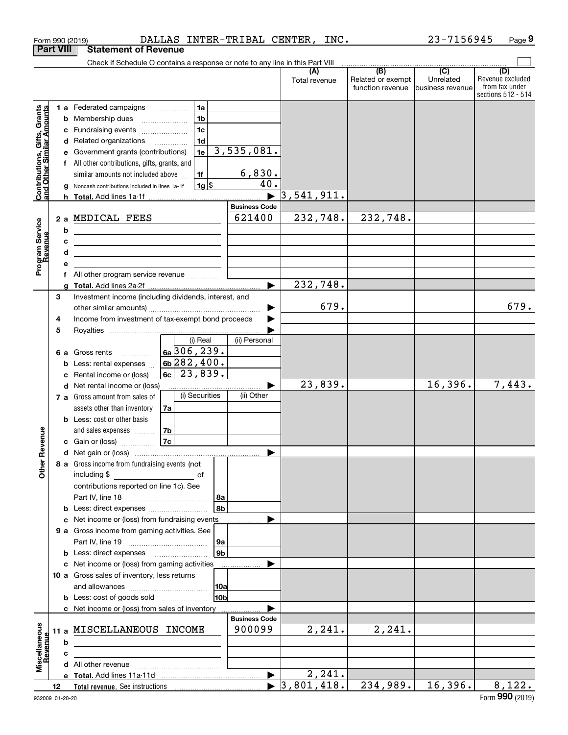Form 990 (2019) DALLAS INTER-TRIBAL CENTER, INC. 23-7156945 Page 9

**Part VIII Statement of Revenue**

Check if Schedule O contains a response or note to any line in this Part VIII ☐

| | | | | (A) Total revenue | (B) Related or exempt function revenue | (C) Unrelated business revenue | (D) Revenue excluded from tax under sections 512 - 514 |
|---|---|---|---|---|---|---|---|
| **Contributions, Gifts, Grants and Other Similar Amounts** | 1 a Federated campaigns | 1a | | | | | |
| | b Membership dues | 1b | | | | | |
| | c Fundraising events | 1c | | | | | |
| | d Related organizations | 1d | | | | | |
| | e Government grants (contributions) | 1e | 3,535,081. | | | | |
| | f All other contributions, gifts, grants, and similar amounts not included above | 1f | 6,830. | | | | |
| | g Noncash contributions included in lines 1a-1f | 1g $ | 40. | | | | |
| | h **Total.** Add lines 1a-1f | | ▶ | 3,541,911. | | | |
| | | | **Business Code** | | | | |
| **Program Service Revenue** | 2 a MEDICAL FEES | | 621400 | 232,748. | 232,748. | | |
| | b | | | | | | |
| | c | | | | | | |
| | d | | | | | | |
| | e | | | | | | |
| | f All other program service revenue | | | | | | |
| | g **Total.** Add lines 2a-2f | | ▶ | 232,748. | | | |
| **Other Revenue** | 3 Investment income (including dividends, interest, and other similar amounts) | | ▶ | 679. | | | 679. |
| | 4 Income from investment of tax-exempt bond proceeds | | ▶ | | | | |
| | 5 Royalties | | ▶ | | | | |
| | | (i) Real | (ii) Personal | | | | |
| | 6 a Gross rents | 6a 306,239. | | | | | |
| | b Less: rental expenses | 6b 282,400. | | | | | |
| | c Rental income or (loss) | 6c 23,839. | | | | | |
| | d Net rental income or (loss) | | ▶ | 23,839. | | 16,396. | 7,443. |
| | | (i) Securities | (ii) Other | | | | |
| | 7 a Gross amount from sales of assets other than inventory | 7a | | | | | |
| | b Less: cost or other basis and sales expenses | 7b | | | | | |
| | c Gain or (loss) | 7c | | | | | |
| | d Net gain or (loss) | | ▶ | | | | |
| | 8 a Gross income from fundraising events (not including $ ______ of contributions reported on line 1c). See Part IV, line 18 | 8a | | | | | |
| | b Less: direct expenses | 8b | | | | | |
| | c Net income or (loss) from fundraising events | | ▶ | | | | |
| | 9 a Gross income from gaming activities. See Part IV, line 19 | 9a | | | | | |
| | b Less: direct expenses | 9b | | | | | |
| | c Net income or (loss) from gaming activities | | ▶ | | | | |
| | 10 a Gross sales of inventory, less returns and allowances | 10a | | | | | |
| | b Less: cost of goods sold | 10b | | | | | |
| | c Net income or (loss) from sales of inventory | | ▶ | | | | |
| | | | **Business Code** | | | | |
| **Miscellaneous Revenue** | 11 a MISCELLANEOUS INCOME | | 900099 | 2,241. | 2,241. | | |
| | b | | | | | | |
| | c | | | | | | |
| | d All other revenue | | | | | | |
| | e **Total.** Add lines 11a-11d | | ▶ | 2,241. | | | |
| | 12 **Total revenue.** See instructions | | ▶ | 3,801,418. | 234,989. | 16,396. | 8,122. |

932009 01-20-20 Form **990** (2019)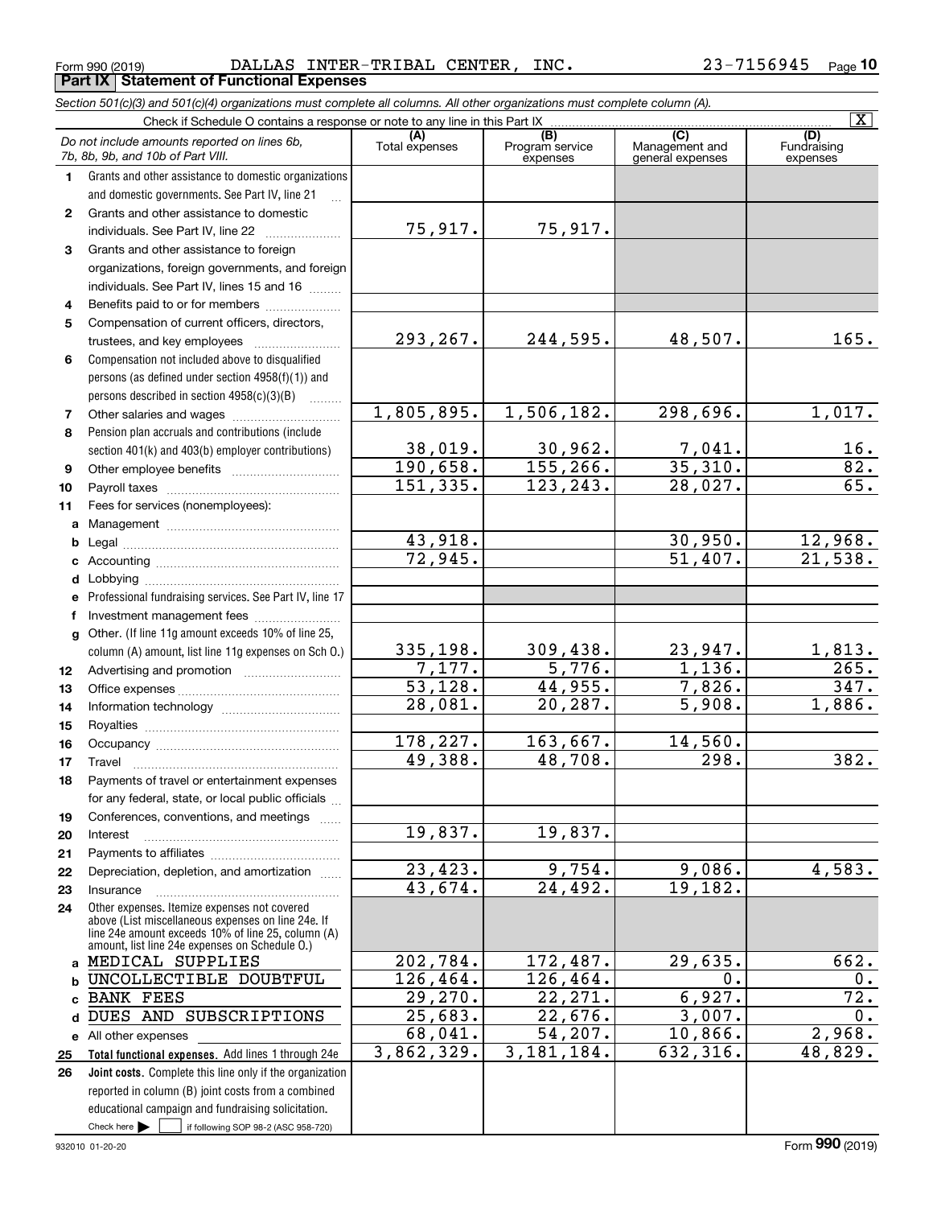Form 990 (2019) DALLAS INTER-TRIBAL CENTER, INC. 23-7156945

## Part IX Statement of Functional Expenses

*Section 501(c)(3) and 501(c)(4) organizations must complete all columns. All other organizations must complete column (A).*

Check if Schedule O contains a response or note to any line in this Part IX [X]

| *Do not include amounts reported on lines 6b, 7b, 8b, 9b, and 10b of Part VIII.* | (A) Total expenses | (B) Program service expenses | (C) Management and general expenses | (D) Fundraising expenses |
|---|---|---|---|---|
| 1 Grants and other assistance to domestic organizations and domestic governments. See Part IV, line 21 | | | | |
| 2 Grants and other assistance to domestic individuals. See Part IV, line 22 | 75,917. | 75,917. | | |
| 3 Grants and other assistance to foreign organizations, foreign governments, and foreign individuals. See Part IV, lines 15 and 16 | | | | |
| 4 Benefits paid to or for members | | | | |
| 5 Compensation of current officers, directors, trustees, and key employees | 293,267. | 244,595. | 48,507. | 165. |
| 6 Compensation not included above to disqualified persons (as defined under section 4958(f)(1)) and persons described in section 4958(c)(3)(B) | | | | |
| 7 Other salaries and wages | 1,805,895. | 1,506,182. | 298,696. | 1,017. |
| 8 Pension plan accruals and contributions (include section 401(k) and 403(b) employer contributions) | 38,019. | 30,962. | 7,041. | 16. |
| 9 Other employee benefits | 190,658. | 155,266. | 35,310. | 82. |
| 10 Payroll taxes | 151,335. | 123,243. | 28,027. | 65. |
| 11 Fees for services (nonemployees): | | | | |
| a Management | | | | |
| b Legal | 43,918. | | 30,950. | 12,968. |
| c Accounting | 72,945. | | 51,407. | 21,538. |
| d Lobbying | | | | |
| e Professional fundraising services. See Part IV, line 17 | | | | |
| f Investment management fees | | | | |
| g Other. (If line 11g amount exceeds 10% of line 25, column (A) amount, list line 11g expenses on Sch O.) | 335,198. | 309,438. | 23,947. | 1,813. |
| 12 Advertising and promotion | 7,177. | 5,776. | 1,136. | 265. |
| 13 Office expenses | 53,128. | 44,955. | 7,826. | 347. |
| 14 Information technology | 28,081. | 20,287. | 5,908. | 1,886. |
| 15 Royalties | | | | |
| 16 Occupancy | 178,227. | 163,667. | 14,560. | |
| 17 Travel | 49,388. | 48,708. | 298. | 382. |
| 18 Payments of travel or entertainment expenses for any federal, state, or local public officials | | | | |
| 19 Conferences, conventions, and meetings | | | | |
| 20 Interest | 19,837. | 19,837. | | |
| 21 Payments to affiliates | | | | |
| 22 Depreciation, depletion, and amortization | 23,423. | 9,754. | 9,086. | 4,583. |
| 23 Insurance | 43,674. | 24,492. | 19,182. | |
| 24 Other expenses. Itemize expenses not covered above (List miscellaneous expenses on line 24e. If line 24e amount exceeds 10% of line 25, column (A) amount, list line 24e expenses on Schedule O.) | | | | |
| a MEDICAL SUPPLIES | 202,784. | 172,487. | 29,635. | 662. |
| b UNCOLLECTIBLE DOUBTFUL | 126,464. | 126,464. | 0. | 0. |
| c BANK FEES | 29,270. | 22,271. | 6,927. | 72. |
| d DUES AND SUBSCRIPTIONS | 25,683. | 22,676. | 3,007. | 0. |
| e All other expenses | 68,041. | 54,207. | 10,866. | 2,968. |
| 25 **Total functional expenses.** Add lines 1 through 24e | 3,862,329. | 3,181,184. | 632,316. | 48,829. |
| 26 **Joint costs.** Complete this line only if the organization reported in column (B) joint costs from a combined educational campaign and fundraising solicitation. Check here [ ] if following SOP 98-2 (ASC 958-720) | | | | |

932010 01-20-20 Form 990 (2019)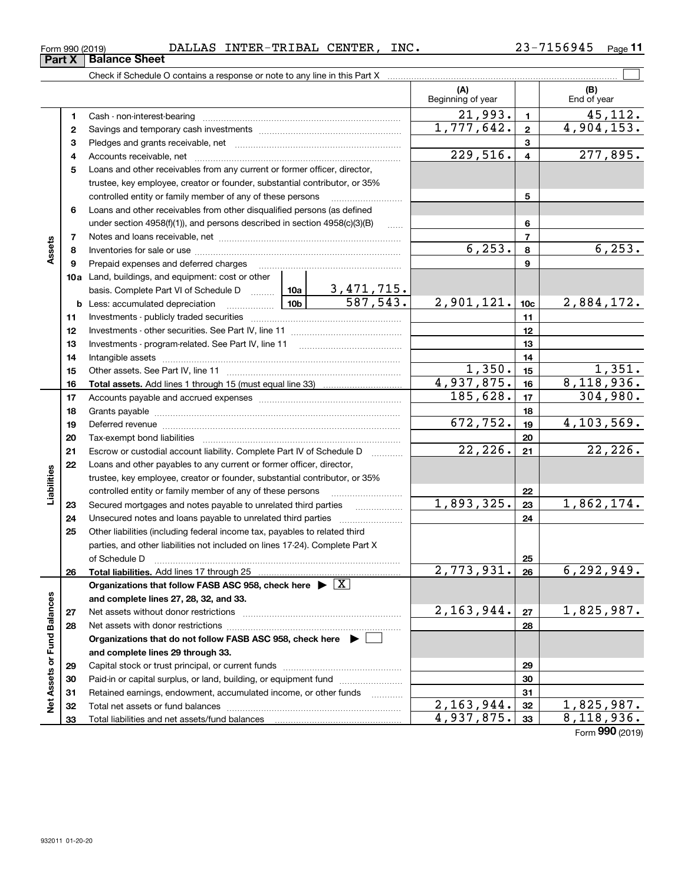Form 990 (2019) DALLAS INTER-TRIBAL CENTER, INC. 23-7156945 Page 11

## Part X Balance Sheet

Check if Schedule O contains a response or note to any line in this Part X

| Section | Line | Description | | (A) Beginning of year | | (B) End of year |
|---|---|---|---|---|---|---|
| Assets | 1 | Cash - non-interest-bearing | | 21,993. | 1 | 45,112. |
| | 2 | Savings and temporary cash investments | | 1,777,642. | 2 | 4,904,153. |
| | 3 | Pledges and grants receivable, net | | | 3 | |
| | 4 | Accounts receivable, net | | 229,516. | 4 | 277,895. |
| | 5 | Loans and other receivables from any current or former officer, director, trustee, key employee, creator or founder, substantial contributor, or 35% controlled entity or family member of any of these persons | | | 5 | |
| | 6 | Loans and other receivables from other disqualified persons (as defined under section 4958(f)(1)), and persons described in section 4958(c)(3)(B) | | | 6 | |
| | 7 | Notes and loans receivable, net | | | 7 | |
| | 8 | Inventories for sale or use | | 6,253. | 8 | 6,253. |
| | 9 | Prepaid expenses and deferred charges | | | 9 | |
| | 10a | Land, buildings, and equipment: cost or other basis. Complete Part VI of Schedule D | 10a 3,471,715. | | | |
| | b | Less: accumulated depreciation | 10b 587,543. | 2,901,121. | 10c | 2,884,172. |
| | 11 | Investments - publicly traded securities | | | 11 | |
| | 12 | Investments - other securities. See Part IV, line 11 | | | 12 | |
| | 13 | Investments - program-related. See Part IV, line 11 | | | 13 | |
| | 14 | Intangible assets | | | 14 | |
| | 15 | Other assets. See Part IV, line 11 | | 1,350. | 15 | 1,351. |
| | 16 | **Total assets.** Add lines 1 through 15 (must equal line 33) | | 4,937,875. | 16 | 8,118,936. |
| Liabilities | 17 | Accounts payable and accrued expenses | | 185,628. | 17 | 304,980. |
| | 18 | Grants payable | | | 18 | |
| | 19 | Deferred revenue | | 672,752. | 19 | 4,103,569. |
| | 20 | Tax-exempt bond liabilities | | | 20 | |
| | 21 | Escrow or custodial account liability. Complete Part IV of Schedule D | | 22,226. | 21 | 22,226. |
| | 22 | Loans and other payables to any current or former officer, director, trustee, key employee, creator or founder, substantial contributor, or 35% controlled entity or family member of any of these persons | | | 22 | |
| | 23 | Secured mortgages and notes payable to unrelated third parties | | 1,893,325. | 23 | 1,862,174. |
| | 24 | Unsecured notes and loans payable to unrelated third parties | | | 24 | |
| | 25 | Other liabilities (including federal income tax, payables to related third parties, and other liabilities not included on lines 17-24). Complete Part X of Schedule D | | | 25 | |
| | 26 | **Total liabilities.** Add lines 17 through 25 | | 2,773,931. | 26 | 6,292,949. |
| Net Assets or Fund Balances | | **Organizations that follow FASB ASC 958, check here** ▶ [X] **and complete lines 27, 28, 32, and 33.** | | | | |
| | 27 | Net assets without donor restrictions | | 2,163,944. | 27 | 1,825,987. |
| | 28 | Net assets with donor restrictions | | | 28 | |
| | | **Organizations that do not follow FASB ASC 958, check here** ▶ [ ] **and complete lines 29 through 33.** | | | | |
| | 29 | Capital stock or trust principal, or current funds | | | 29 | |
| | 30 | Paid-in or capital surplus, or land, building, or equipment fund | | | 30 | |
| | 31 | Retained earnings, endowment, accumulated income, or other funds | | | 31 | |
| | 32 | Total net assets or fund balances | | 2,163,944. | 32 | 1,825,987. |
| | 33 | Total liabilities and net assets/fund balances | | 4,937,875. | 33 | 8,118,936. |

Form **990** (2019)

932011 01-20-20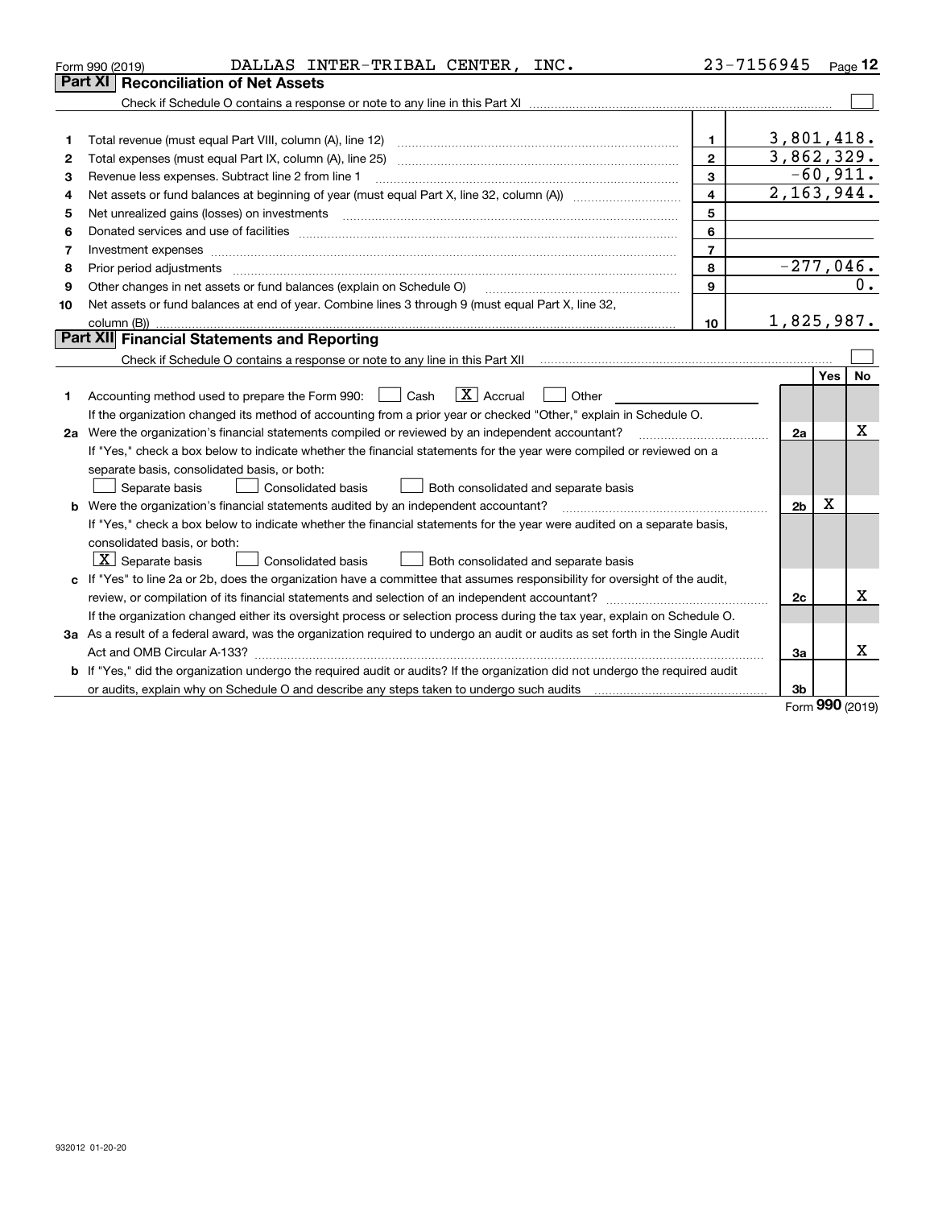Form 990 (2019) DALLAS INTER-TRIBAL CENTER, INC. 23-7156945 Page 12

## Part XI Reconciliation of Net Assets

Check if Schedule O contains a response or note to any line in this Part XI ☐

| | | | |
|---|---|---|---|
| 1 | Total revenue (must equal Part VIII, column (A), line 12) | 1 | 3,801,418. |
| 2 | Total expenses (must equal Part IX, column (A), line 25) | 2 | 3,862,329. |
| 3 | Revenue less expenses. Subtract line 2 from line 1 | 3 | -60,911. |
| 4 | Net assets or fund balances at beginning of year (must equal Part X, line 32, column (A)) | 4 | 2,163,944. |
| 5 | Net unrealized gains (losses) on investments | 5 | |
| 6 | Donated services and use of facilities | 6 | |
| 7 | Investment expenses | 7 | |
| 8 | Prior period adjustments | 8 | -277,046. |
| 9 | Other changes in net assets or fund balances (explain on Schedule O) | 9 | 0. |
| 10 | Net assets or fund balances at end of year. Combine lines 3 through 9 (must equal Part X, line 32, column (B)) | 10 | 1,825,987. |

## Part XII Financial Statements and Reporting

Check if Schedule O contains a response or note to any line in this Part XII ☐

| | | | Yes | No |
|---|---|---|---|---|
| 1 | Accounting method used to prepare the Form 990: ☐ Cash ☒ Accrual ☐ Other | | | |
| | If the organization changed its method of accounting from a prior year or checked "Other," explain in Schedule O. | | | |
| 2a | Were the organization's financial statements compiled or reviewed by an independent accountant? | 2a | | X |
| | If "Yes," check a box below to indicate whether the financial statements for the year were compiled or reviewed on a separate basis, consolidated basis, or both: ☐ Separate basis ☐ Consolidated basis ☐ Both consolidated and separate basis | | | |
| b | Were the organization's financial statements audited by an independent accountant? | 2b | X | |
| | If "Yes," check a box below to indicate whether the financial statements for the year were audited on a separate basis, consolidated basis, or both: ☒ Separate basis ☐ Consolidated basis ☐ Both consolidated and separate basis | | | |
| c | If "Yes" to line 2a or 2b, does the organization have a committee that assumes responsibility for oversight of the audit, review, or compilation of its financial statements and selection of an independent accountant? | 2c | | X |
| | If the organization changed either its oversight process or selection process during the tax year, explain on Schedule O. | | | |
| 3a | As a result of a federal award, was the organization required to undergo an audit or audits as set forth in the Single Audit Act and OMB Circular A-133? | 3a | | X |
| b | If "Yes," did the organization undergo the required audit or audits? If the organization did not undergo the required audit or audits, explain why on Schedule O and describe any steps taken to undergo such audits | 3b | | |

Form 990 (2019)

932012 01-20-20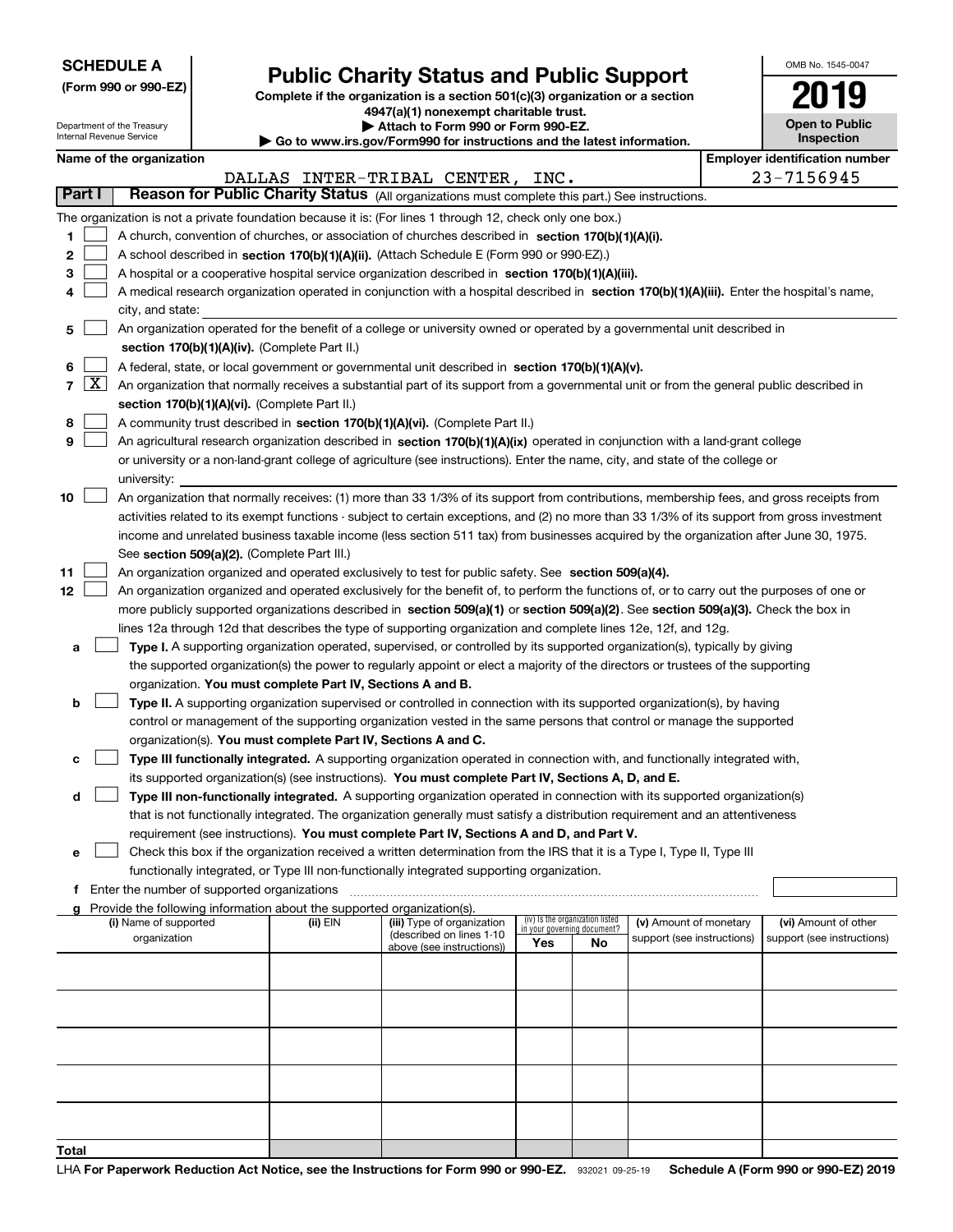**SCHEDULE A**
**(Form 990 or 990-EZ)**

Department of the Treasury
Internal Revenue Service

# Public Charity Status and Public Support

**Complete if the organization is a section 501(c)(3) organization or a section 4947(a)(1) nonexempt charitable trust.**
**▶ Attach to Form 990 or Form 990-EZ.**
**▶ Go to www.irs.gov/Form990 for instructions and the latest information.**

OMB No. 1545-0047

**2019**

**Open to Public Inspection**

**Name of the organization**
DALLAS INTER-TRIBAL CENTER, INC.

**Employer identification number**
23-7156945

## Part I Reason for Public Charity Status (All organizations must complete this part.) See instructions.

The organization is not a private foundation because it is: (For lines 1 through 12, check only one box.)

1 ☐ A church, convention of churches, or association of churches described in **section 170(b)(1)(A)(i).**

2 ☐ A school described in **section 170(b)(1)(A)(ii).** (Attach Schedule E (Form 990 or 990-EZ).)

3 ☐ A hospital or a cooperative hospital service organization described in **section 170(b)(1)(A)(iii).**

4 ☐ A medical research organization operated in conjunction with a hospital described in **section 170(b)(1)(A)(iii).** Enter the hospital's name, city, and state:

5 ☐ An organization operated for the benefit of a college or university owned or operated by a governmental unit described in **section 170(b)(1)(A)(iv).** (Complete Part II.)

6 ☐ A federal, state, or local government or governmental unit described in **section 170(b)(1)(A)(v).**

7 ☒ An organization that normally receives a substantial part of its support from a governmental unit or from the general public described in **section 170(b)(1)(A)(vi).** (Complete Part II.)

8 ☐ A community trust described in **section 170(b)(1)(A)(vi).** (Complete Part II.)

9 ☐ An agricultural research organization described in **section 170(b)(1)(A)(ix)** operated in conjunction with a land-grant college or university or a non-land-grant college of agriculture (see instructions). Enter the name, city, and state of the college or university:

10 ☐ An organization that normally receives: (1) more than 33 1/3% of its support from contributions, membership fees, and gross receipts from activities related to its exempt functions - subject to certain exceptions, and (2) no more than 33 1/3% of its support from gross investment income and unrelated business taxable income (less section 511 tax) from businesses acquired by the organization after June 30, 1975. See **section 509(a)(2).** (Complete Part III.)

11 ☐ An organization organized and operated exclusively to test for public safety. See **section 509(a)(4).**

12 ☐ An organization organized and operated exclusively for the benefit of, to perform the functions of, or to carry out the purposes of one or more publicly supported organizations described in **section 509(a)(1)** or **section 509(a)(2).** See **section 509(a)(3).** Check the box in lines 12a through 12d that describes the type of supporting organization and complete lines 12e, 12f, and 12g.

a ☐ **Type I.** A supporting organization operated, supervised, or controlled by its supported organization(s), typically by giving the supported organization(s) the power to regularly appoint or elect a majority of the directors or trustees of the supporting organization. **You must complete Part IV, Sections A and B.**

b ☐ **Type II.** A supporting organization supervised or controlled in connection with its supported organization(s), by having control or management of the supporting organization vested in the same persons that control or manage the supported organization(s). **You must complete Part IV, Sections A and C.**

c ☐ **Type III functionally integrated.** A supporting organization operated in connection with, and functionally integrated with, its supported organization(s) (see instructions). **You must complete Part IV, Sections A, D, and E.**

d ☐ **Type III non-functionally integrated.** A supporting organization operated in connection with its supported organization(s) that is not functionally integrated. The organization generally must satisfy a distribution requirement and an attentiveness requirement (see instructions). **You must complete Part IV, Sections A and D, and Part V.**

e ☐ Check this box if the organization received a written determination from the IRS that it is a Type I, Type II, Type III functionally integrated, or Type III non-functionally integrated supporting organization.

f Enter the number of supported organizations

g Provide the following information about the supported organization(s).

| (i) Name of supported organization | (ii) EIN | (iii) Type of organization (described on lines 1-10 above (see instructions)) | (iv) Is the organization listed in your governing document? Yes | No | (v) Amount of monetary support (see instructions) | (vi) Amount of other support (see instructions) |
|---|---|---|---|---|---|---|
| | | | | | | |
| | | | | | | |
| | | | | | | |
| | | | | | | |
| | | | | | | |
| **Total** | | | | | | |

LHA **For Paperwork Reduction Act Notice, see the Instructions for Form 990 or 990-EZ.** 932021 09-25-19 **Schedule A (Form 990 or 990-EZ) 2019**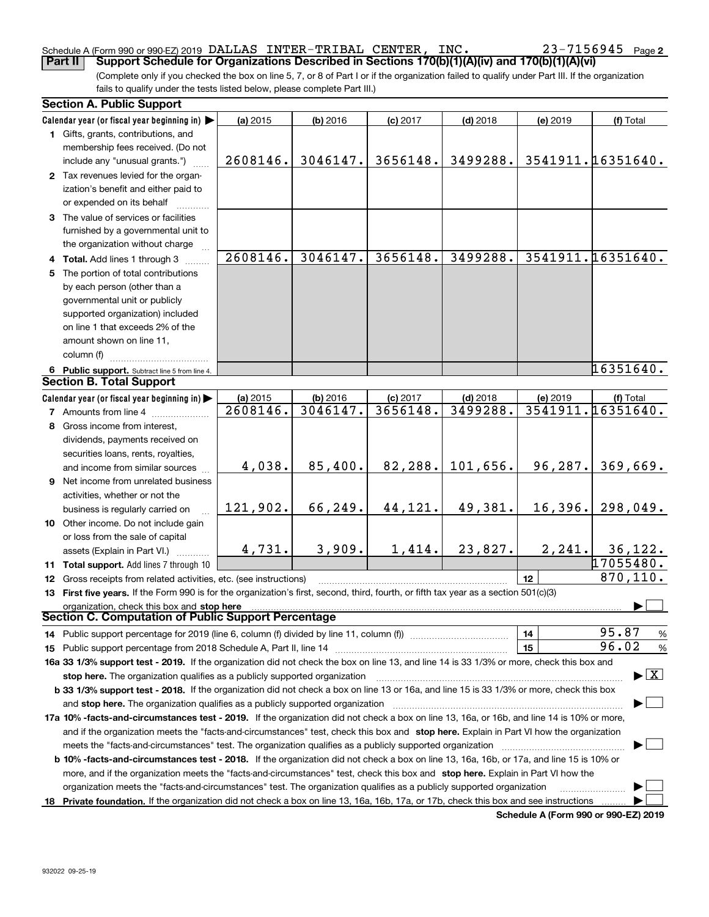Schedule A (Form 990 or 990-EZ) 2019 DALLAS INTER-TRIBAL CENTER, INC. 23-7156945

**Part II Support Schedule for Organizations Described in Sections 170(b)(1)(A)(iv) and 170(b)(1)(A)(vi)**

(Complete only if you checked the box on line 5, 7, or 8 of Part I or if the organization failed to qualify under Part III. If the organization fails to qualify under the tests listed below, please complete Part III.)

## Section A. Public Support

| Calendar year (or fiscal year beginning in) | (a) 2015 | (b) 2016 | (c) 2017 | (d) 2018 | (e) 2019 | (f) Total |
|---|---|---|---|---|---|---|
| **1** Gifts, grants, contributions, and membership fees received. (Do not include any "unusual grants.") | 2608146. | 3046147. | 3656148. | 3499288. | 3541911. | 16351640. |
| **2** Tax revenues levied for the organization's benefit and either paid to or expended on its behalf | | | | | | |
| **3** The value of services or facilities furnished by a governmental unit to the organization without charge | | | | | | |
| **4 Total.** Add lines 1 through 3 | 2608146. | 3046147. | 3656148. | 3499288. | 3541911. | 16351640. |
| **5** The portion of total contributions by each person (other than a governmental unit or publicly supported organization) included on line 1 that exceeds 2% of the amount shown on line 11, column (f) | | | | | | |
| **6 Public support.** Subtract line 5 from line 4. | | | | | | 16351640. |

## Section B. Total Support

| Calendar year (or fiscal year beginning in) | (a) 2015 | (b) 2016 | (c) 2017 | (d) 2018 | (e) 2019 | (f) Total |
|---|---|---|---|---|---|---|
| **7** Amounts from line 4 | 2608146. | 3046147. | 3656148. | 3499288. | 3541911. | 16351640. |
| **8** Gross income from interest, dividends, payments received on securities loans, rents, royalties, and income from similar sources | 4,038. | 85,400. | 82,288. | 101,656. | 96,287. | 369,669. |
| **9** Net income from unrelated business activities, whether or not the business is regularly carried on | 121,902. | 66,249. | 44,121. | 49,381. | 16,396. | 298,049. |
| **10** Other income. Do not include gain or loss from the sale of capital assets (Explain in Part VI.) | 4,731. | 3,909. | 1,414. | 23,827. | 2,241. | 36,122. |
| **11 Total support.** Add lines 7 through 10 | | | | | | 17055480. |

**12** Gross receipts from related activities, etc. (see instructions) — **12** 870,110.

**13 First five years.** If the Form 990 is for the organization's first, second, third, fourth, or fifth tax year as a section 501(c)(3) organization, check this box and **stop here** ☐

## Section C. Computation of Public Support Percentage

**14** Public support percentage for 2019 (line 6, column (f) divided by line 11, column (f)) — **14** 95.87 %

**15** Public support percentage from 2018 Schedule A, Part II, line 14 — **15** 96.02 %

**16a 33 1/3% support test - 2019.** If the organization did not check the box on line 13, and line 14 is 33 1/3% or more, check this box and **stop here.** The organization qualifies as a publicly supported organization ☒

**b 33 1/3% support test - 2018.** If the organization did not check a box on line 13 or 16a, and line 15 is 33 1/3% or more, check this box and **stop here.** The organization qualifies as a publicly supported organization ☐

**17a 10% -facts-and-circumstances test - 2019.** If the organization did not check a box on line 13, 16a, or 16b, and line 14 is 10% or more, and if the organization meets the "facts-and-circumstances" test, check this box and **stop here.** Explain in Part VI how the organization meets the "facts-and-circumstances" test. The organization qualifies as a publicly supported organization ☐

**b 10% -facts-and-circumstances test - 2018.** If the organization did not check a box on line 13, 16a, 16b, or 17a, and line 15 is 10% or more, and if the organization meets the "facts-and-circumstances" test, check this box and **stop here.** Explain in Part VI how the organization meets the "facts-and-circumstances" test. The organization qualifies as a publicly supported organization ☐

**18 Private foundation.** If the organization did not check a box on line 13, 16a, 16b, 17a, or 17b, check this box and see instructions ☐

**Schedule A (Form 990 or 990-EZ) 2019**

932022 09-25-19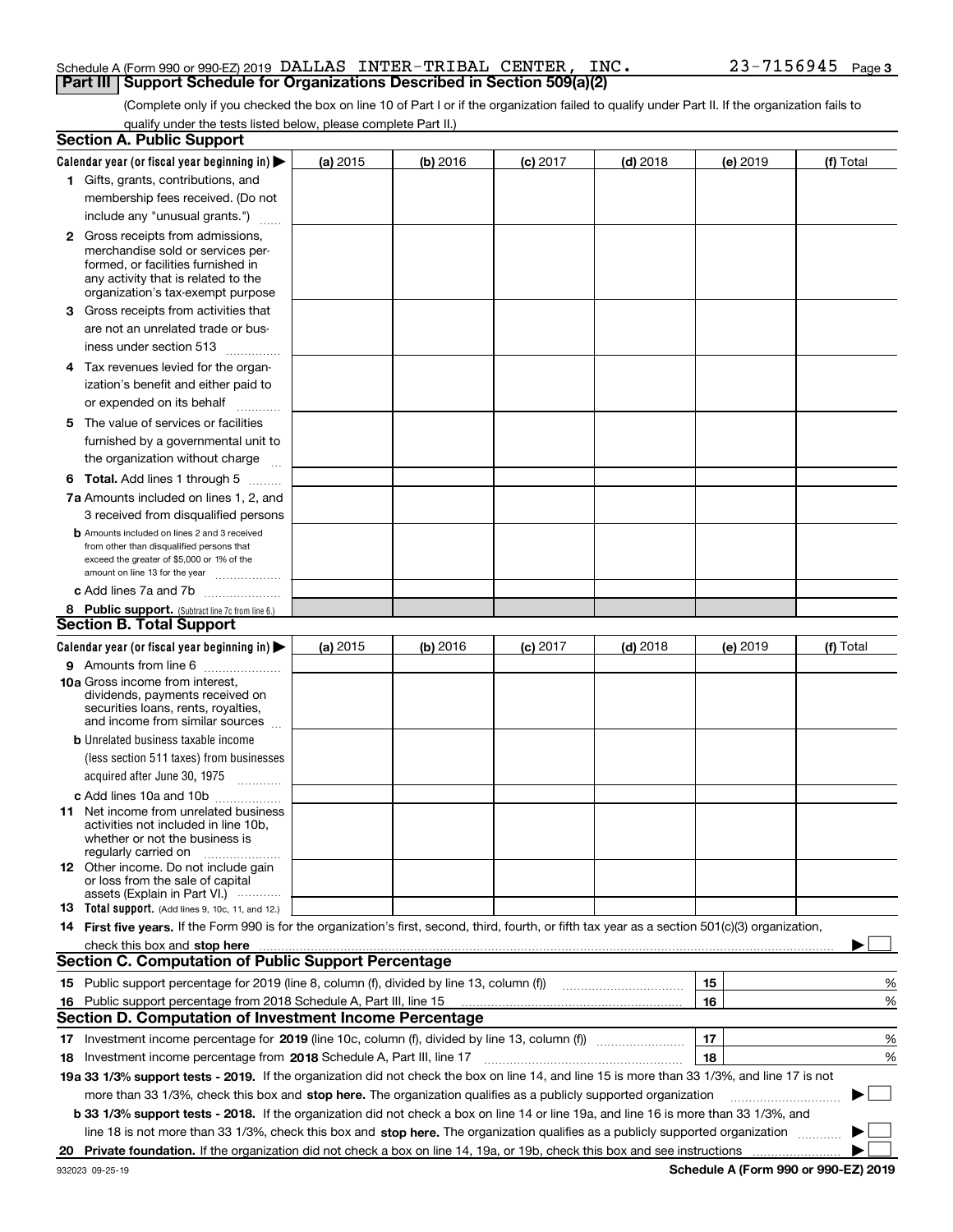Schedule A (Form 990 or 990-EZ) 2019 DALLAS INTER-TRIBAL CENTER, INC. 23-7156945 Page 3

## Part III Support Schedule for Organizations Described in Section 509(a)(2)

(Complete only if you checked the box on line 10 of Part I or if the organization failed to qualify under Part II. If the organization fails to qualify under the tests listed below, please complete Part II.)

### Section A. Public Support

| Calendar year (or fiscal year beginning in) ▶ | (a) 2015 | (b) 2016 | (c) 2017 | (d) 2018 | (e) 2019 | (f) Total |
|---|---|---|---|---|---|---|
| 1 Gifts, grants, contributions, and membership fees received. (Do not include any "unusual grants.") | | | | | | |
| 2 Gross receipts from admissions, merchandise sold or services performed, or facilities furnished in any activity that is related to the organization's tax-exempt purpose | | | | | | |
| 3 Gross receipts from activities that are not an unrelated trade or business under section 513 | | | | | | |
| 4 Tax revenues levied for the organization's benefit and either paid to or expended on its behalf | | | | | | |
| 5 The value of services or facilities furnished by a governmental unit to the organization without charge | | | | | | |
| 6 **Total.** Add lines 1 through 5 | | | | | | |
| 7a Amounts included on lines 1, 2, and 3 received from disqualified persons | | | | | | |
| b Amounts included on lines 2 and 3 received from other than disqualified persons that exceed the greater of $5,000 or 1% of the amount on line 13 for the year | | | | | | |
| c Add lines 7a and 7b | | | | | | |
| 8 **Public support.** (Subtract line 7c from line 6.) | | | | | | |

### Section B. Total Support

| Calendar year (or fiscal year beginning in) ▶ | (a) 2015 | (b) 2016 | (c) 2017 | (d) 2018 | (e) 2019 | (f) Total |
|---|---|---|---|---|---|---|
| 9 Amounts from line 6 | | | | | | |
| 10a Gross income from interest, dividends, payments received on securities loans, rents, royalties, and income from similar sources | | | | | | |
| b Unrelated business taxable income (less section 511 taxes) from businesses acquired after June 30, 1975 | | | | | | |
| c Add lines 10a and 10b | | | | | | |
| 11 Net income from unrelated business activities not included in line 10b, whether or not the business is regularly carried on | | | | | | |
| 12 Other income. Do not include gain or loss from the sale of capital assets (Explain in Part VI.) | | | | | | |
| 13 **Total support.** (Add lines 9, 10c, 11, and 12.) | | | | | | |

14 **First five years.** If the Form 990 is for the organization's first, second, third, fourth, or fifth tax year as a section 501(c)(3) organization, check this box and **stop here** ▶ ☐

### Section C. Computation of Public Support Percentage

| | | | |
|---|---|---|---|
| 15 | Public support percentage for 2019 (line 8, column (f), divided by line 13, column (f)) | 15 | % |
| 16 | Public support percentage from 2018 Schedule A, Part III, line 15 | 16 | % |

### Section D. Computation of Investment Income Percentage

| | | | |
|---|---|---|---|
| 17 | Investment income percentage for **2019** (line 10c, column (f), divided by line 13, column (f)) | 17 | % |
| 18 | Investment income percentage from **2018** Schedule A, Part III, line 17 | 18 | % |

**19a 33 1/3% support tests - 2019.** If the organization did not check the box on line 14, and line 15 is more than 33 1/3%, and line 17 is not more than 33 1/3%, check this box and **stop here.** The organization qualifies as a publicly supported organization ▶ ☐

**b 33 1/3% support tests - 2018.** If the organization did not check a box on line 14 or line 19a, and line 16 is more than 33 1/3%, and line 18 is not more than 33 1/3%, check this box and **stop here.** The organization qualifies as a publicly supported organization ▶ ☐

**20 Private foundation.** If the organization did not check a box on line 14, 19a, or 19b, check this box and see instructions ▶ ☐

932023 09-25-19 **Schedule A (Form 990 or 990-EZ) 2019**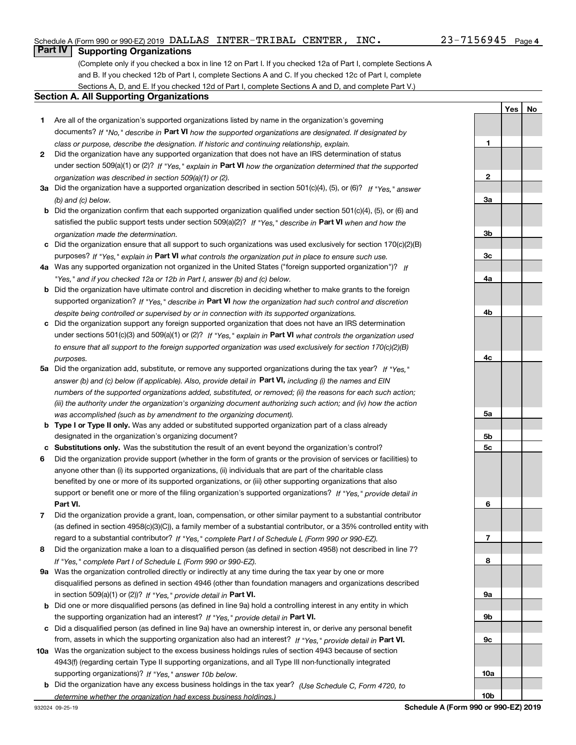Schedule A (Form 990 or 990-EZ) 2019 DALLAS INTER-TRIBAL CENTER, INC. 23-7156945

## Part IV Supporting Organizations

(Complete only if you checked a box in line 12 on Part I. If you checked 12a of Part I, complete Sections A and B. If you checked 12b of Part I, complete Sections A and C. If you checked 12c of Part I, complete Sections A, D, and E. If you checked 12d of Part I, complete Sections A and D, and complete Part V.)

### Section A. All Supporting Organizations

| | | Line | Yes | No |
|---|---|---|---|---|
| **1** | Are all of the organization's supported organizations listed by name in the organization's governing documents? *If "No," describe in* **Part VI** *how the supported organizations are designated. If designated by class or purpose, describe the designation. If historic and continuing relationship, explain.* | 1 | | |
| **2** | Did the organization have any supported organization that does not have an IRS determination of status under section 509(a)(1) or (2)? *If "Yes," explain in* **Part VI** *how the organization determined that the supported organization was described in section 509(a)(1) or (2).* | 2 | | |
| **3a** | Did the organization have a supported organization described in section 501(c)(4), (5), or (6)? *If "Yes," answer (b) and (c) below.* | 3a | | |
| **b** | Did the organization confirm that each supported organization qualified under section 501(c)(4), (5), or (6) and satisfied the public support tests under section 509(a)(2)? *If "Yes," describe in* **Part VI** *when and how the organization made the determination.* | 3b | | |
| **c** | Did the organization ensure that all support to such organizations was used exclusively for section 170(c)(2)(B) purposes? *If "Yes," explain in* **Part VI** *what controls the organization put in place to ensure such use.* | 3c | | |
| **4a** | Was any supported organization not organized in the United States ("foreign supported organization")? *If "Yes," and if you checked 12a or 12b in Part I, answer (b) and (c) below.* | 4a | | |
| **b** | Did the organization have ultimate control and discretion in deciding whether to make grants to the foreign supported organization? *If "Yes," describe in* **Part VI** *how the organization had such control and discretion despite being controlled or supervised by or in connection with its supported organizations.* | 4b | | |
| **c** | Did the organization support any foreign supported organization that does not have an IRS determination under sections 501(c)(3) and 509(a)(1) or (2)? *If "Yes," explain in* **Part VI** *what controls the organization used to ensure that all support to the foreign supported organization was used exclusively for section 170(c)(2)(B) purposes.* | 4c | | |
| **5a** | Did the organization add, substitute, or remove any supported organizations during the tax year? *If "Yes," answer (b) and (c) below (if applicable). Also, provide detail in* **Part VI,** *including (i) the names and EIN numbers of the supported organizations added, substituted, or removed; (ii) the reasons for each such action; (iii) the authority under the organization's organizing document authorizing such action; and (iv) how the action was accomplished (such as by amendment to the organizing document).* | 5a | | |
| **b** | **Type I or Type II only.** Was any added or substituted supported organization part of a class already designated in the organization's organizing document? | 5b | | |
| **c** | **Substitutions only.** Was the substitution the result of an event beyond the organization's control? | 5c | | |
| **6** | Did the organization provide support (whether in the form of grants or the provision of services or facilities) to anyone other than (i) its supported organizations, (ii) individuals that are part of the charitable class benefited by one or more of its supported organizations, or (iii) other supporting organizations that also support or benefit one or more of the filing organization's supported organizations? *If "Yes," provide detail in* **Part VI.** | 6 | | |
| **7** | Did the organization provide a grant, loan, compensation, or other similar payment to a substantial contributor (as defined in section 4958(c)(3)(C)), a family member of a substantial contributor, or a 35% controlled entity with regard to a substantial contributor? *If "Yes," complete Part I of Schedule L (Form 990 or 990-EZ).* | 7 | | |
| **8** | Did the organization make a loan to a disqualified person (as defined in section 4958) not described in line 7? *If "Yes," complete Part I of Schedule L (Form 990 or 990-EZ).* | 8 | | |
| **9a** | Was the organization controlled directly or indirectly at any time during the tax year by one or more disqualified persons as defined in section 4946 (other than foundation managers and organizations described in section 509(a)(1) or (2))? *If "Yes," provide detail in* **Part VI.** | 9a | | |
| **b** | Did one or more disqualified persons (as defined in line 9a) hold a controlling interest in any entity in which the supporting organization had an interest? *If "Yes," provide detail in* **Part VI.** | 9b | | |
| **c** | Did a disqualified person (as defined in line 9a) have an ownership interest in, or derive any personal benefit from, assets in which the supporting organization also had an interest? *If "Yes," provide detail in* **Part VI.** | 9c | | |
| **10a** | Was the organization subject to the excess business holdings rules of section 4943 because of section 4943(f) (regarding certain Type II supporting organizations, and all Type III non-functionally integrated supporting organizations)? *If "Yes," answer 10b below.* | 10a | | |
| **b** | Did the organization have any excess business holdings in the tax year? *(Use Schedule C, Form 4720, to determine whether the organization had excess business holdings.)* | 10b | | |

932024 09-25-19 **Schedule A (Form 990 or 990-EZ) 2019**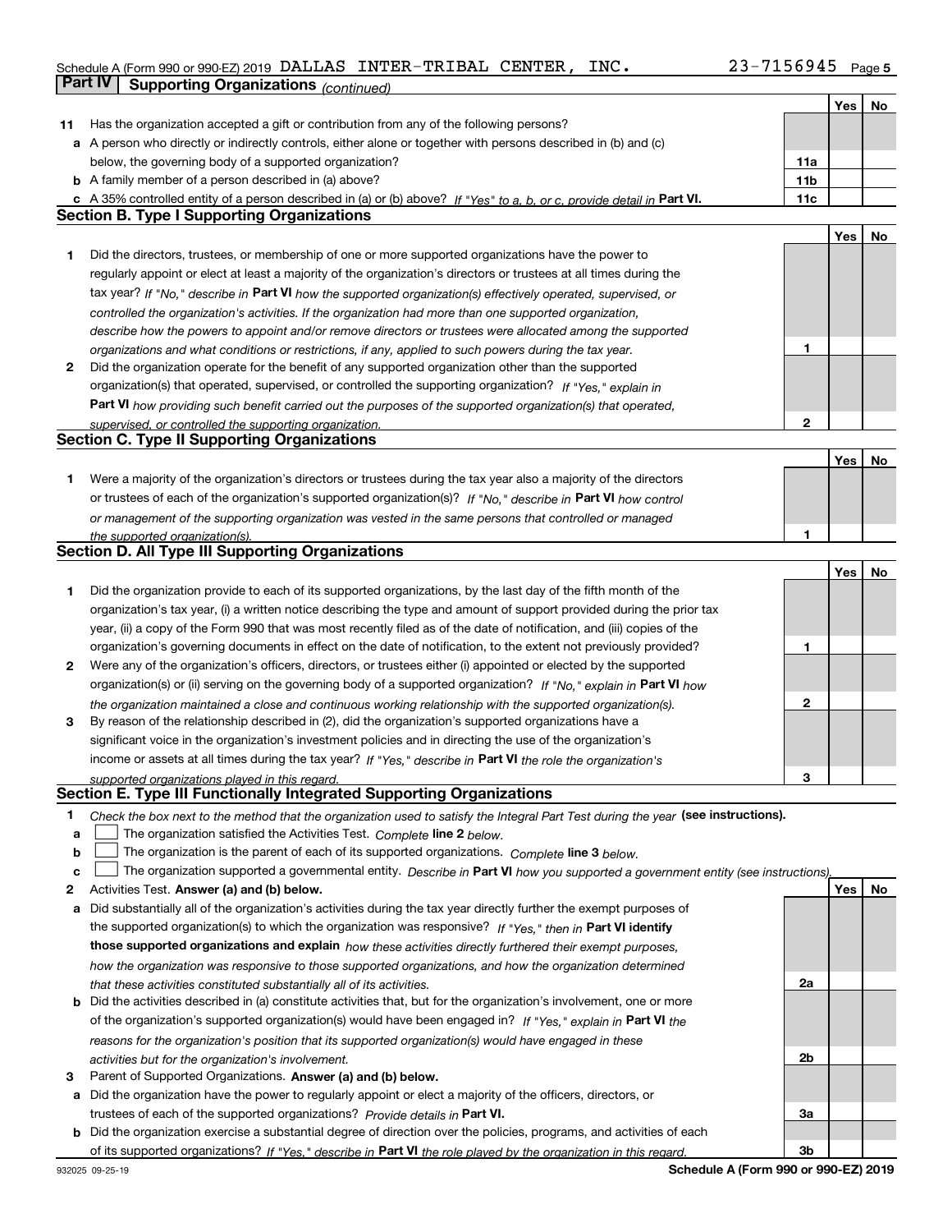Schedule A (Form 990 or 990-EZ) 2019 DALLAS INTER-TRIBAL CENTER, INC. 23-7156945 Page 5

## Part IV Supporting Organizations *(continued)*

| | | | Yes | No |
|---|---|---|---|---|
| **11** | Has the organization accepted a gift or contribution from any of the following persons? | | | |
| **a** | A person who directly or indirectly controls, either alone or together with persons described in (b) and (c) below, the governing body of a supported organization? | **11a** | | |
| **b** | A family member of a person described in (a) above? | **11b** | | |
| **c** | A 35% controlled entity of a person described in (a) or (b) above? *If "Yes" to a, b, or c, provide detail in* **Part VI.** | **11c** | | |

### Section B. Type I Supporting Organizations

| | | | Yes | No |
|---|---|---|---|---|
| **1** | Did the directors, trustees, or membership of one or more supported organizations have the power to regularly appoint or elect at least a majority of the organization's directors or trustees at all times during the tax year? *If "No," describe in* **Part VI** *how the supported organization(s) effectively operated, supervised, or controlled the organization's activities. If the organization had more than one supported organization, describe how the powers to appoint and/or remove directors or trustees were allocated among the supported organizations and what conditions or restrictions, if any, applied to such powers during the tax year.* | **1** | | |
| **2** | Did the organization operate for the benefit of any supported organization other than the supported organization(s) that operated, supervised, or controlled the supporting organization? *If "Yes," explain in* **Part VI** *how providing such benefit carried out the purposes of the supported organization(s) that operated, supervised, or controlled the supporting organization.* | **2** | | |

### Section C. Type II Supporting Organizations

| | | | Yes | No |
|---|---|---|---|---|
| **1** | Were a majority of the organization's directors or trustees during the tax year also a majority of the directors or trustees of each of the organization's supported organization(s)? *If "No," describe in* **Part VI** *how control or management of the supporting organization was vested in the same persons that controlled or managed the supported organization(s).* | **1** | | |

### Section D. All Type III Supporting Organizations

| | | | Yes | No |
|---|---|---|---|---|
| **1** | Did the organization provide to each of its supported organizations, by the last day of the fifth month of the organization's tax year, (i) a written notice describing the type and amount of support provided during the prior tax year, (ii) a copy of the Form 990 that was most recently filed as of the date of notification, and (iii) copies of the organization's governing documents in effect on the date of notification, to the extent not previously provided? | **1** | | |
| **2** | Were any of the organization's officers, directors, or trustees either (i) appointed or elected by the supported organization(s) or (ii) serving on the governing body of a supported organization? *If "No," explain in* **Part VI** *how the organization maintained a close and continuous working relationship with the supported organization(s).* | **2** | | |
| **3** | By reason of the relationship described in (2), did the organization's supported organizations have a significant voice in the organization's investment policies and in directing the use of the organization's income or assets at all times during the tax year? *If "Yes," describe in* **Part VI** *the role the organization's supported organizations played in this regard.* | **3** | | |

### Section E. Type III Functionally Integrated Supporting Organizations

**1** *Check the box next to the method that the organization used to satisfy the Integral Part Test during the year* **(see instructions).**

**a** ☐ The organization satisfied the Activities Test. *Complete* **line 2** *below.*

**b** ☐ The organization is the parent of each of its supported organizations. *Complete* **line 3** *below.*

**c** ☐ The organization supported a governmental entity. *Describe in* **Part VI** *how you supported a government entity (see instructions).*

| | | | Yes | No |
|---|---|---|---|---|
| **2** | Activities Test. **Answer (a) and (b) below.** | | | |
| **a** | Did substantially all of the organization's activities during the tax year directly further the exempt purposes of the supported organization(s) to which the organization was responsive? *If "Yes," then in* **Part VI identify those supported organizations and explain** *how these activities directly furthered their exempt purposes, how the organization was responsive to those supported organizations, and how the organization determined that these activities constituted substantially all of its activities.* | **2a** | | |
| **b** | Did the activities described in (a) constitute activities that, but for the organization's involvement, one or more of the organization's supported organization(s) would have been engaged in? *If "Yes," explain in* **Part VI** *the reasons for the organization's position that its supported organization(s) would have engaged in these activities but for the organization's involvement.* | **2b** | | |
| **3** | Parent of Supported Organizations. **Answer (a) and (b) below.** | | | |
| **a** | Did the organization have the power to regularly appoint or elect a majority of the officers, directors, or trustees of each of the supported organizations? *Provide details in* **Part VI.** | **3a** | | |
| **b** | Did the organization exercise a substantial degree of direction over the policies, programs, and activities of each of its supported organizations? *If "Yes," describe in* **Part VI** *the role played by the organization in this regard.* | **3b** | | |

932025 09-25-19 **Schedule A (Form 990 or 990-EZ) 2019**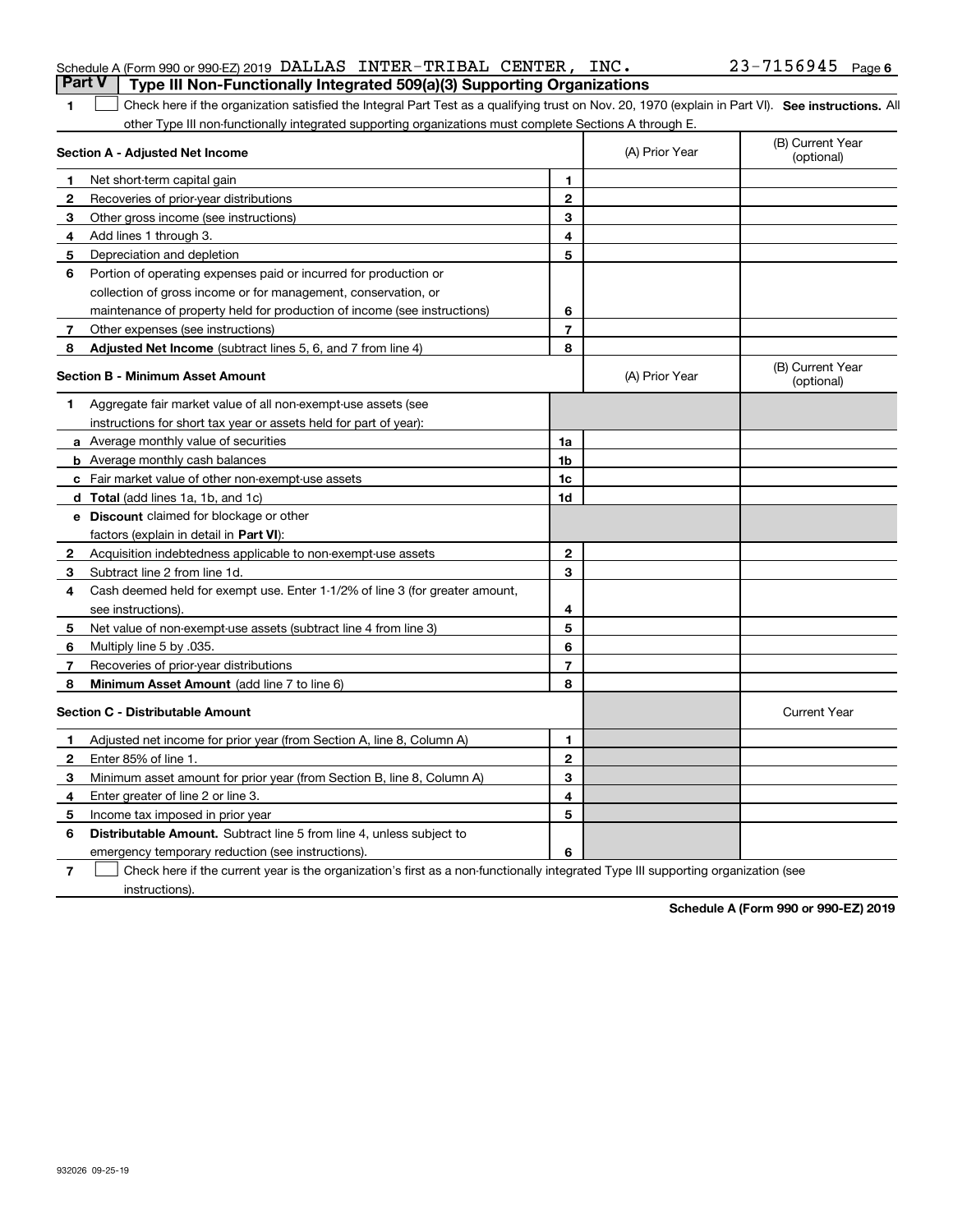Schedule A (Form 990 or 990-EZ) 2019 DALLAS INTER-TRIBAL CENTER, INC. 23-7156945 Page 6

## Part V Type III Non-Functionally Integrated 509(a)(3) Supporting Organizations

**1** ☐ Check here if the organization satisfied the Integral Part Test as a qualifying trust on Nov. 20, 1970 (explain in Part VI). **See instructions.** All other Type III non-functionally integrated supporting organizations must complete Sections A through E.

| **Section A - Adjusted Net Income** | | (A) Prior Year | (B) Current Year (optional) |
|---|---|---|---|
| **1** Net short-term capital gain | 1 | | |
| **2** Recoveries of prior-year distributions | 2 | | |
| **3** Other gross income (see instructions) | 3 | | |
| **4** Add lines 1 through 3. | 4 | | |
| **5** Depreciation and depletion | 5 | | |
| **6** Portion of operating expenses paid or incurred for production or collection of gross income or for management, conservation, or maintenance of property held for production of income (see instructions) | 6 | | |
| **7** Other expenses (see instructions) | 7 | | |
| **8** **Adjusted Net Income** (subtract lines 5, 6, and 7 from line 4) | 8 | | |

| **Section B - Minimum Asset Amount** | | (A) Prior Year | (B) Current Year (optional) |
|---|---|---|---|
| **1** Aggregate fair market value of all non-exempt-use assets (see instructions for short tax year or assets held for part of year): | | | |
| **a** Average monthly value of securities | 1a | | |
| **b** Average monthly cash balances | 1b | | |
| **c** Fair market value of other non-exempt-use assets | 1c | | |
| **d** **Total** (add lines 1a, 1b, and 1c) | 1d | | |
| **e** **Discount** claimed for blockage or other factors (explain in detail in **Part VI**): | | | |
| **2** Acquisition indebtedness applicable to non-exempt-use assets | 2 | | |
| **3** Subtract line 2 from line 1d. | 3 | | |
| **4** Cash deemed held for exempt use. Enter 1-1/2% of line 3 (for greater amount, see instructions). | 4 | | |
| **5** Net value of non-exempt-use assets (subtract line 4 from line 3) | 5 | | |
| **6** Multiply line 5 by .035. | 6 | | |
| **7** Recoveries of prior-year distributions | 7 | | |
| **8** **Minimum Asset Amount** (add line 7 to line 6) | 8 | | |

| **Section C - Distributable Amount** | | | Current Year |
|---|---|---|---|
| **1** Adjusted net income for prior year (from Section A, line 8, Column A) | 1 | | |
| **2** Enter 85% of line 1. | 2 | | |
| **3** Minimum asset amount for prior year (from Section B, line 8, Column A) | 3 | | |
| **4** Enter greater of line 2 or line 3. | 4 | | |
| **5** Income tax imposed in prior year | 5 | | |
| **6** **Distributable Amount.** Subtract line 5 from line 4, unless subject to emergency temporary reduction (see instructions). | 6 | | |

**7** ☐ Check here if the current year is the organization's first as a non-functionally integrated Type III supporting organization (see instructions).

**Schedule A (Form 990 or 990-EZ) 2019**

932026 09-25-19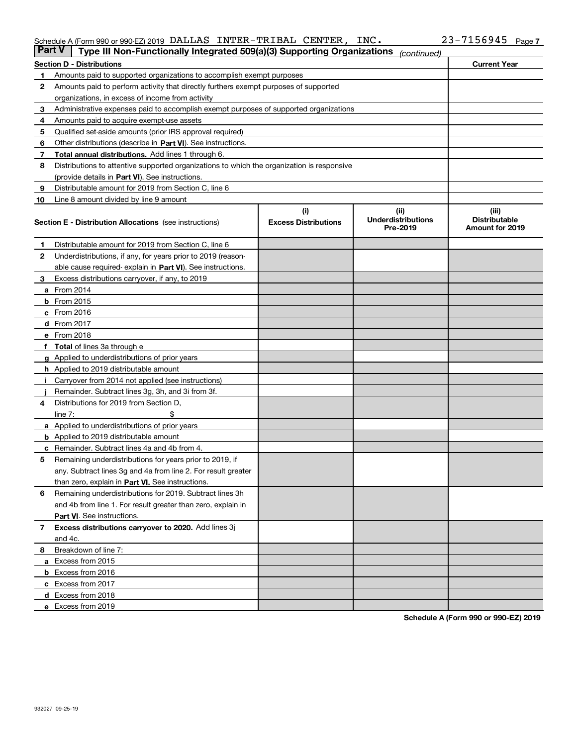Schedule A (Form 990 or 990-EZ) 2019 DALLAS INTER-TRIBAL CENTER, INC. 23-7156945

## Part V Type III Non-Functionally Integrated 509(a)(3) Supporting Organizations *(continued)*

| Section D - Distributions | | Current Year |
|---|---|---|
| 1 | Amounts paid to supported organizations to accomplish exempt purposes | |
| 2 | Amounts paid to perform activity that directly furthers exempt purposes of supported organizations, in excess of income from activity | |
| 3 | Administrative expenses paid to accomplish exempt purposes of supported organizations | |
| 4 | Amounts paid to acquire exempt-use assets | |
| 5 | Qualified set-aside amounts (prior IRS approval required) | |
| 6 | Other distributions (describe in **Part VI**). See instructions. | |
| 7 | **Total annual distributions.** Add lines 1 through 6. | |
| 8 | Distributions to attentive supported organizations to which the organization is responsive (provide details in **Part VI**). See instructions. | |
| 9 | Distributable amount for 2019 from Section C, line 6 | |
| 10 | Line 8 amount divided by line 9 amount | |

| Section E - Distribution Allocations (see instructions) | (i) Excess Distributions | (ii) Underdistributions Pre-2019 | (iii) Distributable Amount for 2019 |
|---|---|---|---|
| 1 Distributable amount for 2019 from Section C, line 6 | | | |
| 2 Underdistributions, if any, for years prior to 2019 (reasonable cause required- explain in **Part VI**). See instructions. | | | |
| 3 Excess distributions carryover, if any, to 2019 | | | |
| a From 2014 | | | |
| b From 2015 | | | |
| c From 2016 | | | |
| d From 2017 | | | |
| e From 2018 | | | |
| f **Total** of lines 3a through e | | | |
| g Applied to underdistributions of prior years | | | |
| h Applied to 2019 distributable amount | | | |
| i Carryover from 2014 not applied (see instructions) | | | |
| j Remainder. Subtract lines 3g, 3h, and 3i from 3f. | | | |
| 4 Distributions for 2019 from Section D, line 7: $ | | | |
| a Applied to underdistributions of prior years | | | |
| b Applied to 2019 distributable amount | | | |
| c Remainder. Subtract lines 4a and 4b from 4. | | | |
| 5 Remaining underdistributions for years prior to 2019, if any. Subtract lines 3g and 4a from line 2. For result greater than zero, explain in **Part VI.** See instructions. | | | |
| 6 Remaining underdistributions for 2019. Subtract lines 3h and 4b from line 1. For result greater than zero, explain in **Part VI**. See instructions. | | | |
| 7 **Excess distributions carryover to 2020.** Add lines 3j and 4c. | | | |
| 8 Breakdown of line 7: | | | |
| a Excess from 2015 | | | |
| b Excess from 2016 | | | |
| c Excess from 2017 | | | |
| d Excess from 2018 | | | |
| e Excess from 2019 | | | |

**Schedule A (Form 990 or 990-EZ) 2019**

932027 09-25-19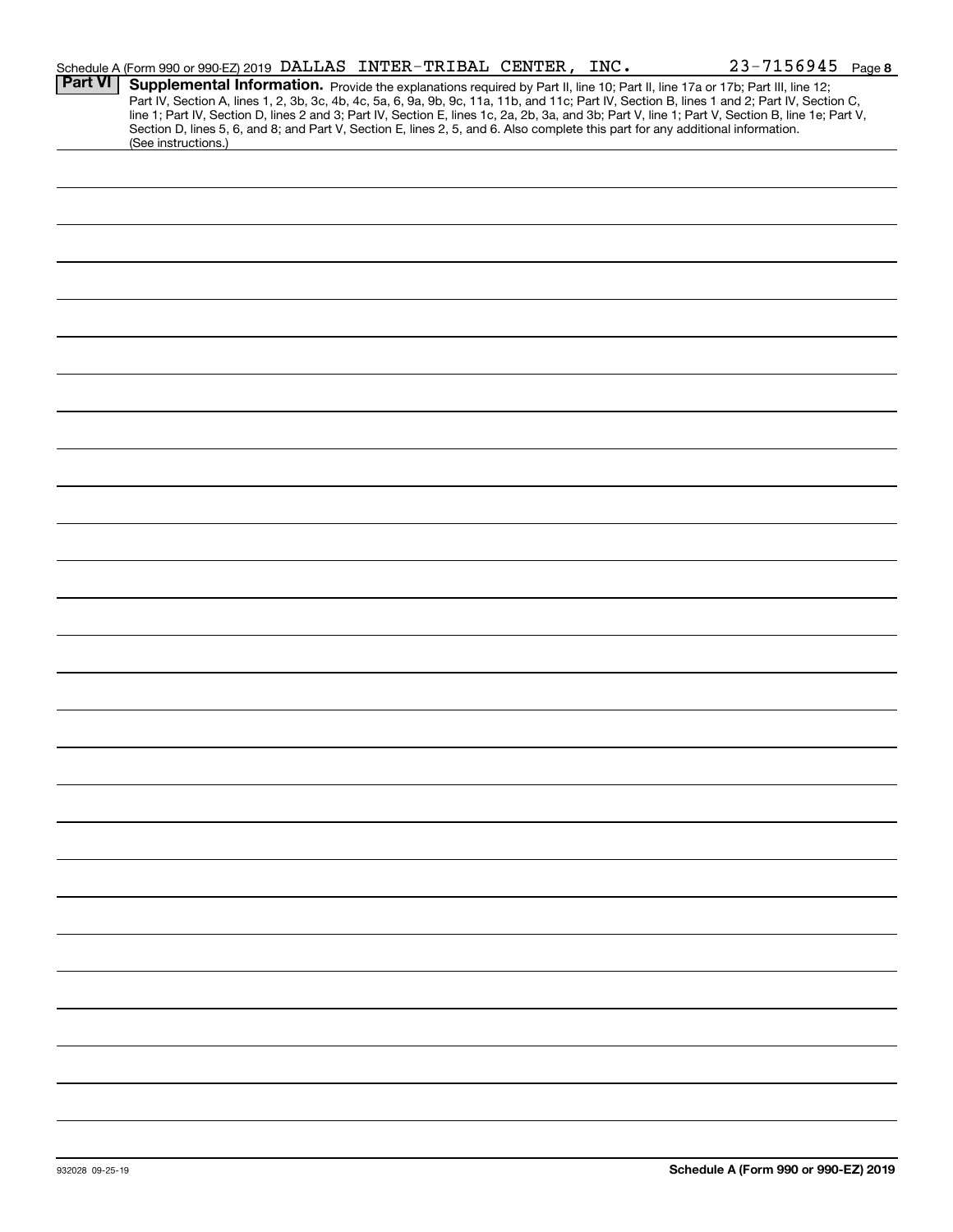Schedule A (Form 990 or 990-EZ) 2019 DALLAS INTER-TRIBAL CENTER, INC. 23-7156945 Page 8

**Part VI** **Supplemental Information.** Provide the explanations required by Part II, line 10; Part II, line 17a or 17b; Part III, line 12; Part IV, Section A, lines 1, 2, 3b, 3c, 4b, 4c, 5a, 6, 9a, 9b, 9c, 11a, 11b, and 11c; Part IV, Section B, lines 1 and 2; Part IV, Section C, line 1; Part IV, Section D, lines 2 and 3; Part IV, Section E, lines 1c, 2a, 2b, 3a, and 3b; Part V, line 1; Part V, Section B, line 1e; Part V, Section D, lines 5, 6, and 8; and Part V, Section E, lines 2, 5, and 6. Also complete this part for any additional information. (See instructions.)

932028 09-25-19 **Schedule A (Form 990 or 990-EZ) 2019**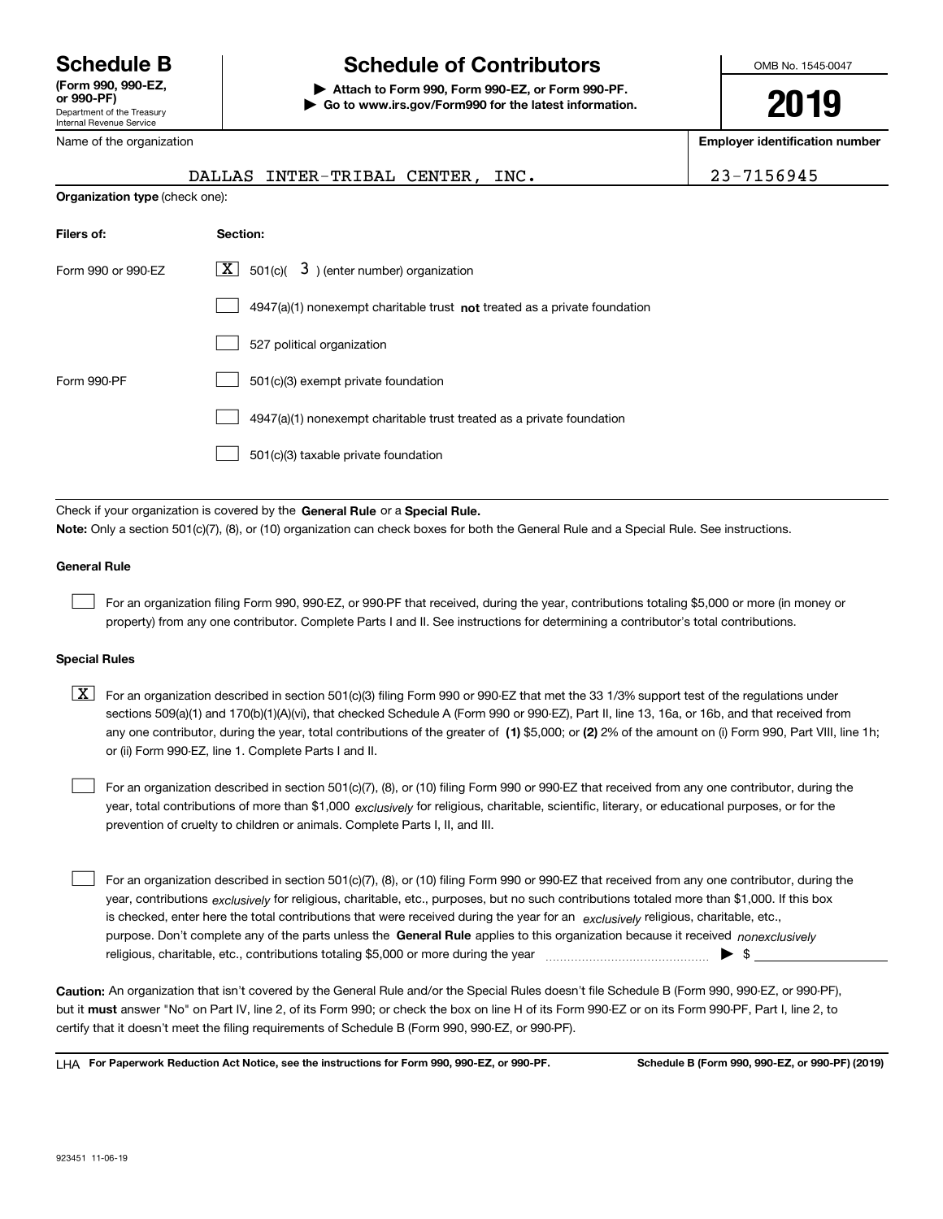**Schedule B** (Form 990, 990-EZ, or 990-PF)
Department of the Treasury
Internal Revenue Service

# Schedule of Contributors

▶ **Attach to Form 990, Form 990-EZ, or Form 990-PF.**
▶ **Go to www.irs.gov/Form990 for the latest information.**

OMB No. 1545-0047

**2019**

| Name of the organization | Employer identification number |
| --- | --- |
| DALLAS INTER-TRIBAL CENTER, INC. | 23-7156945 |

**Organization type** (check one):

| Filers of: | Section: |
| --- | --- |
| Form 990 or 990-EZ | [X] 501(c)( 3 ) (enter number) organization |
| | [ ] 4947(a)(1) nonexempt charitable trust **not** treated as a private foundation |
| | [ ] 527 political organization |
| Form 990-PF | [ ] 501(c)(3) exempt private foundation |
| | [ ] 4947(a)(1) nonexempt charitable trust treated as a private foundation |
| | [ ] 501(c)(3) taxable private foundation |

Check if your organization is covered by the **General Rule** or a **Special Rule.**

**Note:** Only a section 501(c)(7), (8), or (10) organization can check boxes for both the General Rule and a Special Rule. See instructions.

**General Rule**

[ ] For an organization filing Form 990, 990-EZ, or 990-PF that received, during the year, contributions totaling $5,000 or more (in money or property) from any one contributor. Complete Parts I and II. See instructions for determining a contributor's total contributions.

**Special Rules**

[X] For an organization described in section 501(c)(3) filing Form 990 or 990-EZ that met the 33 1/3% support test of the regulations under sections 509(a)(1) and 170(b)(1)(A)(vi), that checked Schedule A (Form 990 or 990-EZ), Part II, line 13, 16a, or 16b, and that received from any one contributor, during the year, total contributions of the greater of **(1)** $5,000; or **(2)** 2% of the amount on (i) Form 990, Part VIII, line 1h; or (ii) Form 990-EZ, line 1. Complete Parts I and II.

[ ] For an organization described in section 501(c)(7), (8), or (10) filing Form 990 or 990-EZ that received from any one contributor, during the year, total contributions of more than $1,000 *exclusively* for religious, charitable, scientific, literary, or educational purposes, or for the prevention of cruelty to children or animals. Complete Parts I, II, and III.

[ ] For an organization described in section 501(c)(7), (8), or (10) filing Form 990 or 990-EZ that received from any one contributor, during the year, contributions *exclusively* for religious, charitable, etc., purposes, but no such contributions totaled more than $1,000. If this box is checked, enter here the total contributions that were received during the year for an *exclusively* religious, charitable, etc., purpose. Don't complete any of the parts unless the **General Rule** applies to this organization because it received *nonexclusively* religious, charitable, etc., contributions totaling $5,000 or more during the year ▶ $ ____________

**Caution:** An organization that isn't covered by the General Rule and/or the Special Rules doesn't file Schedule B (Form 990, 990-EZ, or 990-PF), but it **must** answer "No" on Part IV, line 2, of its Form 990; or check the box on line H of its Form 990-EZ or on its Form 990-PF, Part I, line 2, to certify that it doesn't meet the filing requirements of Schedule B (Form 990, 990-EZ, or 990-PF).

LHA **For Paperwork Reduction Act Notice, see the instructions for Form 990, 990-EZ, or 990-PF.** **Schedule B (Form 990, 990-EZ, or 990-PF) (2019)**

923451 11-06-19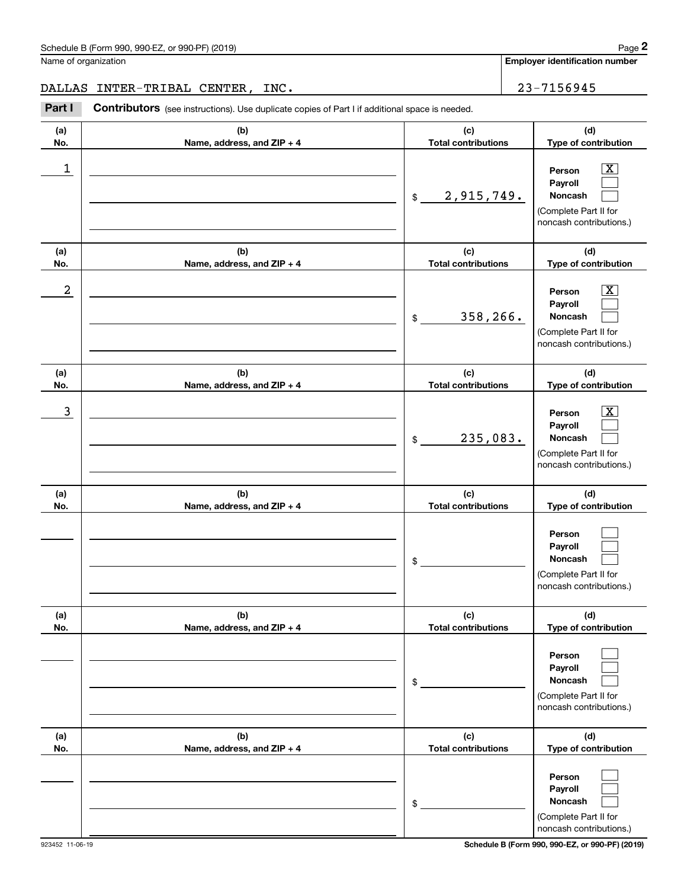Schedule B (Form 990, 990-EZ, or 990-PF) (2019)

Name of organization: DALLAS INTER-TRIBAL CENTER, INC.

Employer identification number: 23-7156945

**Part I** **Contributors** (see instructions). Use duplicate copies of Part I if additional space is needed.

| (a) No. | (b) Name, address, and ZIP + 4 | (c) Total contributions | (d) Type of contribution |
|---|---|---|---|
| 1 | | $ 2,915,749. | Person [X] Payroll [ ] Noncash [ ] (Complete Part II for noncash contributions.) |
| 2 | | $ 358,266. | Person [X] Payroll [ ] Noncash [ ] (Complete Part II for noncash contributions.) |
| 3 | | $ 235,083. | Person [X] Payroll [ ] Noncash [ ] (Complete Part II for noncash contributions.) |
| | | $ | Person [ ] Payroll [ ] Noncash [ ] (Complete Part II for noncash contributions.) |
| | | $ | Person [ ] Payroll [ ] Noncash [ ] (Complete Part II for noncash contributions.) |
| | | $ | Person [ ] Payroll [ ] Noncash [ ] (Complete Part II for noncash contributions.) |

923452 11-06-19

Schedule B (Form 990, 990-EZ, or 990-PF) (2019)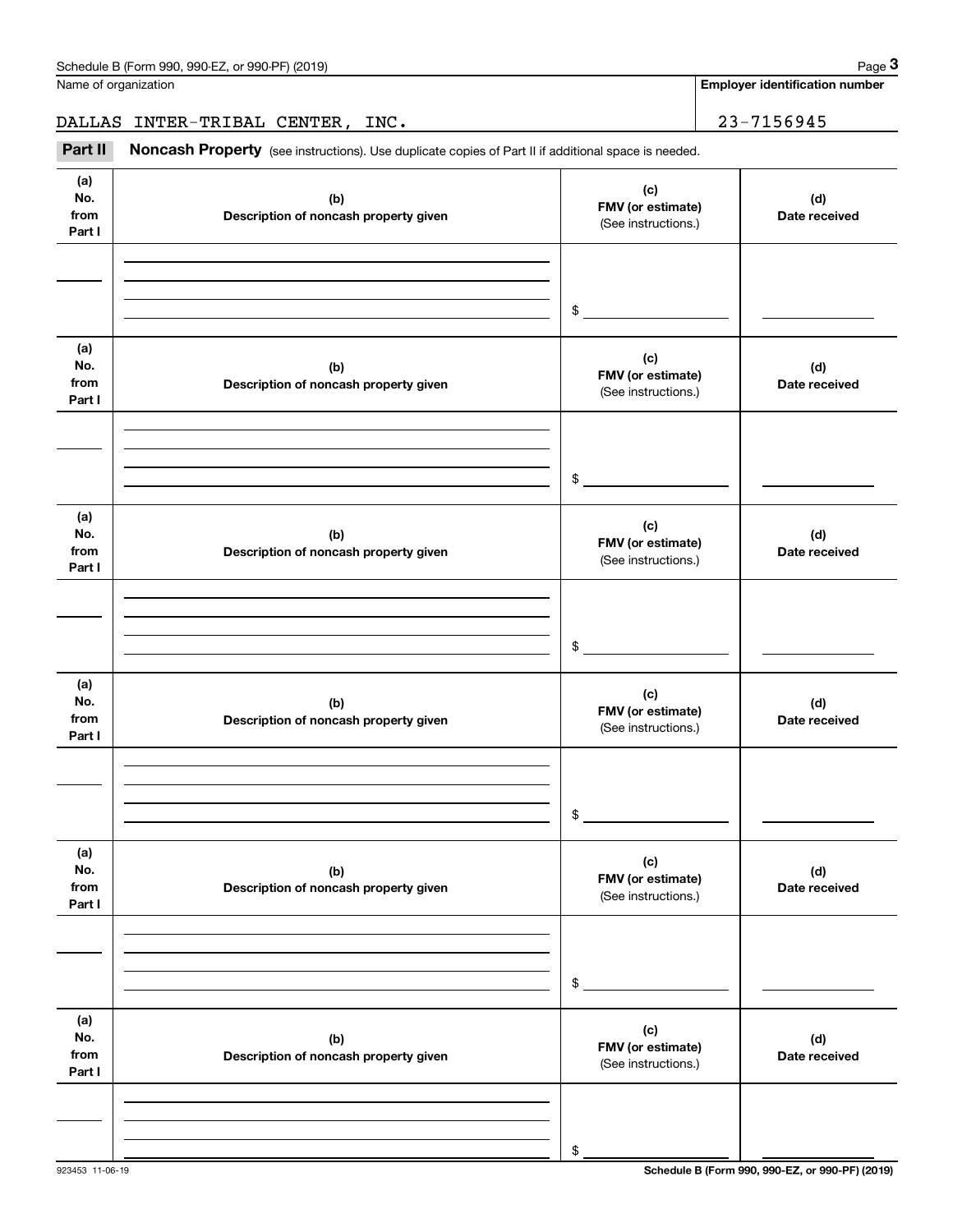Name of organization

**Employer identification number**

DALLAS INTER-TRIBAL CENTER, INC. 23-7156945

**Part II** **Noncash Property** (see instructions). Use duplicate copies of Part II if additional space is needed.

| (a) No. from Part I | (b) Description of noncash property given | (c) FMV (or estimate) (See instructions.) | (d) Date received |
|---|---|---|---|
| | | $ | |

| (a) No. from Part I | (b) Description of noncash property given | (c) FMV (or estimate) (See instructions.) | (d) Date received |
|---|---|---|---|
| | | $ | |

| (a) No. from Part I | (b) Description of noncash property given | (c) FMV (or estimate) (See instructions.) | (d) Date received |
|---|---|---|---|
| | | $ | |

| (a) No. from Part I | (b) Description of noncash property given | (c) FMV (or estimate) (See instructions.) | (d) Date received |
|---|---|---|---|
| | | $ | |

| (a) No. from Part I | (b) Description of noncash property given | (c) FMV (or estimate) (See instructions.) | (d) Date received |
|---|---|---|---|
| | | $ | |

| (a) No. from Part I | (b) Description of noncash property given | (c) FMV (or estimate) (See instructions.) | (d) Date received |
|---|---|---|---|
| | | $ | |

923453 11-06-19 **Schedule B (Form 990, 990-EZ, or 990-PF) (2019)**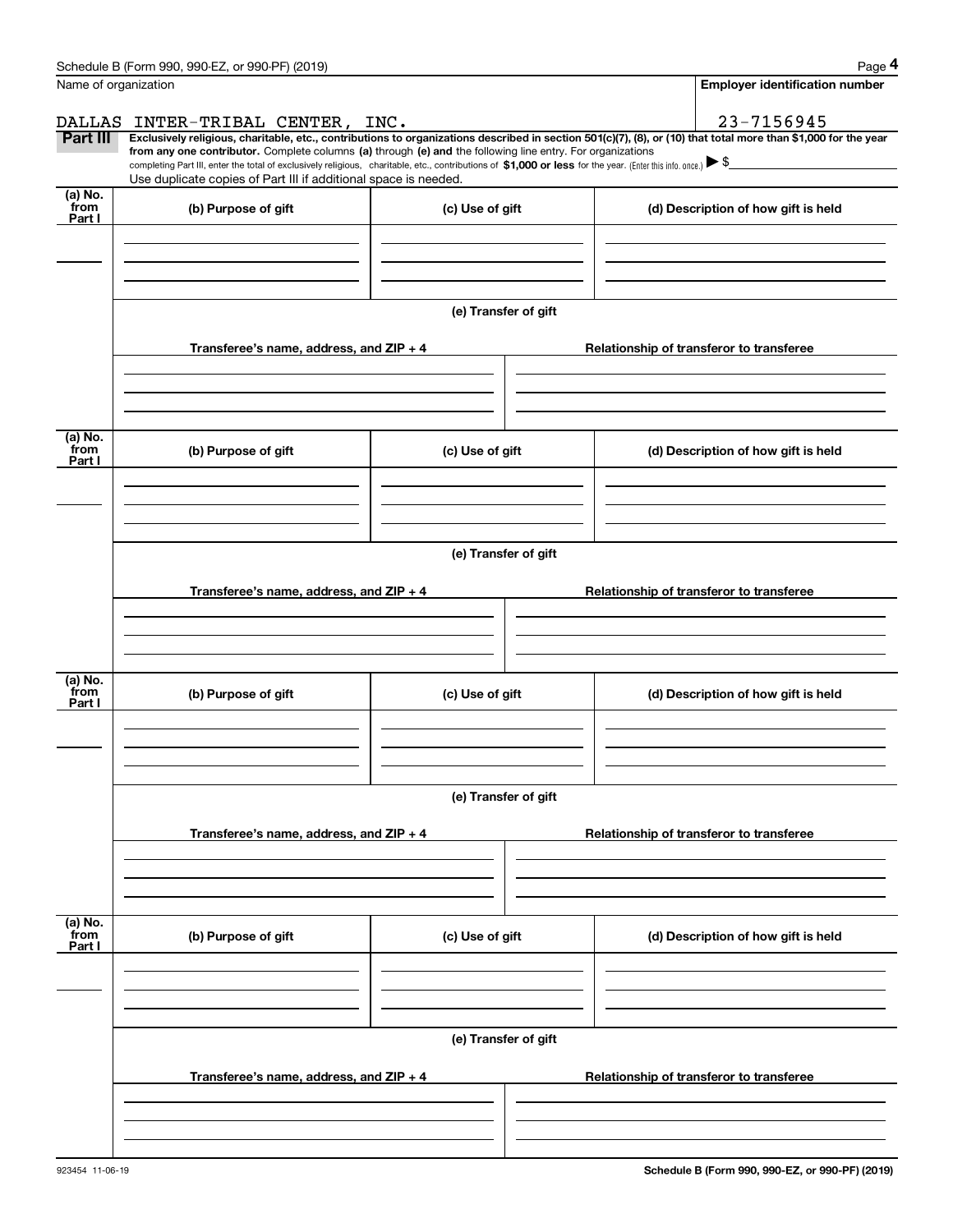Name of organization

**Employer identification number**

DALLAS INTER-TRIBAL CENTER, INC.

23-7156945

**Part III** **Exclusively religious, charitable, etc., contributions to organizations described in section 501(c)(7), (8), or (10) that total more than $1,000 for the year from any one contributor.** Complete columns **(a)** through **(e) and** the following line entry. For organizations completing Part III, enter the total of exclusively religious, charitable, etc., contributions of **$1,000 or less** for the year. (Enter this info. once.) ▶ $

Use duplicate copies of Part III if additional space is needed.

| (a) No. from Part I | (b) Purpose of gift | (c) Use of gift | (d) Description of how gift is held |
|---|---|---|---|
| | | | |

(e) Transfer of gift

| Transferee's name, address, and ZIP + 4 | Relationship of transferor to transferee |
|---|---|
| | |

| (a) No. from Part I | (b) Purpose of gift | (c) Use of gift | (d) Description of how gift is held |
|---|---|---|---|
| | | | |

(e) Transfer of gift

| Transferee's name, address, and ZIP + 4 | Relationship of transferor to transferee |
|---|---|
| | |

| (a) No. from Part I | (b) Purpose of gift | (c) Use of gift | (d) Description of how gift is held |
|---|---|---|---|
| | | | |

(e) Transfer of gift

| Transferee's name, address, and ZIP + 4 | Relationship of transferor to transferee |
|---|---|
| | |

| (a) No. from Part I | (b) Purpose of gift | (c) Use of gift | (d) Description of how gift is held |
|---|---|---|---|
| | | | |

(e) Transfer of gift

| Transferee's name, address, and ZIP + 4 | Relationship of transferor to transferee |
|---|---|
| | |

923454 11-06-19

**Schedule B (Form 990, 990-EZ, or 990-PF) (2019)**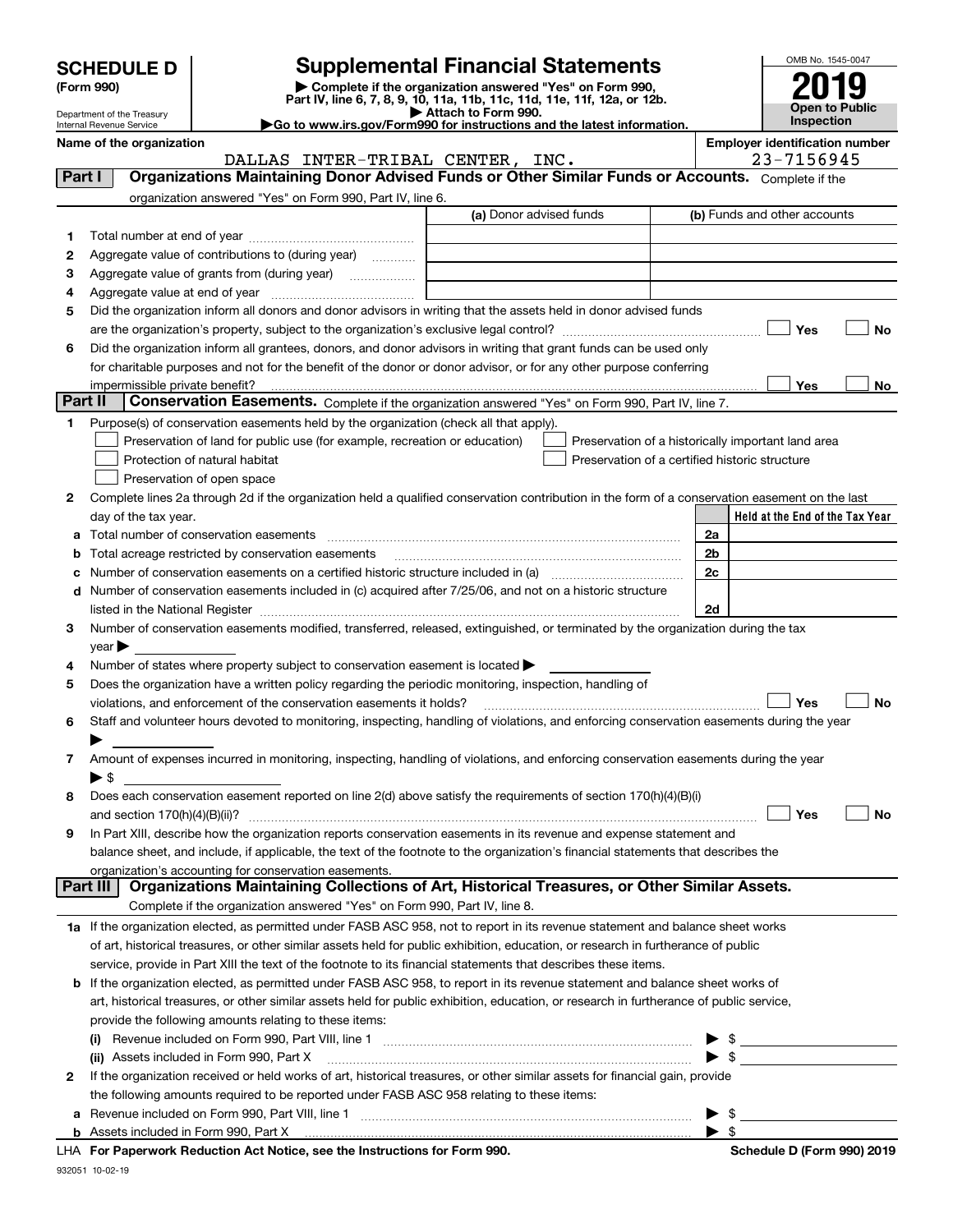# SCHEDULE D (Form 990)

Department of the Treasury
Internal Revenue Service

## Supplemental Financial Statements

▶ Complete if the organization answered "Yes" on Form 990, Part IV, line 6, 7, 8, 9, 10, 11a, 11b, 11c, 11d, 11e, 11f, 12a, or 12b.
▶ Attach to Form 990.
▶Go to www.irs.gov/Form990 for instructions and the latest information.

OMB No. 1545-0047

**2019**

**Open to Public Inspection**

**Name of the organization:** DALLAS INTER-TRIBAL CENTER, INC.

**Employer identification number:** 23-7156945

### Part I — Organizations Maintaining Donor Advised Funds or Other Similar Funds or Accounts.

Complete if the organization answered "Yes" on Form 990, Part IV, line 6.

| | | (a) Donor advised funds | (b) Funds and other accounts |
|---|---|---|---|
| 1 | Total number at end of year | | |
| 2 | Aggregate value of contributions to (during year) | | |
| 3 | Aggregate value of grants from (during year) | | |
| 4 | Aggregate value at end of year | | |

5 Did the organization inform all donors and donor advisors in writing that the assets held in donor advised funds are the organization's property, subject to the organization's exclusive legal control? ☐ Yes ☐ No

6 Did the organization inform all grantees, donors, and donor advisors in writing that grant funds can be used only for charitable purposes and not for the benefit of the donor or donor advisor, or for any other purpose conferring impermissible private benefit? ☐ Yes ☐ No

### Part II — Conservation Easements.

Complete if the organization answered "Yes" on Form 990, Part IV, line 7.

1 Purpose(s) of conservation easements held by the organization (check all that apply).

- ☐ Preservation of land for public use (for example, recreation or education)
- ☐ Protection of natural habitat
- ☐ Preservation of open space
- ☐ Preservation of a historically important land area
- ☐ Preservation of a certified historic structure

2 Complete lines 2a through 2d if the organization held a qualified conservation contribution in the form of a conservation easement on the last day of the tax year.

| | | | Held at the End of the Tax Year |
|---|---|---|---|
| a | Total number of conservation easements | 2a | |
| b | Total acreage restricted by conservation easements | 2b | |
| c | Number of conservation easements on a certified historic structure included in (a) | 2c | |
| d | Number of conservation easements included in (c) acquired after 7/25/06, and not on a historic structure listed in the National Register | 2d | |

3 Number of conservation easements modified, transferred, released, extinguished, or terminated by the organization during the tax year ▶

4 Number of states where property subject to conservation easement is located ▶

5 Does the organization have a written policy regarding the periodic monitoring, inspection, handling of violations, and enforcement of the conservation easements it holds? ☐ Yes ☐ No

6 Staff and volunteer hours devoted to monitoring, inspecting, handling of violations, and enforcing conservation easements during the year ▶

7 Amount of expenses incurred in monitoring, inspecting, handling of violations, and enforcing conservation easements during the year ▶ $

8 Does each conservation easement reported on line 2(d) above satisfy the requirements of section 170(h)(4)(B)(i) and section 170(h)(4)(B)(ii)? ☐ Yes ☐ No

9 In Part XIII, describe how the organization reports conservation easements in its revenue and expense statement and balance sheet, and include, if applicable, the text of the footnote to the organization's financial statements that describes the organization's accounting for conservation easements.

### Part III — Organizations Maintaining Collections of Art, Historical Treasures, or Other Similar Assets.

Complete if the organization answered "Yes" on Form 990, Part IV, line 8.

1a If the organization elected, as permitted under FASB ASC 958, not to report in its revenue statement and balance sheet works of art, historical treasures, or other similar assets held for public exhibition, education, or research in furtherance of public service, provide in Part XIII the text of the footnote to its financial statements that describes these items.

b If the organization elected, as permitted under FASB ASC 958, to report in its revenue statement and balance sheet works of art, historical treasures, or other similar assets held for public exhibition, education, or research in furtherance of public service, provide the following amounts relating to these items:

(i) Revenue included on Form 990, Part VIII, line 1 ▶ $

(ii) Assets included in Form 990, Part X ▶ $

2 If the organization received or held works of art, historical treasures, or other similar assets for financial gain, provide the following amounts required to be reported under FASB ASC 958 relating to these items:

a Revenue included on Form 990, Part VIII, line 1 ▶ $

b Assets included in Form 990, Part X ▶ $

LHA For Paperwork Reduction Act Notice, see the Instructions for Form 990.

Schedule D (Form 990) 2019

932051 10-02-19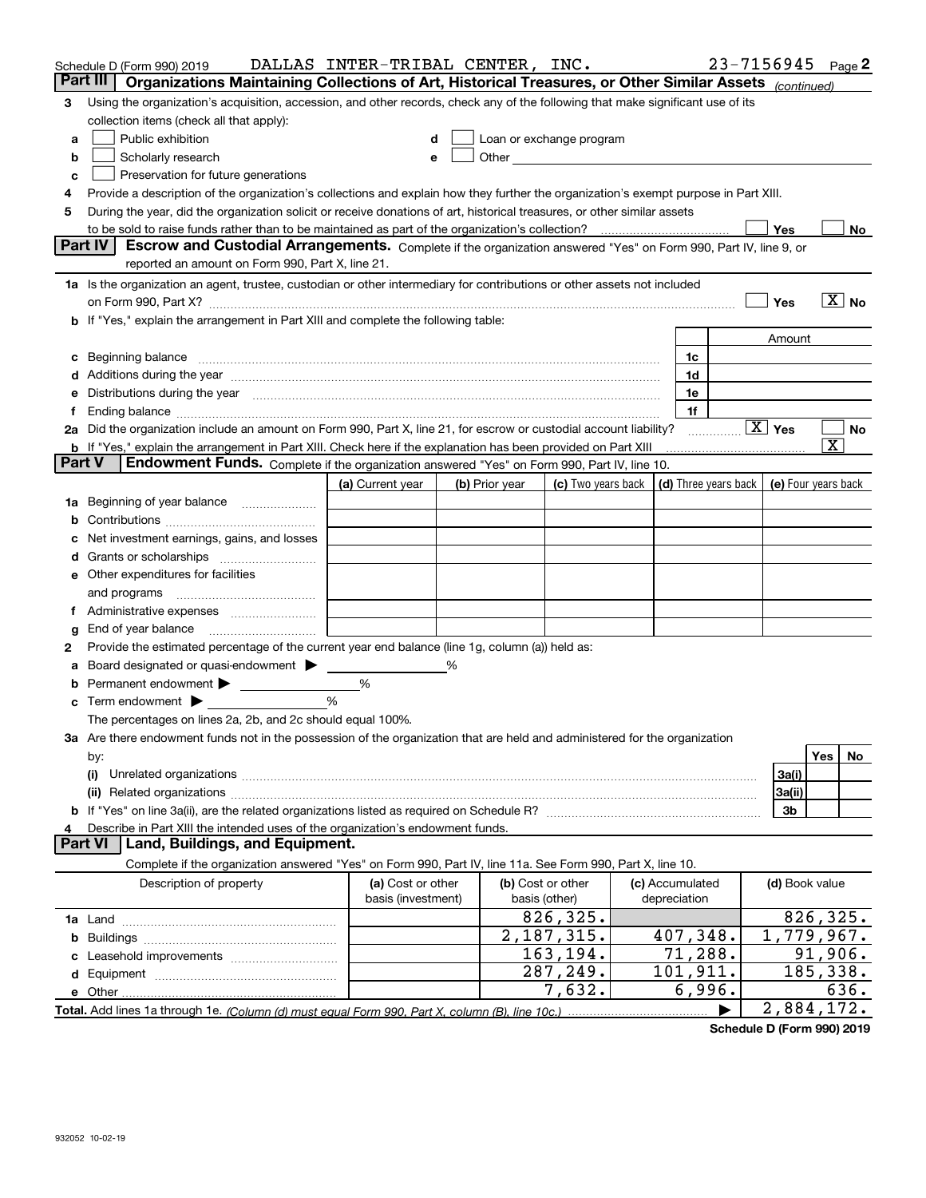Schedule D (Form 990) 2019 DALLAS INTER-TRIBAL CENTER, INC. 23-7156945 Page 2

## Part III Organizations Maintaining Collections of Art, Historical Treasures, or Other Similar Assets *(continued)*

3 Using the organization's acquisition, accession, and other records, check any of the following that make significant use of its collection items (check all that apply):

- a ☐ Public exhibition
- b ☐ Scholarly research
- c ☐ Preservation for future generations
- d ☐ Loan or exchange program
- e ☐ Other

4 Provide a description of the organization's collections and explain how they further the organization's exempt purpose in Part XIII.

5 During the year, did the organization solicit or receive donations of art, historical treasures, or other similar assets to be sold to raise funds rather than to be maintained as part of the organization's collection? ☐ Yes ☐ No

## Part IV Escrow and Custodial Arrangements.

Complete if the organization answered "Yes" on Form 990, Part IV, line 9, or reported an amount on Form 990, Part X, line 21.

1a Is the organization an agent, trustee, custodian or other intermediary for contributions or other assets not included on Form 990, Part X? ☐ Yes ☒ No

b If "Yes," explain the arrangement in Part XIII and complete the following table:

| | | Amount |
|---|---|---|
| c Beginning balance | 1c | |
| d Additions during the year | 1d | |
| e Distributions during the year | 1e | |
| f Ending balance | 1f | |

2a Did the organization include an amount on Form 990, Part X, line 21, for escrow or custodial account liability? ☒ Yes ☐ No

b If "Yes," explain the arrangement in Part XIII. Check here if the explanation has been provided on Part XIII ☒

## Part V Endowment Funds.

Complete if the organization answered "Yes" on Form 990, Part IV, line 10.

| | (a) Current year | (b) Prior year | (c) Two years back | (d) Three years back | (e) Four years back |
|---|---|---|---|---|---|
| 1a Beginning of year balance | | | | | |
| b Contributions | | | | | |
| c Net investment earnings, gains, and losses | | | | | |
| d Grants or scholarships | | | | | |
| e Other expenditures for facilities and programs | | | | | |
| f Administrative expenses | | | | | |
| g End of year balance | | | | | |

2 Provide the estimated percentage of the current year end balance (line 1g, column (a)) held as:

- a Board designated or quasi-endowment ▶ %
- b Permanent endowment ▶ %
- c Term endowment ▶ %

The percentages on lines 2a, 2b, and 2c should equal 100%.

3a Are there endowment funds not in the possession of the organization that are held and administered for the organization by:

| | | Yes | No |
|---|---|---|---|
| (i) Unrelated organizations | 3a(i) | | |
| (ii) Related organizations | 3a(ii) | | |
| b If "Yes" on line 3a(ii), are the related organizations listed as required on Schedule R? | 3b | | |

4 Describe in Part XIII the intended uses of the organization's endowment funds.

## Part VI Land, Buildings, and Equipment.

Complete if the organization answered "Yes" on Form 990, Part IV, line 11a. See Form 990, Part X, line 10.

| Description of property | (a) Cost or other basis (investment) | (b) Cost or other basis (other) | (c) Accumulated depreciation | (d) Book value |
|---|---|---|---|---|
| 1a Land | | 826,325. | | 826,325. |
| b Buildings | | 2,187,315. | 407,348. | 1,779,967. |
| c Leasehold improvements | | 163,194. | 71,288. | 91,906. |
| d Equipment | | 287,249. | 101,911. | 185,338. |
| e Other | | 7,632. | 6,996. | 636. |
| **Total.** Add lines 1a through 1e. *(Column (d) must equal Form 990, Part X, column (B), line 10c.)* | | | ▶ | 2,884,172. |

Schedule D (Form 990) 2019

932052 10-02-19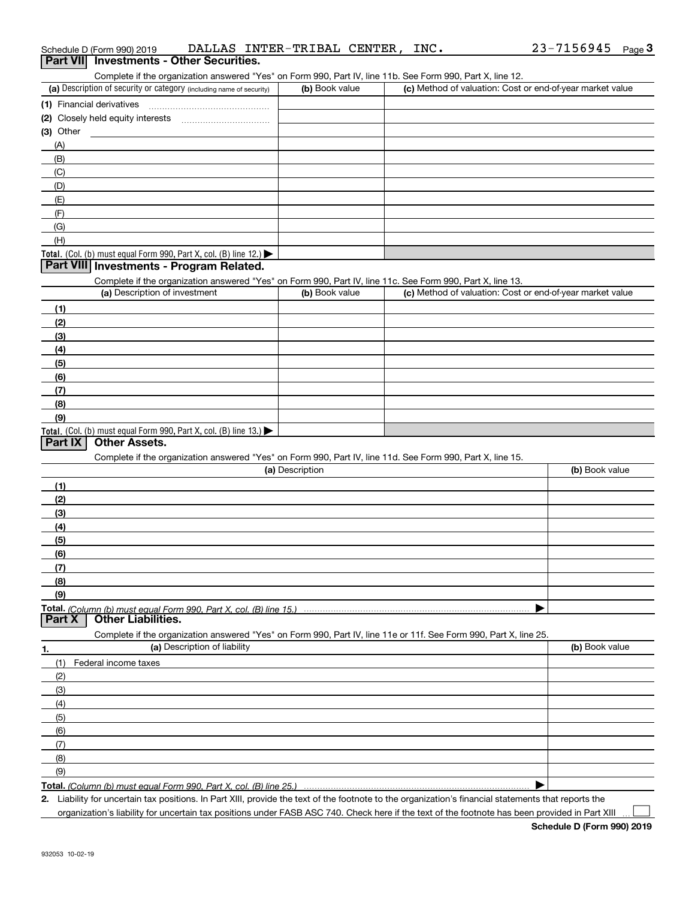Schedule D (Form 990) 2019 DALLAS INTER-TRIBAL CENTER, INC. 23-7156945 Page 3

## Part VII Investments - Other Securities.

Complete if the organization answered "Yes" on Form 990, Part IV, line 11b. See Form 990, Part X, line 12.

| (a) Description of security or category (including name of security) | (b) Book value | (c) Method of valuation: Cost or end-of-year market value |
|---|---|---|
| (1) Financial derivatives | | |
| (2) Closely held equity interests | | |
| (3) Other | | |
| (A) | | |
| (B) | | |
| (C) | | |
| (D) | | |
| (E) | | |
| (F) | | |
| (G) | | |
| (H) | | |
| **Total.** (Col. (b) must equal Form 990, Part X, col. (B) line 12.) ▶ | | |

## Part VIII Investments - Program Related.

Complete if the organization answered "Yes" on Form 990, Part IV, line 11c. See Form 990, Part X, line 13.

| (a) Description of investment | (b) Book value | (c) Method of valuation: Cost or end-of-year market value |
|---|---|---|
| (1) | | |
| (2) | | |
| (3) | | |
| (4) | | |
| (5) | | |
| (6) | | |
| (7) | | |
| (8) | | |
| (9) | | |
| **Total.** (Col. (b) must equal Form 990, Part X, col. (B) line 13.) ▶ | | |

## Part IX Other Assets.

Complete if the organization answered "Yes" on Form 990, Part IV, line 11d. See Form 990, Part X, line 15.

| (a) Description | (b) Book value |
|---|---|
| (1) | |
| (2) | |
| (3) | |
| (4) | |
| (5) | |
| (6) | |
| (7) | |
| (8) | |
| (9) | |
| **Total.** *(Column (b) must equal Form 990, Part X, col. (B) line 15.)* ▶ | |

## Part X Other Liabilities.

Complete if the organization answered "Yes" on Form 990, Part IV, line 11e or 11f. See Form 990, Part X, line 25.

| 1. (a) Description of liability | (b) Book value |
|---|---|
| (1) Federal income taxes | |
| (2) | |
| (3) | |
| (4) | |
| (5) | |
| (6) | |
| (7) | |
| (8) | |
| (9) | |
| **Total.** *(Column (b) must equal Form 990, Part X, col. (B) line 25.)* ▶ | |

**2.** Liability for uncertain tax positions. In Part XIII, provide the text of the footnote to the organization's financial statements that reports the organization's liability for uncertain tax positions under FASB ASC 740. Check here if the text of the footnote has been provided in Part XIII ☐

**Schedule D (Form 990) 2019**

932053 10-02-19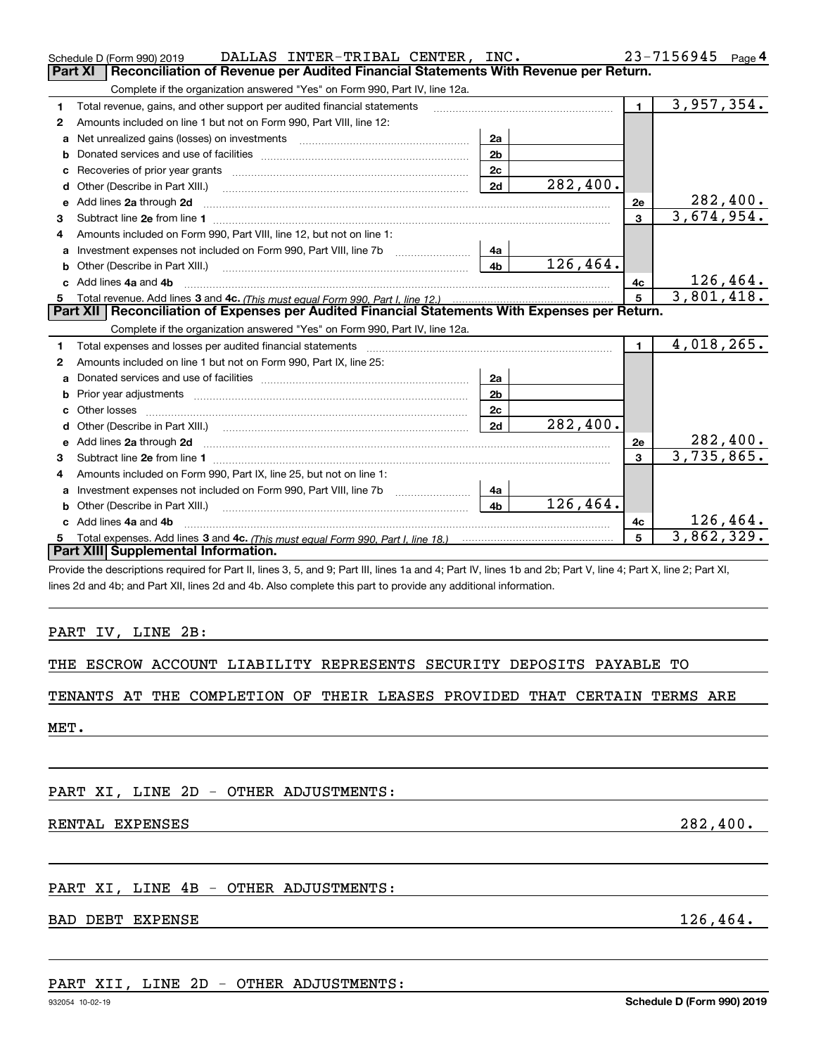Schedule D (Form 990) 2019 DALLAS INTER-TRIBAL CENTER, INC. 23-7156945 Page 4

## Part XI Reconciliation of Revenue per Audited Financial Statements With Revenue per Return.

Complete if the organization answered "Yes" on Form 990, Part IV, line 12a.

| | | | | | |
|---|---|---|---|---|---|
| 1 | Total revenue, gains, and other support per audited financial statements | | | 1 | 3,957,354. |
| 2 | Amounts included on line 1 but not on Form 990, Part VIII, line 12: | | | | |
| a | Net unrealized gains (losses) on investments | 2a | | | |
| b | Donated services and use of facilities | 2b | | | |
| c | Recoveries of prior year grants | 2c | | | |
| d | Other (Describe in Part XIII.) | 2d | 282,400. | | |
| e | Add lines 2a through 2d | | | 2e | 282,400. |
| 3 | Subtract line 2e from line 1 | | | 3 | 3,674,954. |
| 4 | Amounts included on Form 990, Part VIII, line 12, but not on line 1: | | | | |
| a | Investment expenses not included on Form 990, Part VIII, line 7b | 4a | | | |
| b | Other (Describe in Part XIII.) | 4b | 126,464. | | |
| c | Add lines 4a and 4b | | | 4c | 126,464. |
| 5 | Total revenue. Add lines 3 and 4c. *(This must equal Form 990, Part I, line 12.)* | | | 5 | 3,801,418. |

## Part XII Reconciliation of Expenses per Audited Financial Statements With Expenses per Return.

Complete if the organization answered "Yes" on Form 990, Part IV, line 12a.

| | | | | | |
|---|---|---|---|---|---|
| 1 | Total expenses and losses per audited financial statements | | | 1 | 4,018,265. |
| 2 | Amounts included on line 1 but not on Form 990, Part IX, line 25: | | | | |
| a | Donated services and use of facilities | 2a | | | |
| b | Prior year adjustments | 2b | | | |
| c | Other losses | 2c | | | |
| d | Other (Describe in Part XIII.) | 2d | 282,400. | | |
| e | Add lines 2a through 2d | | | 2e | 282,400. |
| 3 | Subtract line 2e from line 1 | | | 3 | 3,735,865. |
| 4 | Amounts included on Form 990, Part IX, line 25, but not on line 1: | | | | |
| a | Investment expenses not included on Form 990, Part VIII, line 7b | 4a | | | |
| b | Other (Describe in Part XIII.) | 4b | 126,464. | | |
| c | Add lines 4a and 4b | | | 4c | 126,464. |
| 5 | Total expenses. Add lines 3 and 4c. *(This must equal Form 990, Part I, line 18.)* | | | 5 | 3,862,329. |

## Part XIII Supplemental Information.

Provide the descriptions required for Part II, lines 3, 5, and 9; Part III, lines 1a and 4; Part IV, lines 1b and 2b; Part V, line 4; Part X, line 2; Part XI, lines 2d and 4b; and Part XII, lines 2d and 4b. Also complete this part to provide any additional information.

PART IV, LINE 2B:

THE ESCROW ACCOUNT LIABILITY REPRESENTS SECURITY DEPOSITS PAYABLE TO TENANTS AT THE COMPLETION OF THEIR LEASES PROVIDED THAT CERTAIN TERMS ARE MET.

PART XI, LINE 2D - OTHER ADJUSTMENTS:

RENTAL EXPENSES 282,400.

PART XI, LINE 4B - OTHER ADJUSTMENTS:

BAD DEBT EXPENSE 126,464.

PART XII, LINE 2D - OTHER ADJUSTMENTS:

932054 10-02-19 Schedule D (Form 990) 2019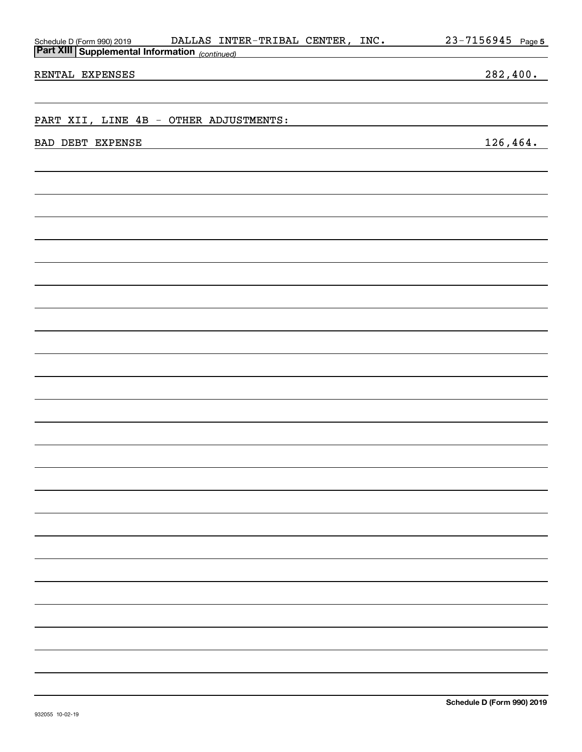## Part XIII Supplemental Information *(continued)*

| | |
|---|---|
| RENTAL EXPENSES | 282,400. |
| PART XII, LINE 4B - OTHER ADJUSTMENTS: | |
| BAD DEBT EXPENSE | 126,464. |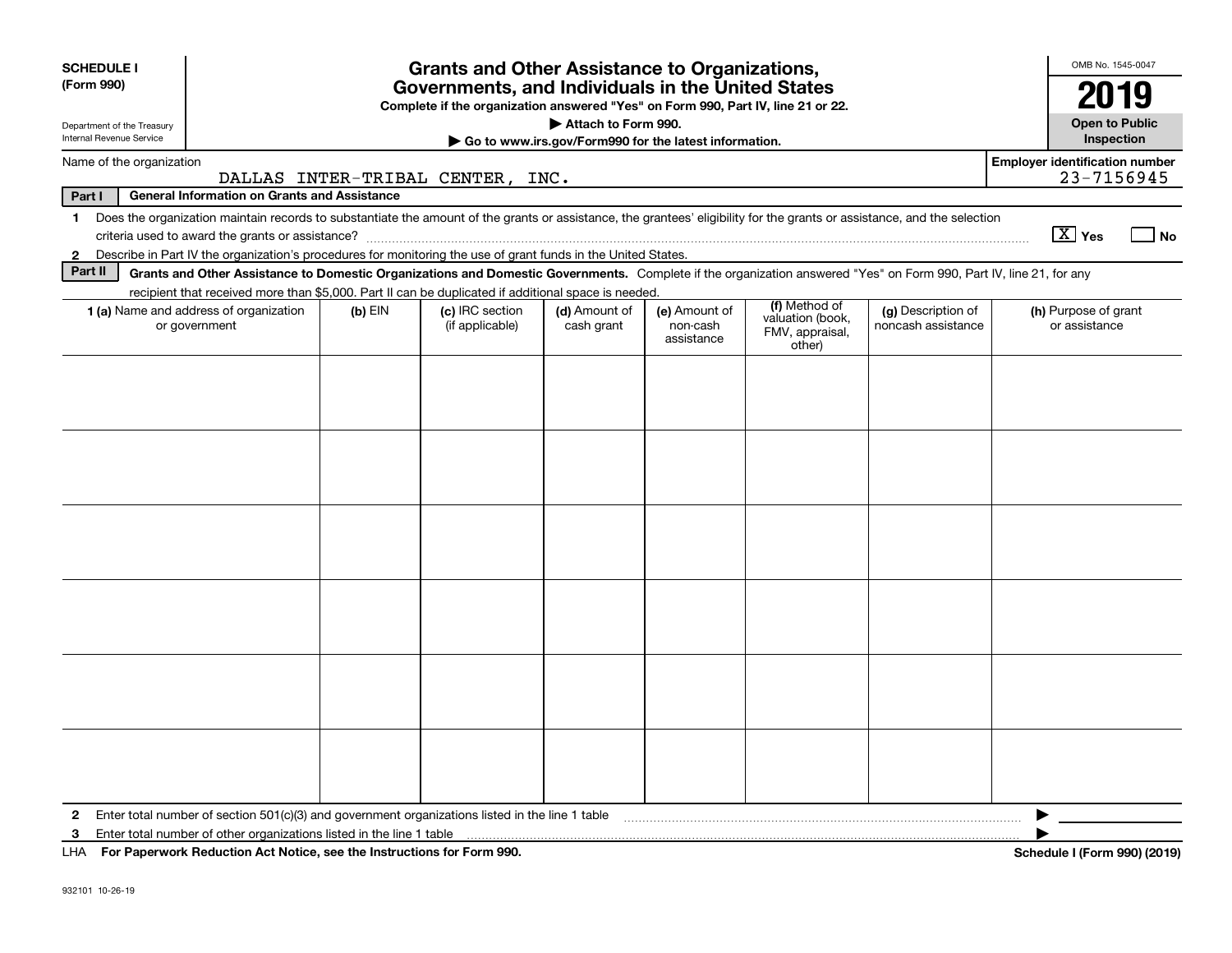**SCHEDULE I**
**(Form 990)**

Department of the Treasury
Internal Revenue Service

# Grants and Other Assistance to Organizations, Governments, and Individuals in the United States

**Complete if the organization answered "Yes" on Form 990, Part IV, line 21 or 22.**
**▶ Attach to Form 990.**
**▶ Go to www.irs.gov/Form990 for the latest information.**

OMB No. 1545-0047

**2019**

**Open to Public Inspection**

Name of the organization: DALLAS INTER-TRIBAL CENTER, INC.

**Employer identification number:** 23-7156945

**Part I — General Information on Grants and Assistance**

1 Does the organization maintain records to substantiate the amount of the grants or assistance, the grantees' eligibility for the grants or assistance, and the selection criteria used to award the grants or assistance? [X] Yes [ ] No

2 Describe in Part IV the organization's procedures for monitoring the use of grant funds in the United States.

**Part II — Grants and Other Assistance to Domestic Organizations and Domestic Governments.** Complete if the organization answered "Yes" on Form 990, Part IV, line 21, for any recipient that received more than $5,000. Part II can be duplicated if additional space is needed.

| 1 (a) Name and address of organization or government | (b) EIN | (c) IRC section (if applicable) | (d) Amount of cash grant | (e) Amount of non-cash assistance | (f) Method of valuation (book, FMV, appraisal, other) | (g) Description of noncash assistance | (h) Purpose of grant or assistance |
|---|---|---|---|---|---|---|---|
| | | | | | | | |
| | | | | | | | |
| | | | | | | | |
| | | | | | | | |
| | | | | | | | |
| | | | | | | | |

2 Enter total number of section 501(c)(3) and government organizations listed in the line 1 table ▶

3 Enter total number of other organizations listed in the line 1 table ▶

LHA **For Paperwork Reduction Act Notice, see the Instructions for Form 990.** **Schedule I (Form 990) (2019)**

932101 10-26-19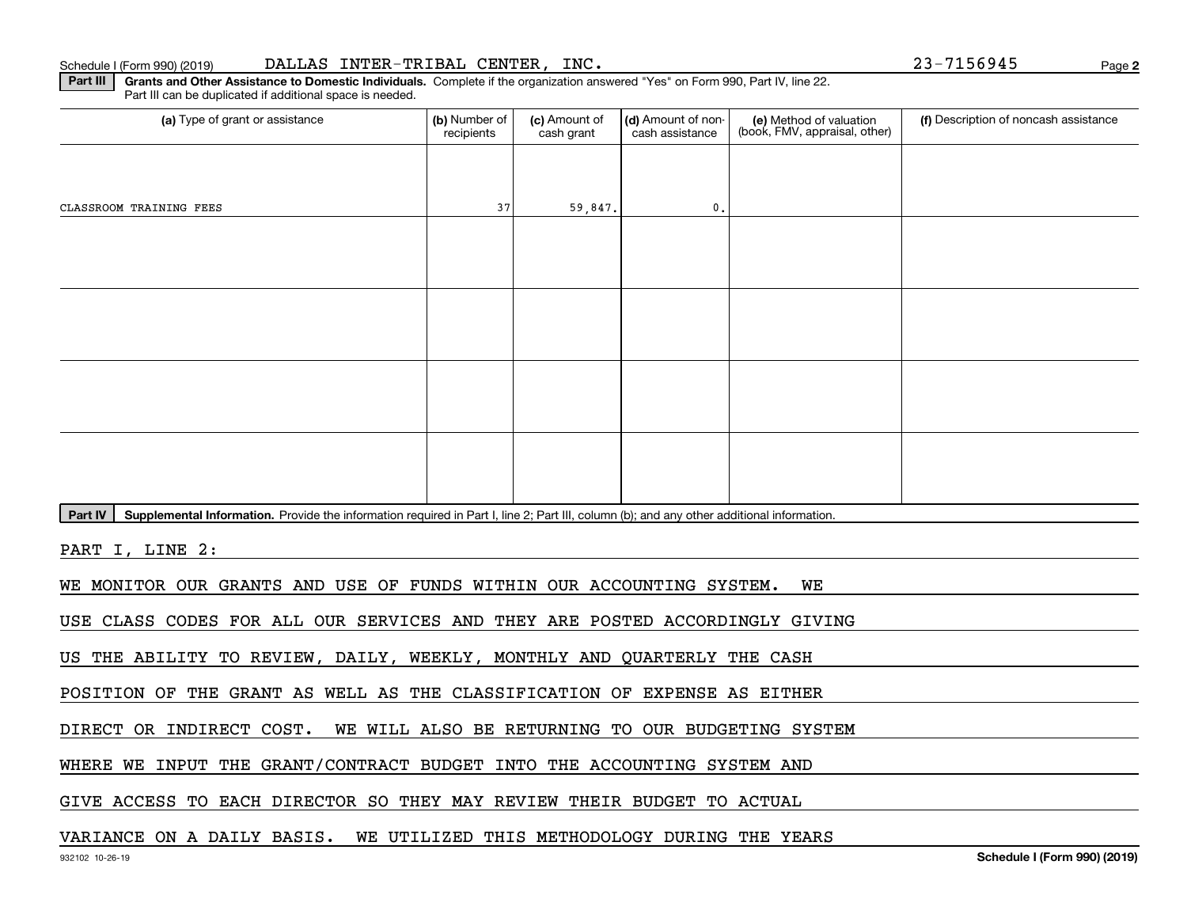Schedule I (Form 990) (2019) DALLAS INTER-TRIBAL CENTER, INC. 23-7156945

**Part III** **Grants and Other Assistance to Domestic Individuals.** Complete if the organization answered "Yes" on Form 990, Part IV, line 22. Part III can be duplicated if additional space is needed.

| (a) Type of grant or assistance | (b) Number of recipients | (c) Amount of cash grant | (d) Amount of non-cash assistance | (e) Method of valuation (book, FMV, appraisal, other) | (f) Description of noncash assistance |
|---|---|---|---|---|---|
| CLASSROOM TRAINING FEES | 37 | 59,847. | 0. | | |
| | | | | | |
| | | | | | |
| | | | | | |
| | | | | | |

**Part IV** **Supplemental Information.** Provide the information required in Part I, line 2; Part III, column (b); and any other additional information.

PART I, LINE 2:

WE MONITOR OUR GRANTS AND USE OF FUNDS WITHIN OUR ACCOUNTING SYSTEM. WE USE CLASS CODES FOR ALL OUR SERVICES AND THEY ARE POSTED ACCORDINGLY GIVING US THE ABILITY TO REVIEW, DAILY, WEEKLY, MONTHLY AND QUARTERLY THE CASH POSITION OF THE GRANT AS WELL AS THE CLASSIFICATION OF EXPENSE AS EITHER DIRECT OR INDIRECT COST. WE WILL ALSO BE RETURNING TO OUR BUDGETING SYSTEM WHERE WE INPUT THE GRANT/CONTRACT BUDGET INTO THE ACCOUNTING SYSTEM AND GIVE ACCESS TO EACH DIRECTOR SO THEY MAY REVIEW THEIR BUDGET TO ACTUAL VARIANCE ON A DAILY BASIS. WE UTILIZED THIS METHODOLOGY DURING THE YEARS

932102 10-26-19 Schedule I (Form 990) (2019)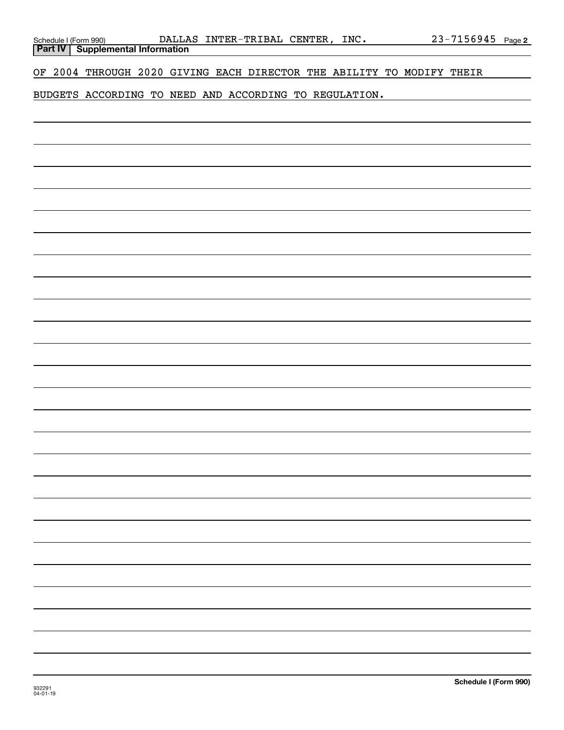Schedule I (Form 990) DALLAS INTER-TRIBAL CENTER, INC. 23-7156945 Page 2

## Part IV Supplemental Information

OF 2004 THROUGH 2020 GIVING EACH DIRECTOR THE ABILITY TO MODIFY THEIR BUDGETS ACCORDING TO NEED AND ACCORDING TO REGULATION.

932291 04-01-19

Schedule I (Form 990)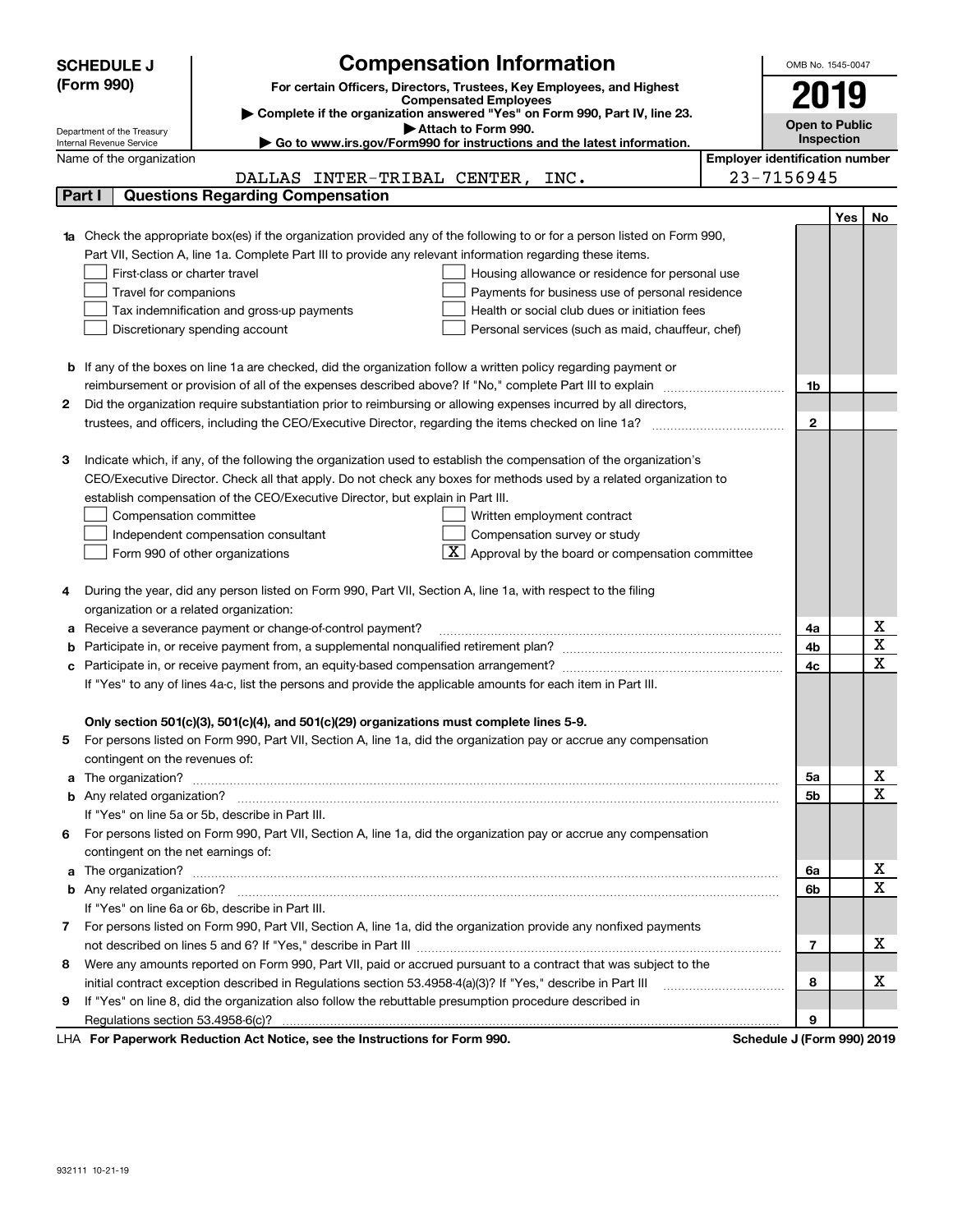# SCHEDULE J (Form 990)

## Compensation Information

**For certain Officers, Directors, Trustees, Key Employees, and Highest Compensated Employees**

▶ Complete if the organization answered "Yes" on Form 990, Part IV, line 23.

▶ Attach to Form 990.

▶ Go to www.irs.gov/Form990 for instructions and the latest information.

Department of the Treasury
Internal Revenue Service

OMB No. 1545-0047

**2019**

**Open to Public Inspection**

Name of the organization: DALLAS INTER-TRIBAL CENTER, INC.

Employer identification number: 23-7156945

### Part I — Questions Regarding Compensation

| | | | Yes | No |
|---|---|---|---|---|
| **1a** | Check the appropriate box(es) if the organization provided any of the following to or for a person listed on Form 990, Part VII, Section A, line 1a. Complete Part III to provide any relevant information regarding these items.<br>☐ First-class or charter travel ☐ Housing allowance or residence for personal use<br>☐ Travel for companions ☐ Payments for business use of personal residence<br>☐ Tax indemnification and gross-up payments ☐ Health or social club dues or initiation fees<br>☐ Discretionary spending account ☐ Personal services (such as maid, chauffeur, chef) | | | |
| **b** | If any of the boxes on line 1a are checked, did the organization follow a written policy regarding payment or reimbursement or provision of all of the expenses described above? If "No," complete Part III to explain | 1b | | |
| **2** | Did the organization require substantiation prior to reimbursing or allowing expenses incurred by all directors, trustees, and officers, including the CEO/Executive Director, regarding the items checked on line 1a? | 2 | | |
| **3** | Indicate which, if any, of the following the organization used to establish the compensation of the organization's CEO/Executive Director. Check all that apply. Do not check any boxes for methods used by a related organization to establish compensation of the CEO/Executive Director, but explain in Part III.<br>☐ Compensation committee ☐ Written employment contract<br>☐ Independent compensation consultant ☐ Compensation survey or study<br>☐ Form 990 of other organizations ☒ Approval by the board or compensation committee | | | |
| **4** | During the year, did any person listed on Form 990, Part VII, Section A, line 1a, with respect to the filing organization or a related organization: | | | |
| **a** | Receive a severance payment or change-of-control payment? | 4a | | X |
| **b** | Participate in, or receive payment from, a supplemental nonqualified retirement plan? | 4b | | X |
| **c** | Participate in, or receive payment from, an equity-based compensation arrangement? | 4c | | X |
| | If "Yes" to any of lines 4a-c, list the persons and provide the applicable amounts for each item in Part III. | | | |
| | **Only section 501(c)(3), 501(c)(4), and 501(c)(29) organizations must complete lines 5-9.** | | | |
| **5** | For persons listed on Form 990, Part VII, Section A, line 1a, did the organization pay or accrue any compensation contingent on the revenues of: | | | |
| **a** | The organization? | 5a | | X |
| **b** | Any related organization? | 5b | | X |
| | If "Yes" on line 5a or 5b, describe in Part III. | | | |
| **6** | For persons listed on Form 990, Part VII, Section A, line 1a, did the organization pay or accrue any compensation contingent on the net earnings of: | | | |
| **a** | The organization? | 6a | | X |
| **b** | Any related organization? | 6b | | X |
| | If "Yes" on line 6a or 6b, describe in Part III. | | | |
| **7** | For persons listed on Form 990, Part VII, Section A, line 1a, did the organization provide any nonfixed payments not described on lines 5 and 6? If "Yes," describe in Part III | 7 | | X |
| **8** | Were any amounts reported on Form 990, Part VII, paid or accrued pursuant to a contract that was subject to the initial contract exception described in Regulations section 53.4958-4(a)(3)? If "Yes," describe in Part III | 8 | | X |
| **9** | If "Yes" on line 8, did the organization also follow the rebuttable presumption procedure described in Regulations section 53.4958-6(c)? | 9 | | |

LHA **For Paperwork Reduction Act Notice, see the Instructions for Form 990.** **Schedule J (Form 990) 2019**

932111 10-21-19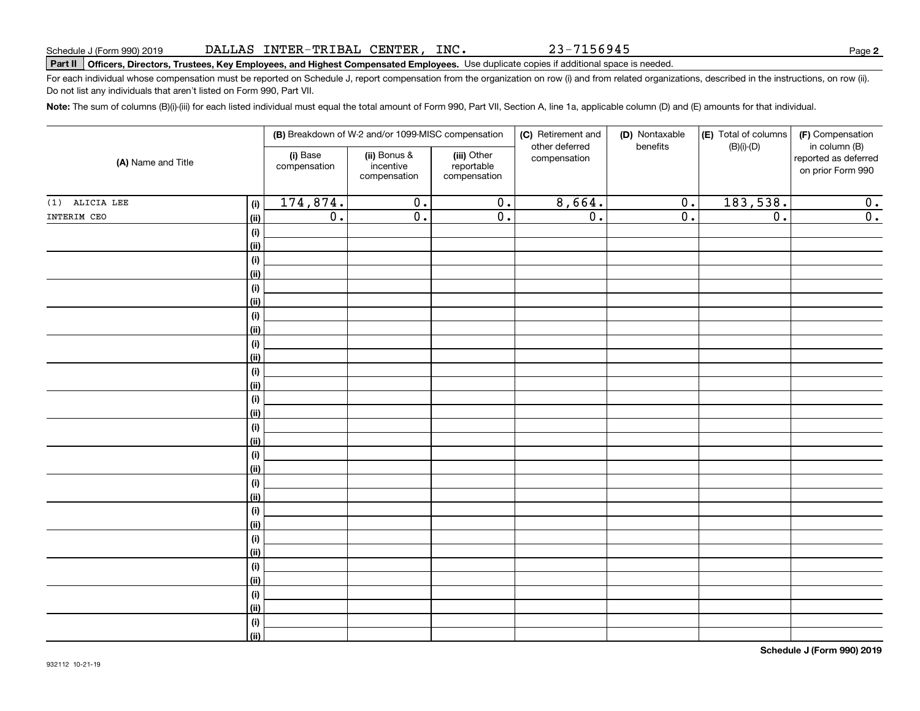Schedule J (Form 990) 2019 DALLAS INTER-TRIBAL CENTER, INC. 23-7156945

**Part II Officers, Directors, Trustees, Key Employees, and Highest Compensated Employees.** Use duplicate copies if additional space is needed.

For each individual whose compensation must be reported on Schedule J, report compensation from the organization on row (i) and from related organizations, described in the instructions, on row (ii). Do not list any individuals that aren't listed on Form 990, Part VII.

**Note:** The sum of columns (B)(i)-(iii) for each listed individual must equal the total amount of Form 990, Part VII, Section A, line 1a, applicable column (D) and (E) amounts for that individual.

| (A) Name and Title | | (B) Breakdown of W-2 and/or 1099-MISC compensation | | | (C) Retirement and other deferred compensation | (D) Nontaxable benefits | (E) Total of columns (B)(i)-(D) | (F) Compensation in column (B) reported as deferred on prior Form 990 |
|---|---|---|---|---|---|---|---|---|
| | | (i) Base compensation | (ii) Bonus & incentive compensation | (iii) Other reportable compensation | | | | |
| (1) ALICIA LEE | (i) | 174,874. | 0. | 0. | 8,664. | 0. | 183,538. | 0. |
| INTERIM CEO | (ii) | 0. | 0. | 0. | 0. | 0. | 0. | 0. |

Schedule J (Form 990) 2019

932112 10-21-19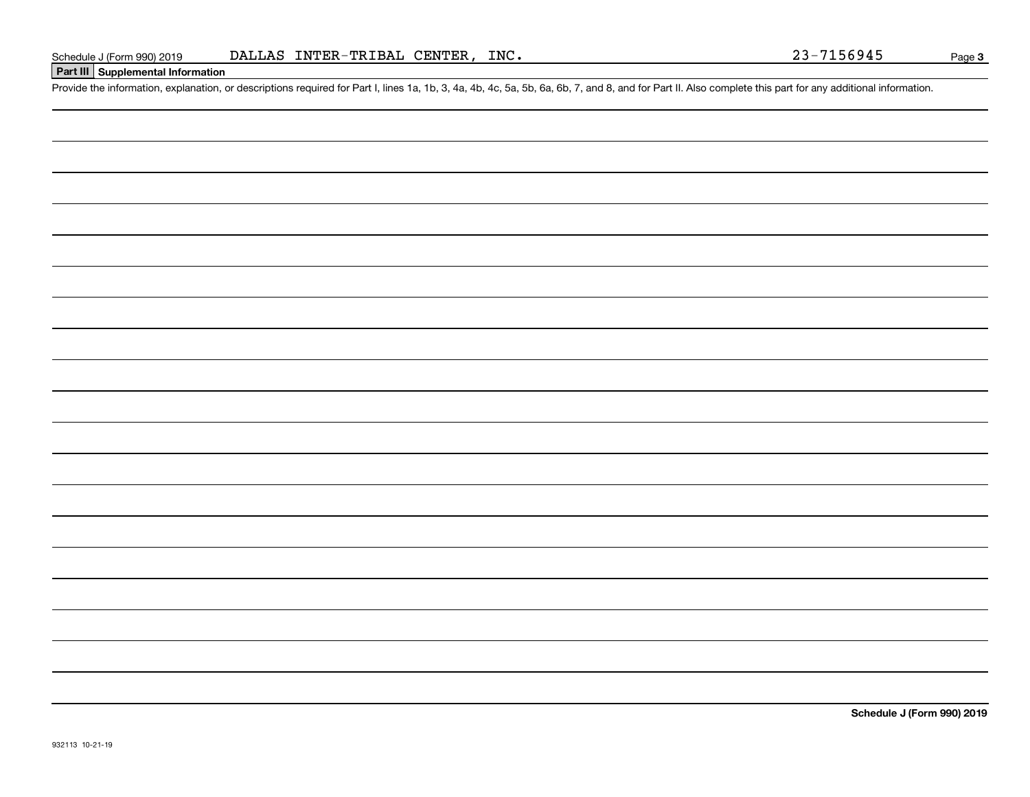**Part III Supplemental Information**

Provide the information, explanation, or descriptions required for Part I, lines 1a, 1b, 3, 4a, 4b, 4c, 5a, 5b, 6a, 6b, 7, and 8, and for Part II. Also complete this part for any additional information.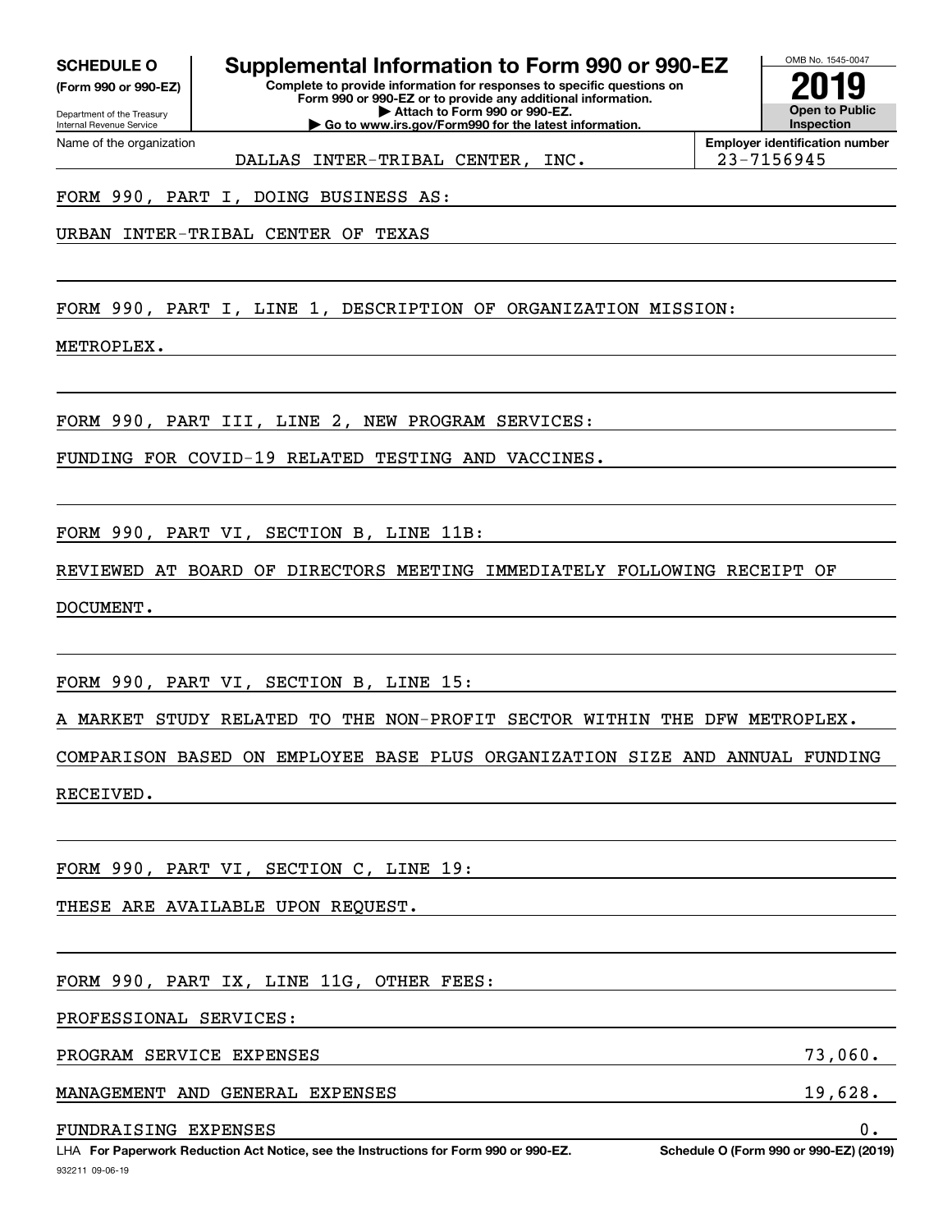**SCHEDULE O** (Form 990 or 990-EZ)

Department of the Treasury
Internal Revenue Service

# Supplemental Information to Form 990 or 990-EZ

**Complete to provide information for responses to specific questions on Form 990 or 990-EZ or to provide any additional information.**
**▶ Attach to Form 990 or 990-EZ.**
**▶ Go to www.irs.gov/Form990 for the latest information.**

OMB No. 1545-0047

**2019**

**Open to Public Inspection**

Name of the organization: DALLAS INTER-TRIBAL CENTER, INC.

**Employer identification number**: 23-7156945

FORM 990, PART I, DOING BUSINESS AS:

URBAN INTER-TRIBAL CENTER OF TEXAS

FORM 990, PART I, LINE 1, DESCRIPTION OF ORGANIZATION MISSION:

METROPLEX.

FORM 990, PART III, LINE 2, NEW PROGRAM SERVICES:

FUNDING FOR COVID-19 RELATED TESTING AND VACCINES.

FORM 990, PART VI, SECTION B, LINE 11B:

REVIEWED AT BOARD OF DIRECTORS MEETING IMMEDIATELY FOLLOWING RECEIPT OF DOCUMENT.

FORM 990, PART VI, SECTION B, LINE 15:

A MARKET STUDY RELATED TO THE NON-PROFIT SECTOR WITHIN THE DFW METROPLEX. COMPARISON BASED ON EMPLOYEE BASE PLUS ORGANIZATION SIZE AND ANNUAL FUNDING RECEIVED.

FORM 990, PART VI, SECTION C, LINE 19:

THESE ARE AVAILABLE UPON REQUEST.

FORM 990, PART IX, LINE 11G, OTHER FEES:

PROFESSIONAL SERVICES:

| | |
|---|---|
| PROGRAM SERVICE EXPENSES | 73,060. |
| MANAGEMENT AND GENERAL EXPENSES | 19,628. |
| FUNDRAISING EXPENSES | 0. |

LHA **For Paperwork Reduction Act Notice, see the Instructions for Form 990 or 990-EZ.** **Schedule O (Form 990 or 990-EZ) (2019)**

932211 09-06-19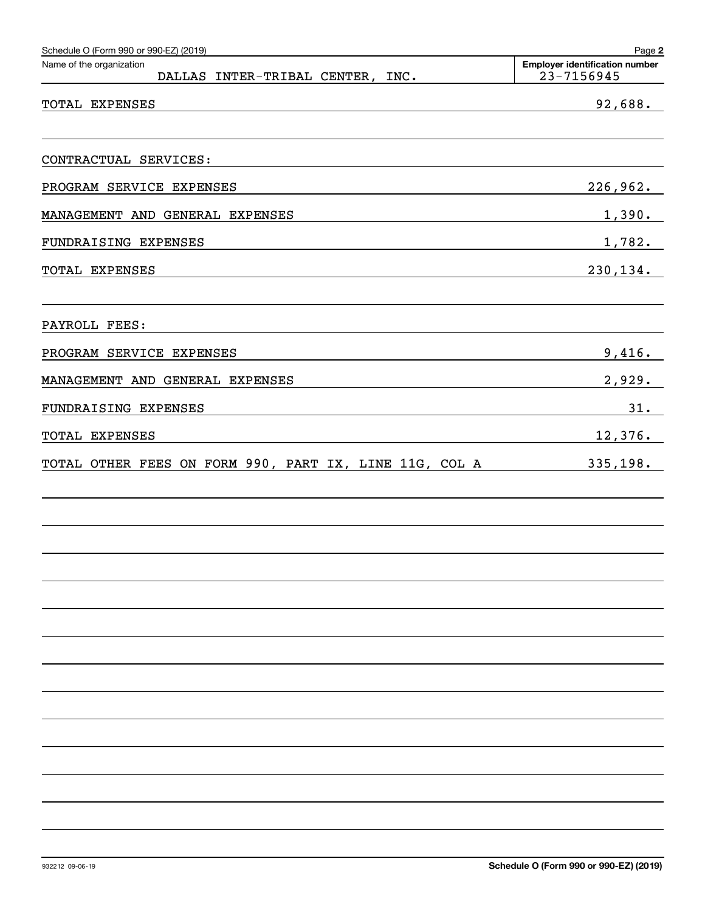Schedule O (Form 990 or 990-EZ) (2019) Page 2

Name of the organization: DALLAS INTER-TRIBAL CENTER, INC.

Employer identification number: 23-7156945

| | |
|---|---|
| TOTAL EXPENSES | 92,688. |
| | |
| CONTRACTUAL SERVICES: | |
| PROGRAM SERVICE EXPENSES | 226,962. |
| MANAGEMENT AND GENERAL EXPENSES | 1,390. |
| FUNDRAISING EXPENSES | 1,782. |
| TOTAL EXPENSES | 230,134. |
| | |
| PAYROLL FEES: | |
| PROGRAM SERVICE EXPENSES | 9,416. |
| MANAGEMENT AND GENERAL EXPENSES | 2,929. |
| FUNDRAISING EXPENSES | 31. |
| TOTAL EXPENSES | 12,376. |
| TOTAL OTHER FEES ON FORM 990, PART IX, LINE 11G, COL A | 335,198. |

932212 09-06-19 Schedule O (Form 990 or 990-EZ) (2019)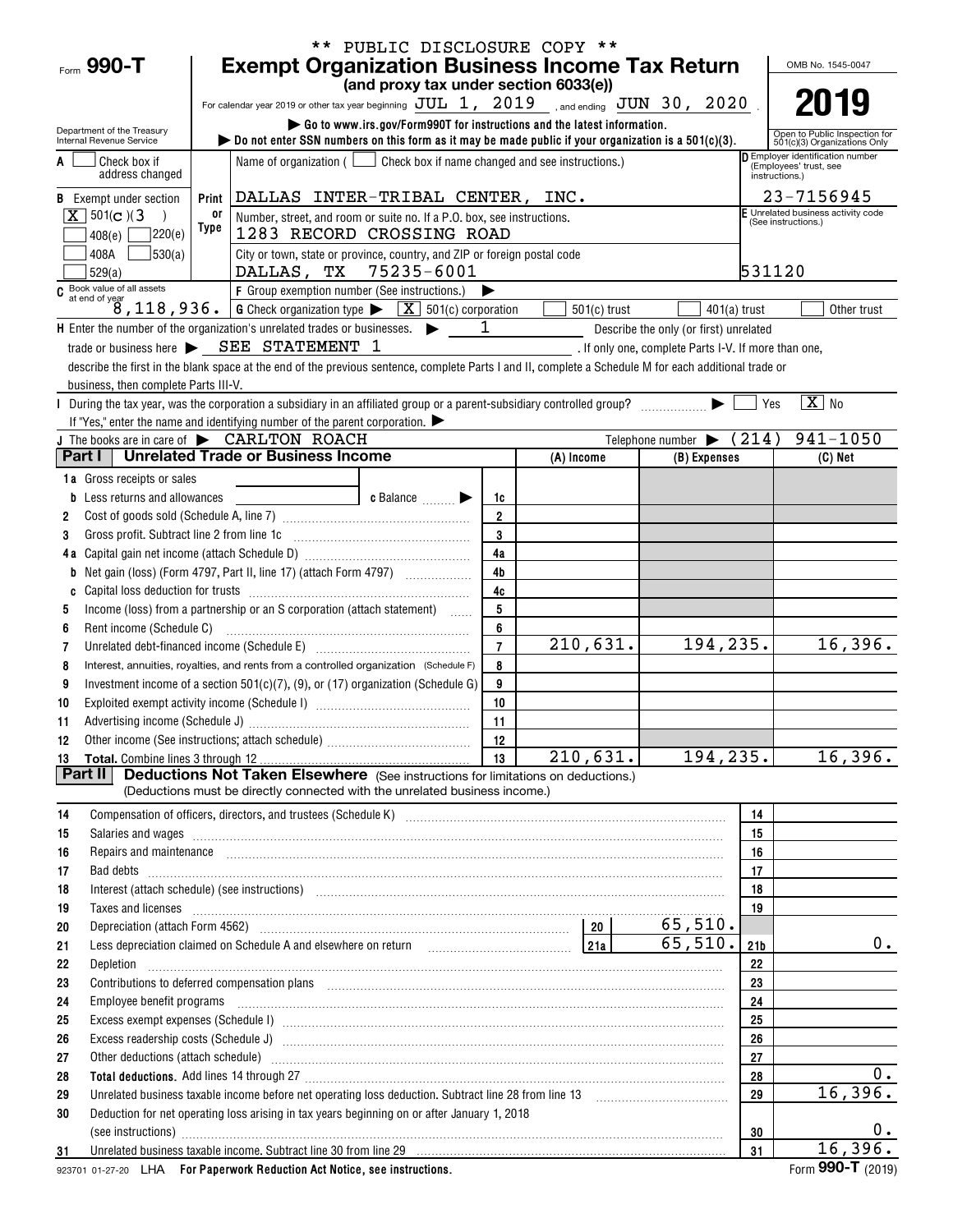** PUBLIC DISCLOSURE COPY **

Form **990-T**

# Exempt Organization Business Income Tax Return

**(and proxy tax under section 6033(e))**

For calendar year 2019 or other tax year beginning JUL 1, 2019, and ending JUN 30, 2020.

Department of the Treasury
Internal Revenue Service

▶ Go to www.irs.gov/Form990T for instructions and the latest information.
▶ Do not enter SSN numbers on this form as it may be made public if your organization is a 501(c)(3).

OMB No. 1545-0047

**2019**

Open to Public Inspection for 501(c)(3) Organizations Only

A [ ] Check box if address changed

Name of organization ( [ ] Check box if name changed and see instructions.)
DALLAS INTER-TRIBAL CENTER, INC.

D Employer identification number (Employees' trust, see instructions.)
23-7156945

B Exempt under section
[X] 501(c)(3)
[ ] 408(e) [ ] 220(e)
[ ] 408A [ ] 530(a)
[ ] 529(a)

Print or Type

Number, street, and room or suite no. If a P.O. box, see instructions.
1283 RECORD CROSSING ROAD

City or town, state or province, country, and ZIP or foreign postal code
DALLAS, TX 75235-6001

E Unrelated business activity code (See instructions.)
531120

C Book value of all assets at end of year
8,118,936.

F Group exemption number (See instructions.) ▶

G Check organization type ▶ [X] 501(c) corporation [ ] 501(c) trust [ ] 401(a) trust [ ] Other trust

H Enter the number of the organization's unrelated trades or businesses. ▶ 1
Describe the only (or first) unrelated trade or business here ▶ SEE STATEMENT 1. If only one, complete Parts I-V. If more than one, describe the first in the blank space at the end of the previous sentence, complete Parts I and II, complete a Schedule M for each additional trade or business, then complete Parts III-V.

I During the tax year, was the corporation a subsidiary in an affiliated group or a parent-subsidiary controlled group? ▶ [ ] Yes [X] No
If "Yes," enter the name and identifying number of the parent corporation. ▶

J The books are in care of ▶ CARLTON ROACH    Telephone number ▶ (214) 941-1050

## Part I Unrelated Trade or Business Income

| | | Line | (A) Income | (B) Expenses | (C) Net |
|---|---|---|---|---|---|
| 1a | Gross receipts or sales | | | | |
| b | Less returns and allowances  c Balance ▶ | 1c | | | |
| 2 | Cost of goods sold (Schedule A, line 7) | 2 | | | |
| 3 | Gross profit. Subtract line 2 from line 1c | 3 | | | |
| 4a | Capital gain net income (attach Schedule D) | 4a | | | |
| b | Net gain (loss) (Form 4797, Part II, line 17) (attach Form 4797) | 4b | | | |
| c | Capital loss deduction for trusts | 4c | | | |
| 5 | Income (loss) from a partnership or an S corporation (attach statement) | 5 | | | |
| 6 | Rent income (Schedule C) | 6 | | | |
| 7 | Unrelated debt-financed income (Schedule E) | 7 | 210,631. | 194,235. | 16,396. |
| 8 | Interest, annuities, royalties, and rents from a controlled organization (Schedule F) | 8 | | | |
| 9 | Investment income of a section 501(c)(7), (9), or (17) organization (Schedule G) | 9 | | | |
| 10 | Exploited exempt activity income (Schedule I) | 10 | | | |
| 11 | Advertising income (Schedule J) | 11 | | | |
| 12 | Other income (See instructions; attach schedule) | 12 | | | |
| 13 | **Total.** Combine lines 3 through 12 | 13 | 210,631. | 194,235. | 16,396. |

## Part II Deductions Not Taken Elsewhere (See instructions for limitations on deductions.)

(Deductions must be directly connected with the unrelated business income.)

| | | | | Line | Amount |
|---|---|---|---|---|---|
| 14 | Compensation of officers, directors, and trustees (Schedule K) | | | 14 | |
| 15 | Salaries and wages | | | 15 | |
| 16 | Repairs and maintenance | | | 16 | |
| 17 | Bad debts | | | 17 | |
| 18 | Interest (attach schedule) (see instructions) | | | 18 | |
| 19 | Taxes and licenses | | | 19 | |
| 20 | Depreciation (attach Form 4562) | 20 | 65,510. | | |
| 21 | Less depreciation claimed on Schedule A and elsewhere on return | 21a | 65,510. | 21b | 0. |
| 22 | Depletion | | | 22 | |
| 23 | Contributions to deferred compensation plans | | | 23 | |
| 24 | Employee benefit programs | | | 24 | |
| 25 | Excess exempt expenses (Schedule I) | | | 25 | |
| 26 | Excess readership costs (Schedule J) | | | 26 | |
| 27 | Other deductions (attach schedule) | | | 27 | |
| 28 | **Total deductions.** Add lines 14 through 27 | | | 28 | 0. |
| 29 | Unrelated business taxable income before net operating loss deduction. Subtract line 28 from line 13 | | | 29 | 16,396. |
| 30 | Deduction for net operating loss arising in tax years beginning on or after January 1, 2018 (see instructions) | | | 30 | 0. |
| 31 | Unrelated business taxable income. Subtract line 30 from line 29 | | | 31 | 16,396. |

923701 01-27-20 LHA **For Paperwork Reduction Act Notice, see instructions.** Form **990-T** (2019)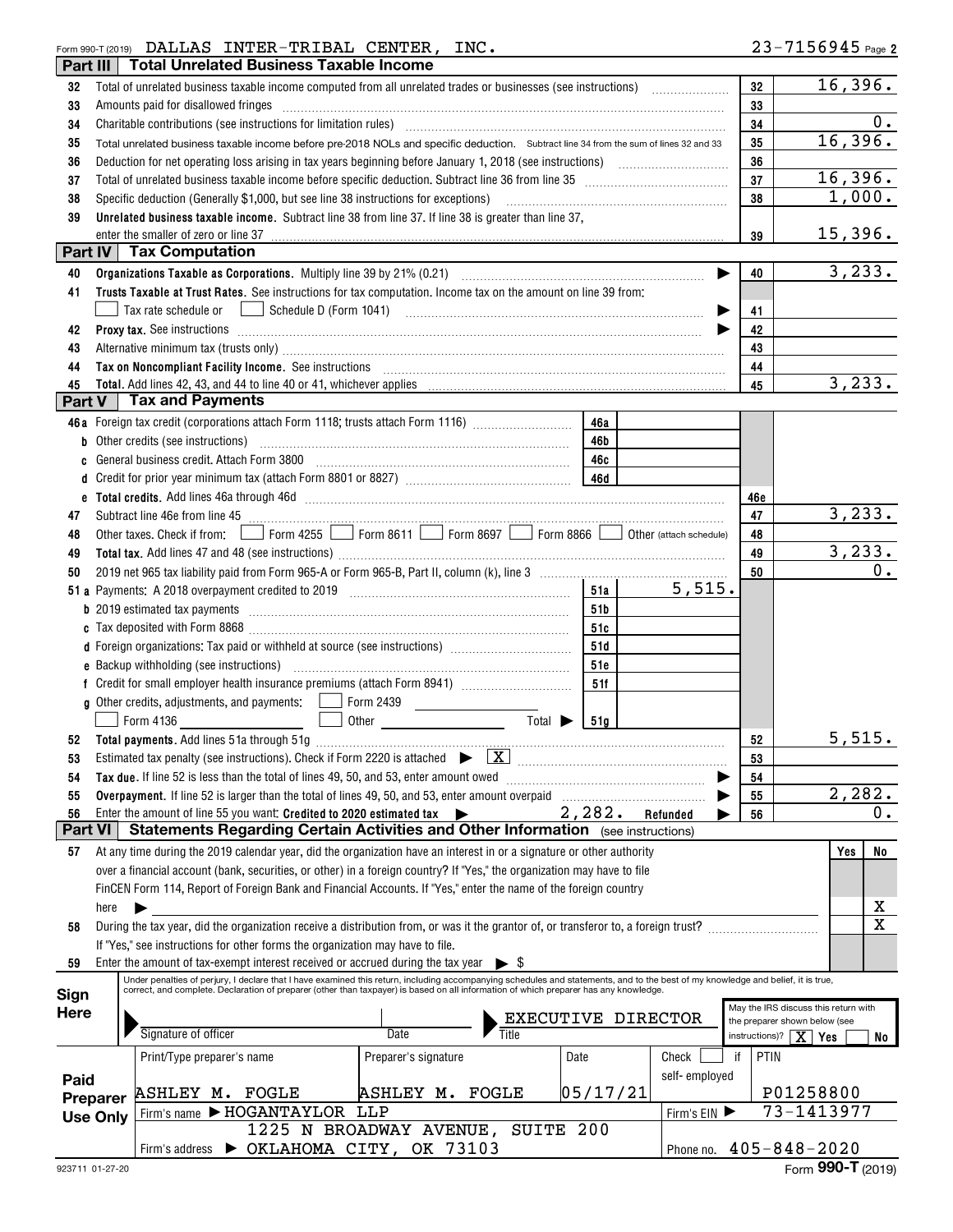Form 990-T (2019) DALLAS INTER-TRIBAL CENTER, INC. 23-7156945 Page 2

## Part III Total Unrelated Business Taxable Income

| | | | |
|---|---|---|---|
| 32 | Total of unrelated business taxable income computed from all unrelated trades or businesses (see instructions) | 32 | 16,396. |
| 33 | Amounts paid for disallowed fringes | 33 | |
| 34 | Charitable contributions (see instructions for limitation rules) | 34 | 0. |
| 35 | Total unrelated business taxable income before pre-2018 NOLs and specific deduction. Subtract line 34 from the sum of lines 32 and 33 | 35 | 16,396. |
| 36 | Deduction for net operating loss arising in tax years beginning before January 1, 2018 (see instructions) | 36 | |
| 37 | Total of unrelated business taxable income before specific deduction. Subtract line 36 from line 35 | 37 | 16,396. |
| 38 | Specific deduction (Generally $1,000, but see line 38 instructions for exceptions) | 38 | 1,000. |
| 39 | **Unrelated business taxable income.** Subtract line 38 from line 37. If line 38 is greater than line 37, enter the smaller of zero or line 37 | 39 | 15,396. |

## Part IV Tax Computation

| | | | |
|---|---|---|---|
| 40 | **Organizations Taxable as Corporations.** Multiply line 39 by 21% (0.21) | 40 | 3,233. |
| 41 | **Trusts Taxable at Trust Rates.** See instructions for tax computation. Income tax on the amount on line 39 from: ☐ Tax rate schedule or ☐ Schedule D (Form 1041) | 41 | |
| 42 | **Proxy tax.** See instructions | 42 | |
| 43 | Alternative minimum tax (trusts only) | 43 | |
| 44 | **Tax on Noncompliant Facility Income.** See instructions | 44 | |
| 45 | **Total.** Add lines 42, 43, and 44 to line 40 or 41, whichever applies | 45 | 3,233. |

## Part V Tax and Payments

| | | | | | |
|---|---|---|---|---|---|
| 46a | Foreign tax credit (corporations attach Form 1118; trusts attach Form 1116) | 46a | | | |
| b | Other credits (see instructions) | 46b | | | |
| c | General business credit. Attach Form 3800 | 46c | | | |
| d | Credit for prior year minimum tax (attach Form 8801 or 8827) | 46d | | | |
| e | **Total credits.** Add lines 46a through 46d | | | 46e | |
| 47 | Subtract line 46e from line 45 | | | 47 | 3,233. |
| 48 | Other taxes. Check if from: ☐ Form 4255 ☐ Form 8611 ☐ Form 8697 ☐ Form 8866 ☐ Other (attach schedule) | | | 48 | |
| 49 | **Total tax.** Add lines 47 and 48 (see instructions) | | | 49 | 3,233. |
| 50 | 2019 net 965 tax liability paid from Form 965-A or Form 965-B, Part II, column (k), line 3 | | | 50 | 0. |
| 51a | Payments: A 2018 overpayment credited to 2019 | 51a | 5,515. | | |
| b | 2019 estimated tax payments | 51b | | | |
| c | Tax deposited with Form 8868 | 51c | | | |
| d | Foreign organizations: Tax paid or withheld at source (see instructions) | 51d | | | |
| e | Backup withholding (see instructions) | 51e | | | |
| f | Credit for small employer health insurance premiums (attach Form 8941) | 51f | | | |
| g | Other credits, adjustments, and payments: ☐ Form 2439 ☐ Form 4136 ☐ Other Total ▶ | 51g | | | |
| 52 | **Total payments.** Add lines 51a through 51g | | | 52 | 5,515. |
| 53 | Estimated tax penalty (see instructions). Check if Form 2220 is attached ▶ ☒ | | | 53 | |
| 54 | **Tax due.** If line 52 is less than the total of lines 49, 50, and 53, enter amount owed | | | 54 | |
| 55 | **Overpayment.** If line 52 is larger than the total of lines 49, 50, and 53, enter amount overpaid | | | 55 | 2,282. |
| 56 | Enter the amount of line 55 you want: **Credited to 2020 estimated tax** ▶ 2,282. **Refunded** ▶ | | | 56 | 0. |

## Part VI Statements Regarding Certain Activities and Other Information (see instructions)

| | | Yes | No |
|---|---|---|---|
| 57 | At any time during the 2019 calendar year, did the organization have an interest in or a signature or other authority over a financial account (bank, securities, or other) in a foreign country? If "Yes," the organization may have to file FinCEN Form 114, Report of Foreign Bank and Financial Accounts. If "Yes," enter the name of the foreign country here ▶ | | X |
| 58 | During the tax year, did the organization receive a distribution from, or was it the grantor of, or transferor to, a foreign trust? If "Yes," see instructions for other forms the organization may have to file. | | X |
| 59 | Enter the amount of tax-exempt interest received or accrued during the tax year ▶ $ | | |

**Sign Here**

Under penalties of perjury, I declare that I have examined this return, including accompanying schedules and statements, and to the best of my knowledge and belief, it is true, correct, and complete. Declaration of preparer (other than taxpayer) is based on all information of which preparer has any knowledge.

Signature of officer | Date | Title: EXECUTIVE DIRECTOR

May the IRS discuss this return with the preparer shown below (see instructions)? ☒ Yes ☐ No

**Paid Preparer Use Only**

| Print/Type preparer's name | Preparer's signature | Date | Check ☐ if self-employed | PTIN |
|---|---|---|---|---|
| ASHLEY M. FOGLE | ASHLEY M. FOGLE | 05/17/21 | | P01258800 |

Firm's name ▶ HOGANTAYLOR LLP — Firm's EIN ▶ 73-1413977

Firm's address ▶ 1225 N BROADWAY AVENUE, SUITE 200, OKLAHOMA CITY, OK 73103 — Phone no. 405-848-2020

923711 01-27-20 Form **990-T** (2019)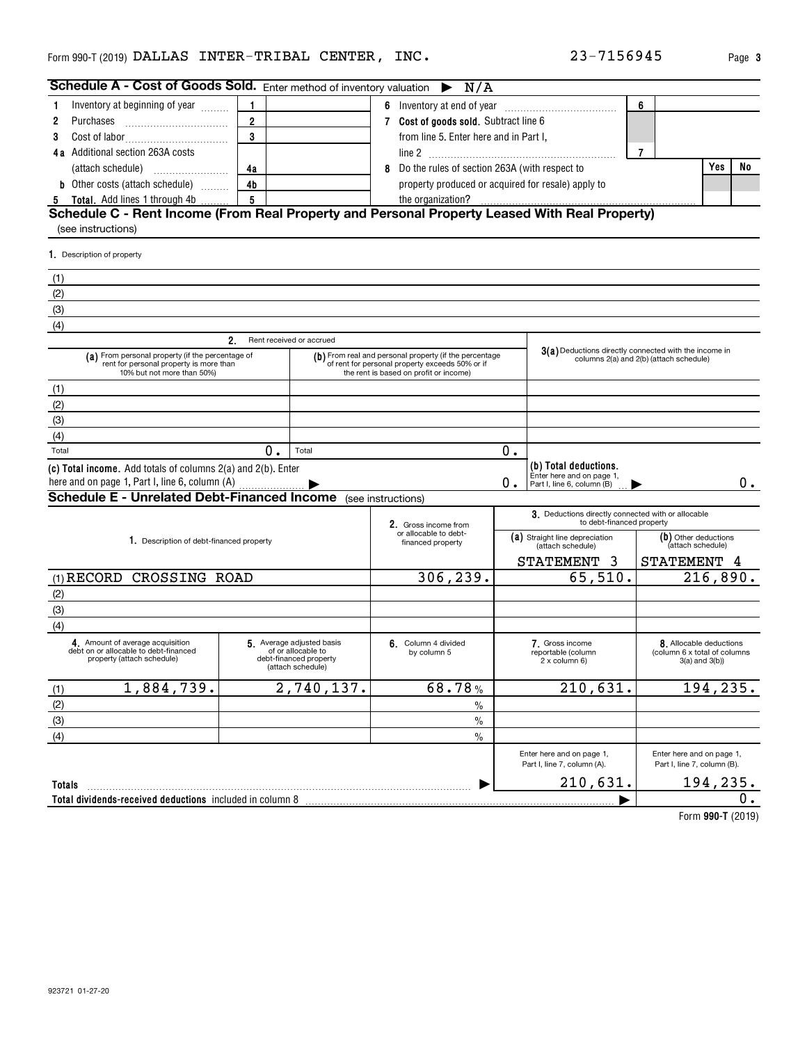Form 990-T (2019) DALLAS INTER-TRIBAL CENTER, INC. 23-7156945

## Schedule A - Cost of Goods Sold. Enter method of inventory valuation ▶ N/A

| | | | | | |
|---|---|---|---|---|---|
| 1 Inventory at beginning of year | 1 | | 6 Inventory at end of year | 6 | |
| 2 Purchases | 2 | | 7 **Cost of goods sold.** Subtract line 6 from line 5. Enter here and in Part I, line 2 | 7 | |
| 3 Cost of labor | 3 | | | | |
| 4a Additional section 263A costs (attach schedule) | 4a | | 8 Do the rules of section 263A (with respect to property produced or acquired for resale) apply to the organization? | Yes | No |
| b Other costs (attach schedule) | 4b | | | | |
| 5 **Total.** Add lines 1 through 4b | 5 | | | | |

## Schedule C - Rent Income (From Real Property and Personal Property Leased With Real Property) (see instructions)

1. Description of property

(1)

(2)

(3)

(4)

| | 2. Rent received or accrued | | |
|---|---|---|---|
| | (a) From personal property (if the percentage of rent for personal property is more than 10% but not more than 50%) | (b) From real and personal property (if the percentage of rent for personal property exceeds 50% or if the rent is based on profit or income) | 3(a) Deductions directly connected with the income in columns 2(a) and 2(b) (attach schedule) |
| (1) | | | |
| (2) | | | |
| (3) | | | |
| (4) | | | |
| Total | 0. | Total 0. | |
| (c) **Total income.** Add totals of columns 2(a) and 2(b). Enter here and on page 1, Part I, line 6, column (A) ▶ | | 0. | (b) **Total deductions.** Enter here and on page 1, Part I, line 6, column (B) ▶ 0. |

## Schedule E - Unrelated Debt-Financed Income (see instructions)

| 1. Description of debt-financed property | 2. Gross income from or allocable to debt-financed property | 3. Deductions directly connected with or allocable to debt-financed property: (a) Straight line depreciation (attach schedule) | (b) Other deductions (attach schedule) |
|---|---|---|---|
| | | STATEMENT 3 | STATEMENT 4 |
| (1) RECORD CROSSING ROAD | 306,239. | 65,510. | 216,890. |
| (2) | | | |
| (3) | | | |
| (4) | | | |

| | 4. Amount of average acquisition debt on or allocable to debt-financed property (attach schedule) | 5. Average adjusted basis of or allocable to debt-financed property (attach schedule) | 6. Column 4 divided by column 5 | 7. Gross income reportable (column 2 x column 6) | 8. Allocable deductions (column 6 x total of columns 3(a) and 3(b)) |
|---|---|---|---|---|---|
| (1) | 1,884,739. | 2,740,137. | 68.78 % | 210,631. | 194,235. |
| (2) | | | % | | |
| (3) | | | % | | |
| (4) | | | % | | |
| | | | | Enter here and on page 1, Part I, line 7, column (A). | Enter here and on page 1, Part I, line 7, column (B). |
| **Totals** ▶ | | | | 210,631. | 194,235. |
| **Total dividends-received deductions** included in column 8 ▶ | | | | | 0. |

Form **990-T** (2019)

923721 01-27-20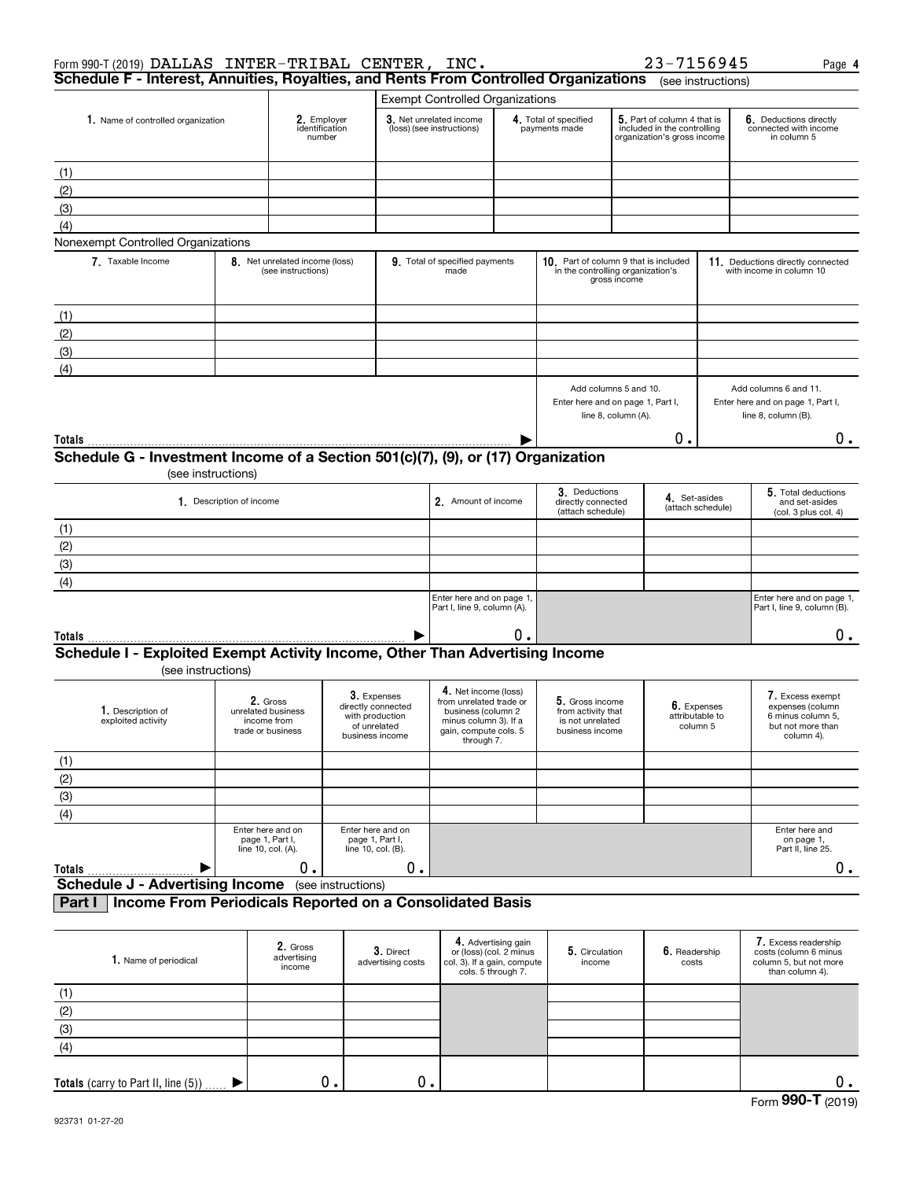Form 990-T (2019) DALLAS INTER-TRIBAL CENTER, INC. 23-7156945 Page 4

## Schedule F - Interest, Annuities, Royalties, and Rents From Controlled Organizations (see instructions)

| | | Exempt Controlled Organizations | | | |
|---|---|---|---|---|---|
| 1. Name of controlled organization | 2. Employer identification number | 3. Net unrelated income (loss) (see instructions) | 4. Total of specified payments made | 5. Part of column 4 that is included in the controlling organization's gross income | 6. Deductions directly connected with income in column 5 |
| (1) | | | | | |
| (2) | | | | | |
| (3) | | | | | |
| (4) | | | | | |

Nonexempt Controlled Organizations

| 7. Taxable Income | 8. Net unrelated income (loss) (see instructions) | 9. Total of specified payments made | 10. Part of column 9 that is included in the controlling organization's gross income | 11. Deductions directly connected with income in column 10 |
|---|---|---|---|---|
| (1) | | | | |
| (2) | | | | |
| (3) | | | | |
| (4) | | | | |
| | | | Add columns 5 and 10. Enter here and on page 1, Part I, line 8, column (A). | Add columns 6 and 11. Enter here and on page 1, Part I, line 8, column (B). |
| **Totals** | | | 0. | 0. |

## Schedule G - Investment Income of a Section 501(c)(7), (9), or (17) Organization

(see instructions)

| 1. Description of income | 2. Amount of income | 3. Deductions directly connected (attach schedule) | 4. Set-asides (attach schedule) | 5. Total deductions and set-asides (col. 3 plus col. 4) |
|---|---|---|---|---|
| (1) | | | | |
| (2) | | | | |
| (3) | | | | |
| (4) | | | | |
| | Enter here and on page 1, Part I, line 9, column (A). | | | Enter here and on page 1, Part I, line 9, column (B). |
| **Totals** | 0. | | | 0. |

## Schedule I - Exploited Exempt Activity Income, Other Than Advertising Income

(see instructions)

| 1. Description of exploited activity | 2. Gross unrelated business income from trade or business | 3. Expenses directly connected with production of unrelated business income | 4. Net income (loss) from unrelated trade or business (column 2 minus column 3). If a gain, compute cols. 5 through 7. | 5. Gross income from activity that is not unrelated business income | 6. Expenses attributable to column 5 | 7. Excess exempt expenses (column 6 minus column 5, but not more than column 4). |
|---|---|---|---|---|---|---|
| (1) | | | | | | |
| (2) | | | | | | |
| (3) | | | | | | |
| (4) | | | | | | |
| | Enter here and on page 1, Part I, line 10, col. (A). | Enter here and on page 1, Part I, line 10, col. (B). | | | | Enter here and on page 1, Part II, line 25. |
| **Totals** | 0. | 0. | | | | 0. |

## Schedule J - Advertising Income (see instructions)

### Part I Income From Periodicals Reported on a Consolidated Basis

| 1. Name of periodical | 2. Gross advertising income | 3. Direct advertising costs | 4. Advertising gain or (loss) (col. 2 minus col. 3). If a gain, compute cols. 5 through 7. | 5. Circulation income | 6. Readership costs | 7. Excess readership costs (column 6 minus column 5, but not more than column 4). |
|---|---|---|---|---|---|---|
| (1) | | | | | | |
| (2) | | | | | | |
| (3) | | | | | | |
| (4) | | | | | | |
| **Totals** (carry to Part II, line (5)) | 0. | 0. | | | | 0. |

Form 990-T (2019)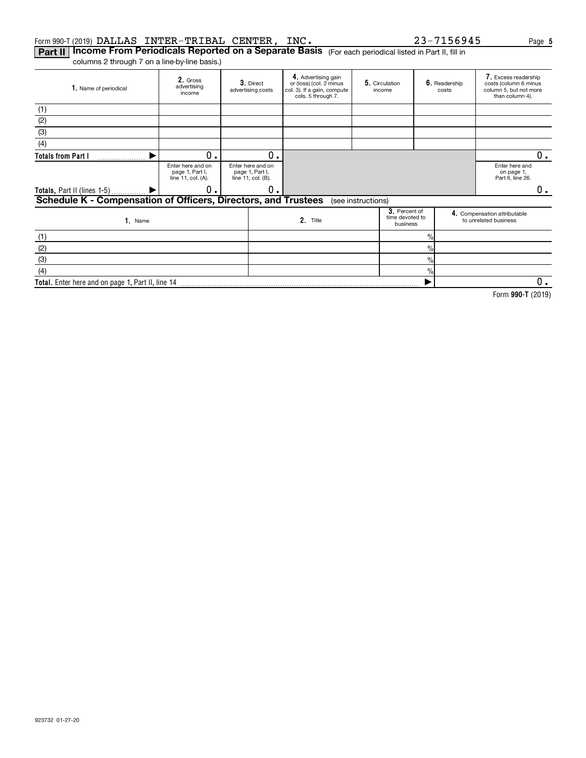Form 990-T (2019) DALLAS INTER-TRIBAL CENTER, INC. 23-7156945 Page 5

**Part II** **Income From Periodicals Reported on a Separate Basis** (For each periodical listed in Part II, fill in columns 2 through 7 on a line-by-line basis.)

| 1. Name of periodical | 2. Gross advertising income | 3. Direct advertising costs | 4. Advertising gain or (loss) (col. 2 minus col. 3). If a gain, compute cols. 5 through 7. | 5. Circulation income | 6. Readership costs | 7. Excess readership costs (column 6 minus column 5, but not more than column 4). |
|---|---|---|---|---|---|---|
| (1) | | | | | | |
| (2) | | | | | | |
| (3) | | | | | | |
| (4) | | | | | | |
| **Totals from Part I** ▶ | 0. | 0. | | | | 0. |
| | Enter here and on page 1, Part I, line 11, col. (A). | Enter here and on page 1, Part I, line 11, col. (B). | | | | Enter here and on page 1, Part II, line 26. |
| **Totals**, Part II (lines 1-5) ▶ | 0. | 0. | | | | 0. |

**Schedule K - Compensation of Officers, Directors, and Trustees** (see instructions)

| 1. Name | 2. Title | 3. Percent of time devoted to business | 4. Compensation attributable to unrelated business |
|---|---|---|---|
| (1) | | % | |
| (2) | | % | |
| (3) | | % | |
| (4) | | % | |
| **Total.** Enter here and on page 1, Part II, line 14 | | ▶ | 0. |

Form **990-T** (2019)

923732 01-27-20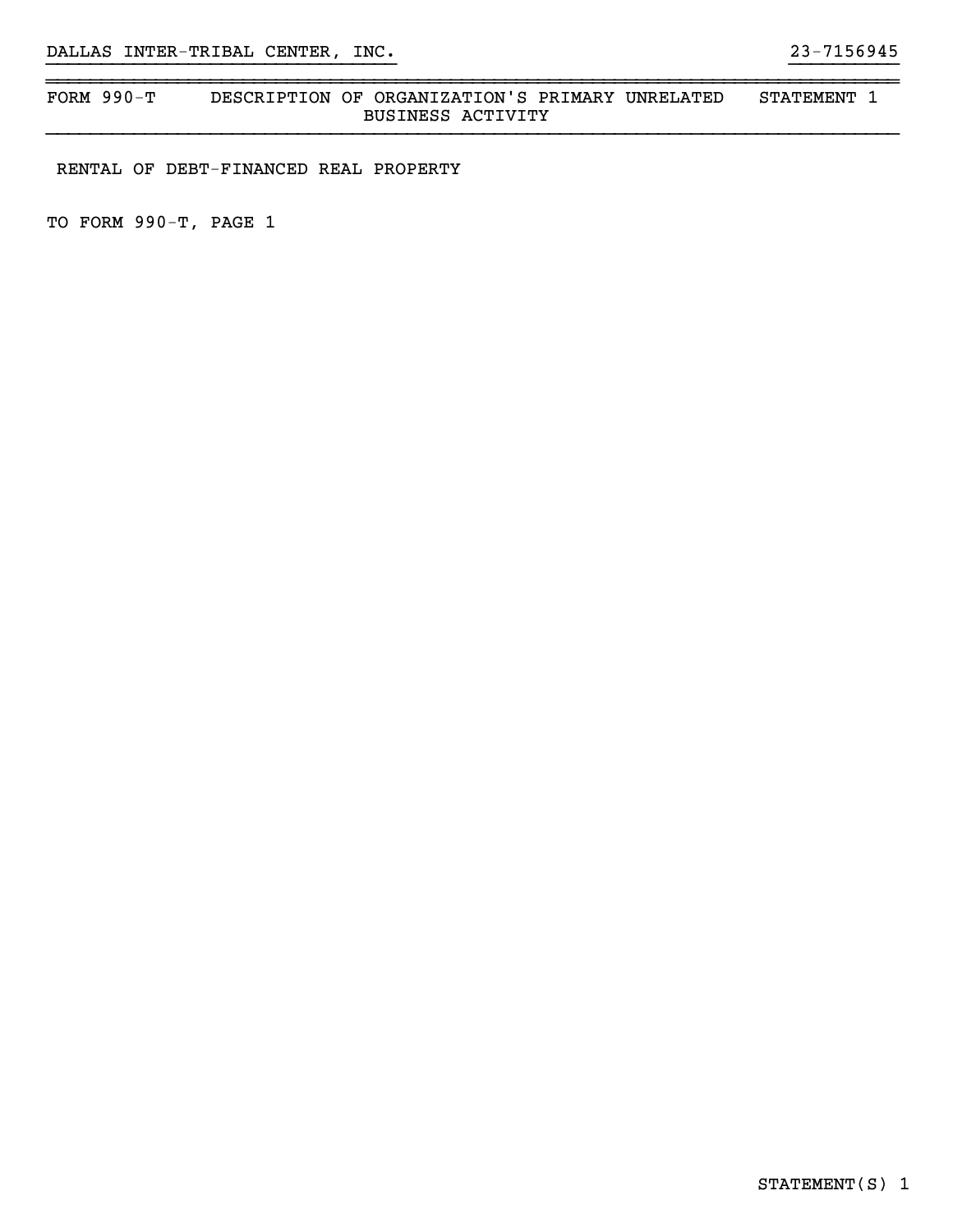DALLAS INTER-TRIBAL CENTER, INC. 23-7156945

| FORM 990-T | DESCRIPTION OF ORGANIZATION'S PRIMARY UNRELATED BUSINESS ACTIVITY | STATEMENT 1 |
|---|---|---|

RENTAL OF DEBT-FINANCED REAL PROPERTY

TO FORM 990-T, PAGE 1

STATEMENT(S) 1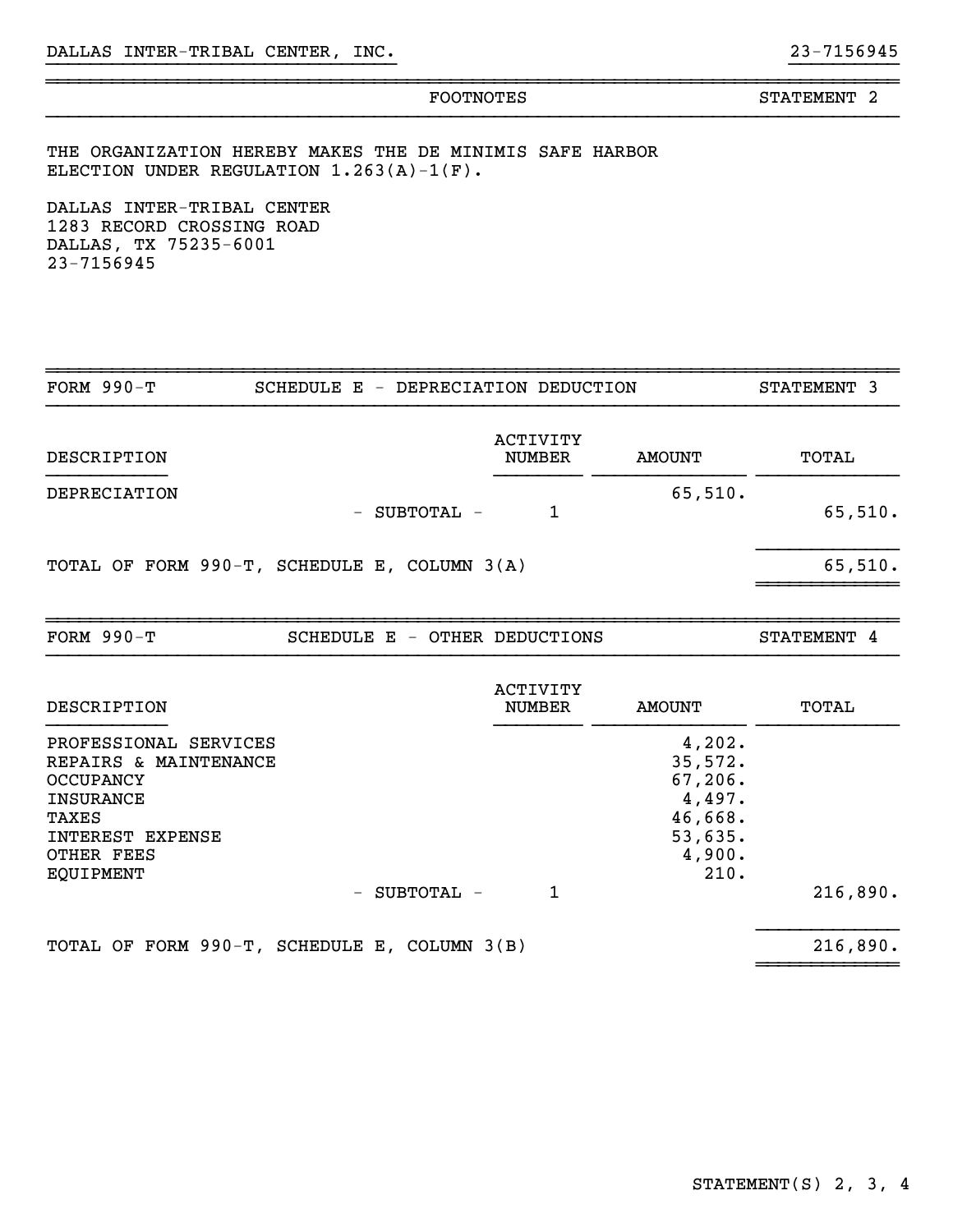DALLAS INTER-TRIBAL CENTER, INC. 23-7156945

## FOOTNOTES — STATEMENT 2

THE ORGANIZATION HEREBY MAKES THE DE MINIMIS SAFE HARBOR ELECTION UNDER REGULATION 1.263(A)-1(F).

DALLAS INTER-TRIBAL CENTER
1283 RECORD CROSSING ROAD
DALLAS, TX 75235-6001
23-7156945

## FORM 990-T — SCHEDULE E - DEPRECIATION DEDUCTION — STATEMENT 3

| DESCRIPTION | | ACTIVITY NUMBER | AMOUNT | TOTAL |
|---|---|---|---|---|
| DEPRECIATION | | | 65,510. | |
| | - SUBTOTAL - | 1 | | 65,510. |
| TOTAL OF FORM 990-T, SCHEDULE E, COLUMN 3(A) | | | | 65,510. |

## FORM 990-T — SCHEDULE E - OTHER DEDUCTIONS — STATEMENT 4

| DESCRIPTION | | ACTIVITY NUMBER | AMOUNT | TOTAL |
|---|---|---|---|---|
| PROFESSIONAL SERVICES | | | 4,202. | |
| REPAIRS & MAINTENANCE | | | 35,572. | |
| OCCUPANCY | | | 67,206. | |
| INSURANCE | | | 4,497. | |
| TAXES | | | 46,668. | |
| INTEREST EXPENSE | | | 53,635. | |
| OTHER FEES | | | 4,900. | |
| EQUIPMENT | | | 210. | |
| | - SUBTOTAL - | 1 | | 216,890. |
| TOTAL OF FORM 990-T, SCHEDULE E, COLUMN 3(B) | | | | 216,890. |

STATEMENT(S) 2, 3, 4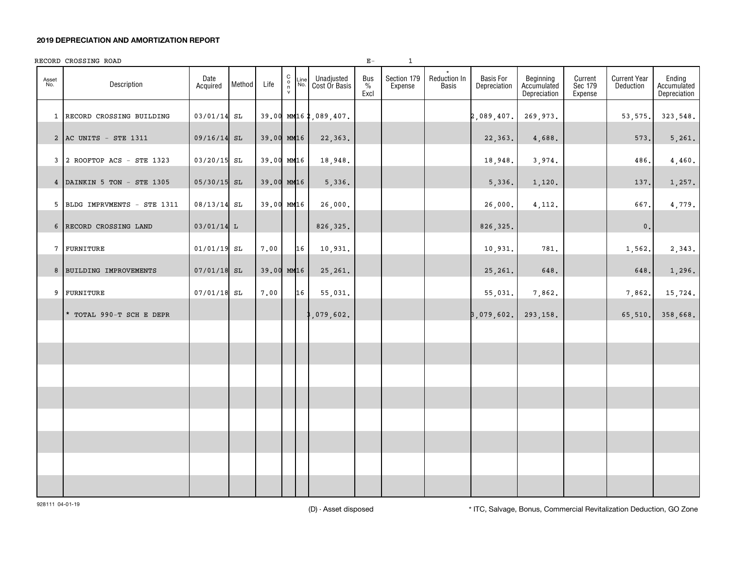## 2019 DEPRECIATION AND AMORTIZATION REPORT

RECORD CROSSING ROAD    E- 1

| Asset No. | Description | Date Acquired | Method | Life | Conv | Line No. | Unadjusted Cost Or Basis | Bus % Excl | Section 179 Expense | * Reduction In Basis | Basis For Depreciation | Beginning Accumulated Depreciation | Current Sec 179 Expense | Current Year Deduction | Ending Accumulated Depreciation |
|---|---|---|---|---|---|---|---|---|---|---|---|---|---|---|---|
| 1 | RECORD CROSSING BUILDING | 03/01/14 | SL | 39.00 | MM | 16 | 2,089,407. | | | | 2,089,407. | 269,973. | | 53,575. | 323,548. |
| 2 | AC UNITS - STE 1311 | 09/16/14 | SL | 39.00 | MM | 16 | 22,363. | | | | 22,363. | 4,688. | | 573. | 5,261. |
| 3 | 2 ROOFTOP ACS - STE 1323 | 03/20/15 | SL | 39.00 | MM | 16 | 18,948. | | | | 18,948. | 3,974. | | 486. | 4,460. |
| 4 | DAINKIN 5 TON - STE 1305 | 05/30/15 | SL | 39.00 | MM | 16 | 5,336. | | | | 5,336. | 1,120. | | 137. | 1,257. |
| 5 | BLDG IMPRVMENTS - STE 1311 | 08/13/14 | SL | 39.00 | MM | 16 | 26,000. | | | | 26,000. | 4,112. | | 667. | 4,779. |
| 6 | RECORD CROSSING LAND | 03/01/14 | L | | | | 826,325. | | | | 826,325. | | | 0. | |
| 7 | FURNITURE | 01/01/19 | SL | 7.00 | | 16 | 10,931. | | | | 10,931. | 781. | | 1,562. | 2,343. |
| 8 | BUILDING IMPROVEMENTS | 07/01/18 | SL | 39.00 | MM | 16 | 25,261. | | | | 25,261. | 648. | | 648. | 1,296. |
| 9 | FURNITURE | 07/01/18 | SL | 7.00 | | 16 | 55,031. | | | | 55,031. | 7,862. | | 7,862. | 15,724. |
| | * TOTAL 990-T SCH E DEPR | | | | | | 3,079,602. | | | | 3,079,602. | 293,158. | | 65,510. | 358,668. |

928111 04-01-19

(D) - Asset disposed

* ITC, Salvage, Bonus, Commercial Revitalization Deduction, GO Zone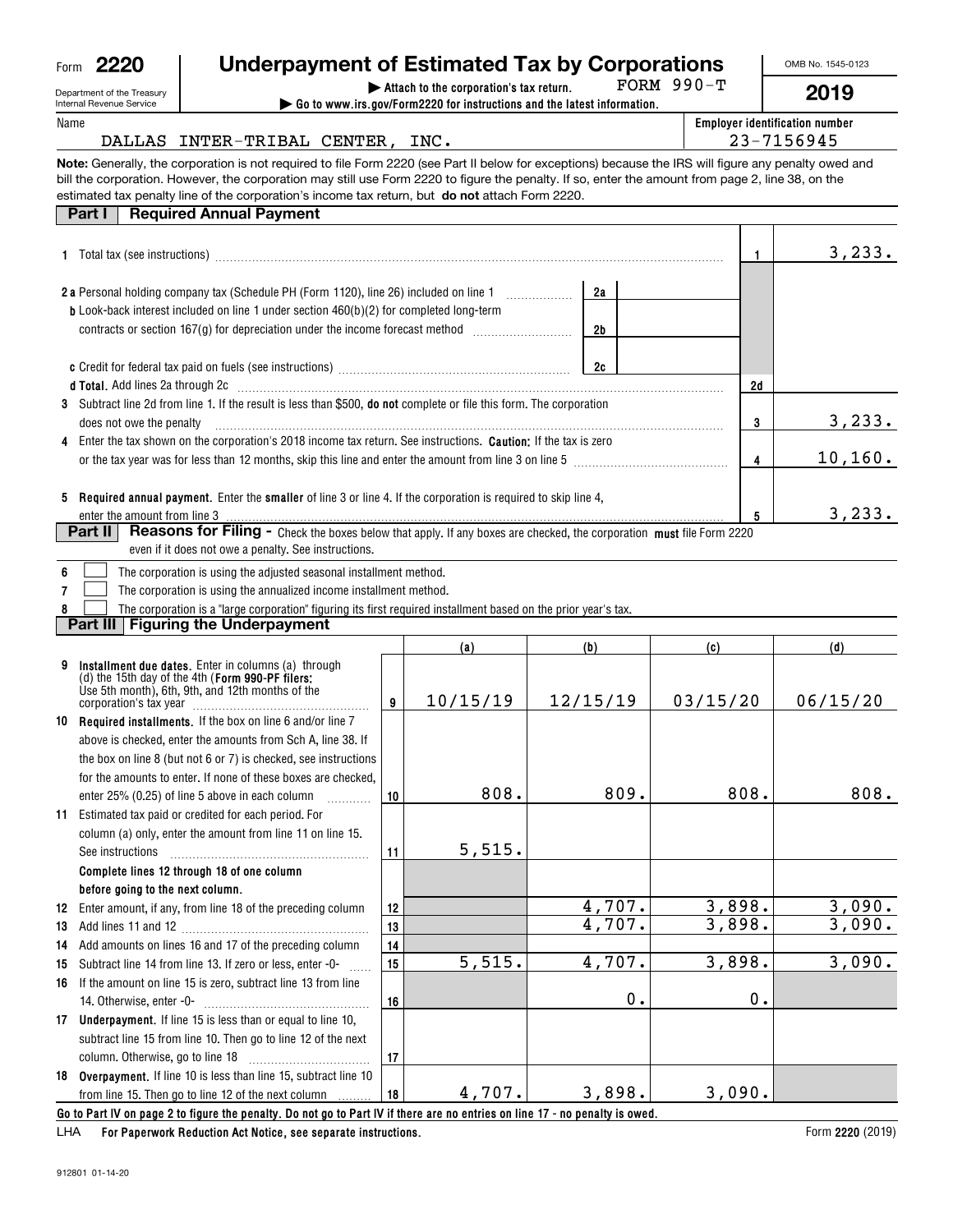Form **2220**

Department of the Treasury
Internal Revenue Service

# Underpayment of Estimated Tax by Corporations

▶ Attach to the corporation's tax return. FORM 990-T

▶ Go to www.irs.gov/Form2220 for instructions and the latest information.

OMB No. 1545-0123

**2019**

Name: DALLAS INTER-TRIBAL CENTER, INC.

Employer identification number: 23-7156945

**Note:** Generally, the corporation is not required to file Form 2220 (see Part II below for exceptions) because the IRS will figure any penalty owed and bill the corporation. However, the corporation may still use Form 2220 to figure the penalty. If so, enter the amount from page 2, line 38, on the estimated tax penalty line of the corporation's income tax return, but **do not** attach Form 2220.

## Part I Required Annual Payment

| | | |
|---|---|---|
| **1** Total tax (see instructions) | 1 | 3,233. |
| **2 a** Personal holding company tax (Schedule PH (Form 1120), line 26) included on line 1 | 2a | |
| **b** Look-back interest included on line 1 under section 460(b)(2) for completed long-term contracts or section 167(g) for depreciation under the income forecast method | 2b | |
| **c** Credit for federal tax paid on fuels (see instructions) | 2c | |
| **d Total.** Add lines 2a through 2c | 2d | |
| **3** Subtract line 2d from line 1. If the result is less than $500, **do not** complete or file this form. The corporation does not owe the penalty | 3 | 3,233. |
| **4** Enter the tax shown on the corporation's 2018 income tax return. See instructions. **Caution:** If the tax is zero or the tax year was for less than 12 months, skip this line and enter the amount from line 3 on line 5 | 4 | 10,160. |
| **5 Required annual payment.** Enter the **smaller** of line 3 or line 4. If the corporation is required to skip line 4, enter the amount from line 3 | 5 | 3,233. |

## Part II Reasons for Filing - Check the boxes below that apply. If any boxes are checked, the corporation **must** file Form 2220 even if it does not owe a penalty. See instructions.

- **6** ☐ The corporation is using the adjusted seasonal installment method.
- **7** ☐ The corporation is using the annualized income installment method.
- **8** ☐ The corporation is a "large corporation" figuring its first required installment based on the prior year's tax.

## Part III Figuring the Underpayment

| | | (a) | (b) | (c) | (d) |
|---|---|---|---|---|---|
| **9 Installment due dates.** Enter in columns (a) through (d) the 15th day of the 4th (**Form 990-PF filers:** Use 5th month), 6th, 9th, and 12th months of the corporation's tax year | 9 | 10/15/19 | 12/15/19 | 03/15/20 | 06/15/20 |
| **10 Required installments.** If the box on line 6 and/or line 7 above is checked, enter the amounts from Sch A, line 38. If the box on line 8 (but not 6 or 7) is checked, see instructions for the amounts to enter. If none of these boxes are checked, enter 25% (0.25) of line 5 above in each column | 10 | 808. | 809. | 808. | 808. |
| **11** Estimated tax paid or credited for each period. For column (a) only, enter the amount from line 11 on line 15. See instructions | 11 | 5,515. | | | |
| **Complete lines 12 through 18 of one column before going to the next column.** | | | | | |
| **12** Enter amount, if any, from line 18 of the preceding column | 12 | | 4,707. | 3,898. | 3,090. |
| **13** Add lines 11 and 12 | 13 | | 4,707. | 3,898. | 3,090. |
| **14** Add amounts on lines 16 and 17 of the preceding column | 14 | | | | |
| **15** Subtract line 14 from line 13. If zero or less, enter -0- | 15 | 5,515. | 4,707. | 3,898. | 3,090. |
| **16** If the amount on line 15 is zero, subtract line 13 from line 14. Otherwise, enter -0- | 16 | | 0. | 0. | |
| **17 Underpayment.** If line 15 is less than or equal to line 10, subtract line 15 from line 10. Then go to line 12 of the next column. Otherwise, go to line 18 | 17 | | | | |
| **18 Overpayment.** If line 10 is less than line 15, subtract line 10 from line 15. Then go to line 12 of the next column | 18 | 4,707. | 3,898. | 3,090. | |

**Go to Part IV on page 2 to figure the penalty. Do not go to Part IV if there are no entries on line 17 - no penalty is owed.**

LHA **For Paperwork Reduction Act Notice, see separate instructions.** Form **2220** (2019)

912801 01-14-20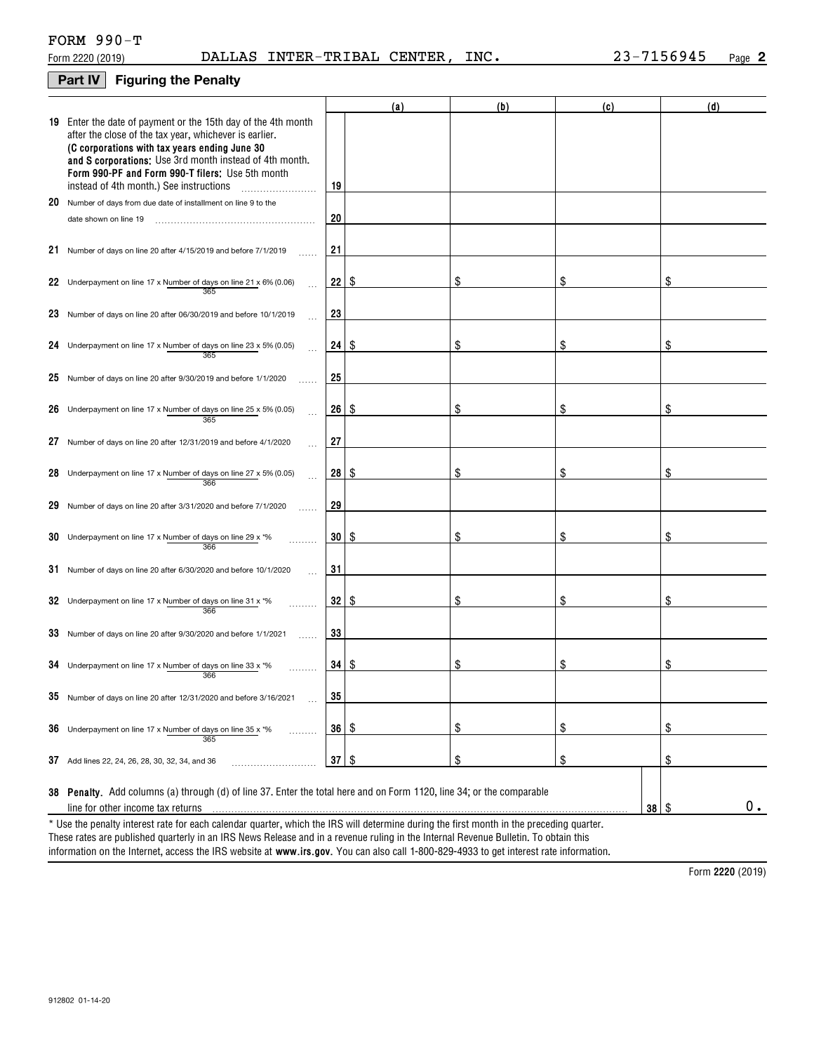FORM 990-T

Form 2220 (2019) DALLAS INTER-TRIBAL CENTER, INC. 23-7156945 Page **2**

## Part IV Figuring the Penalty

| | | (a) | (b) | (c) | (d) |
|---|---|---|---|---|---|
| **19** Enter the date of payment or the 15th day of the 4th month after the close of the tax year, whichever is earlier. **(C corporations with tax years ending June 30 and S corporations:** Use 3rd month instead of 4th month. **Form 990-PF and Form 990-T filers:** Use 5th month instead of 4th month.) See instructions | 19 | | | | |
| **20** Number of days from due date of installment on line 9 to the date shown on line 19 | 20 | | | | |
| **21** Number of days on line 20 after 4/15/2019 and before 7/1/2019 | 21 | | | | |
| **22** Underpayment on line 17 x Number of days on line 21 / 365 x 6% (0.06) | 22 | $ | $ | $ | $ |
| **23** Number of days on line 20 after 06/30/2019 and before 10/1/2019 | 23 | | | | |
| **24** Underpayment on line 17 x Number of days on line 23 / 365 x 5% (0.05) | 24 | $ | $ | $ | $ |
| **25** Number of days on line 20 after 9/30/2019 and before 1/1/2020 | 25 | | | | |
| **26** Underpayment on line 17 x Number of days on line 25 / 365 x 5% (0.05) | 26 | $ | $ | $ | $ |
| **27** Number of days on line 20 after 12/31/2019 and before 4/1/2020 | 27 | | | | |
| **28** Underpayment on line 17 x Number of days on line 27 / 366 x 5% (0.05) | 28 | $ | $ | $ | $ |
| **29** Number of days on line 20 after 3/31/2020 and before 7/1/2020 | 29 | | | | |
| **30** Underpayment on line 17 x Number of days on line 29 / 366 x *% | 30 | $ | $ | $ | $ |
| **31** Number of days on line 20 after 6/30/2020 and before 10/1/2020 | 31 | | | | |
| **32** Underpayment on line 17 x Number of days on line 31 / 366 x *% | 32 | $ | $ | $ | $ |
| **33** Number of days on line 20 after 9/30/2020 and before 1/1/2021 | 33 | | | | |
| **34** Underpayment on line 17 x Number of days on line 33 / 366 x *% | 34 | $ | $ | $ | $ |
| **35** Number of days on line 20 after 12/31/2020 and before 3/16/2021 | 35 | | | | |
| **36** Underpayment on line 17 x Number of days on line 35 / 365 x *% | 36 | $ | $ | $ | $ |
| **37** Add lines 22, 24, 26, 28, 30, 32, 34, and 36 | 37 | $ | $ | $ | $ |

**38 Penalty.** Add columns (a) through (d) of line 37. Enter the total here and on Form 1120, line 34; or the comparable line for other income tax returns ..... **38** $ 0.

\* Use the penalty interest rate for each calendar quarter, which the IRS will determine during the first month in the preceding quarter. These rates are published quarterly in an IRS News Release and in a revenue ruling in the Internal Revenue Bulletin. To obtain this information on the Internet, access the IRS website at **www.irs.gov**. You can also call 1-800-829-4933 to get interest rate information.

Form **2220** (2019)

912802 01-14-20